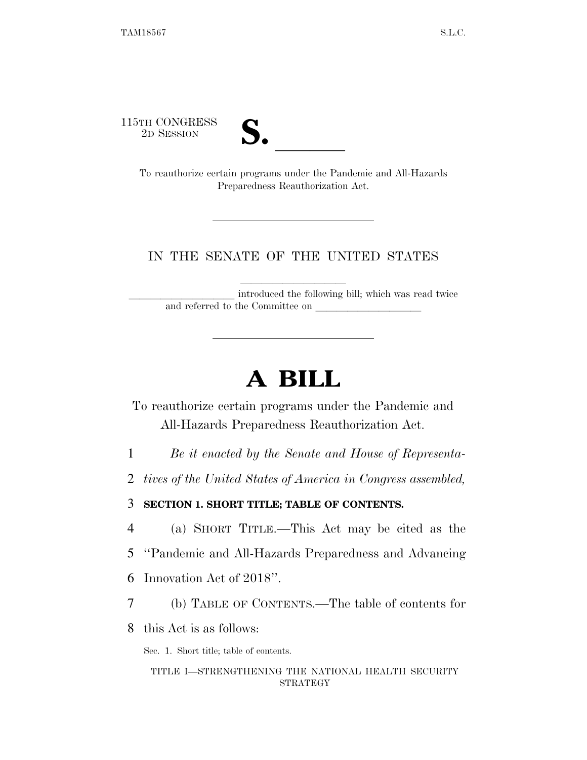115TH CONGRESS
2D SESSION

# S. ______

To reauthorize certain programs under the Pandemic and All-Hazards Preparedness Reauthorization Act.

---

IN THE SENATE OF THE UNITED STATES

____________________ introduced the following bill; which was read twice and referred to the Committee on ____________________

---

# A BILL

To reauthorize certain programs under the Pandemic and All-Hazards Preparedness Reauthorization Act.

1 *Be it enacted by the Senate and House of Representa-*
2 *tives of the United States of America in Congress assembled,*

3 **SECTION 1. SHORT TITLE; TABLE OF CONTENTS.**

4 (a) SHORT TITLE.—This Act may be cited as the
5 "Pandemic and All-Hazards Preparedness and Advancing
6 Innovation Act of 2018".

7 (b) TABLE OF CONTENTS.—The table of contents for
8 this Act is as follows:

Sec. 1. Short title; table of contents.

TITLE I—STRENGTHENING THE NATIONAL HEALTH SECURITY STRATEGY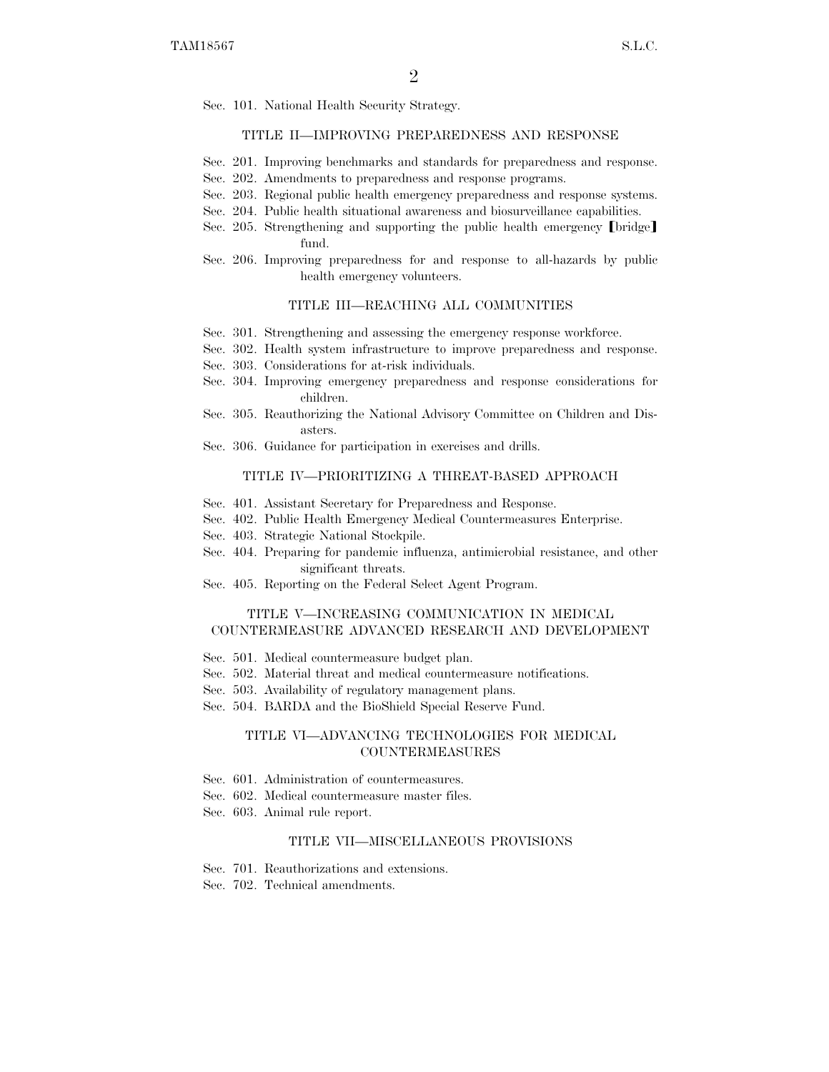Sec. 101. National Health Security Strategy.

TITLE II—IMPROVING PREPAREDNESS AND RESPONSE

Sec. 201. Improving benchmarks and standards for preparedness and response.
Sec. 202. Amendments to preparedness and response programs.
Sec. 203. Regional public health emergency preparedness and response systems.
Sec. 204. Public health situational awareness and biosurveillance capabilities.
Sec. 205. Strengthening and supporting the public health emergency [bridge] fund.
Sec. 206. Improving preparedness for and response to all-hazards by public health emergency volunteers.

TITLE III—REACHING ALL COMMUNITIES

Sec. 301. Strengthening and assessing the emergency response workforce.
Sec. 302. Health system infrastructure to improve preparedness and response.
Sec. 303. Considerations for at-risk individuals.
Sec. 304. Improving emergency preparedness and response considerations for children.
Sec. 305. Reauthorizing the National Advisory Committee on Children and Disasters.
Sec. 306. Guidance for participation in exercises and drills.

TITLE IV—PRIORITIZING A THREAT-BASED APPROACH

Sec. 401. Assistant Secretary for Preparedness and Response.
Sec. 402. Public Health Emergency Medical Countermeasures Enterprise.
Sec. 403. Strategic National Stockpile.
Sec. 404. Preparing for pandemic influenza, antimicrobial resistance, and other significant threats.
Sec. 405. Reporting on the Federal Select Agent Program.

TITLE V—INCREASING COMMUNICATION IN MEDICAL COUNTERMEASURE ADVANCED RESEARCH AND DEVELOPMENT

Sec. 501. Medical countermeasure budget plan.
Sec. 502. Material threat and medical countermeasure notifications.
Sec. 503. Availability of regulatory management plans.
Sec. 504. BARDA and the BioShield Special Reserve Fund.

TITLE VI—ADVANCING TECHNOLOGIES FOR MEDICAL COUNTERMEASURES

Sec. 601. Administration of countermeasures.
Sec. 602. Medical countermeasure master files.
Sec. 603. Animal rule report.

TITLE VII—MISCELLANEOUS PROVISIONS

Sec. 701. Reauthorizations and extensions.
Sec. 702. Technical amendments.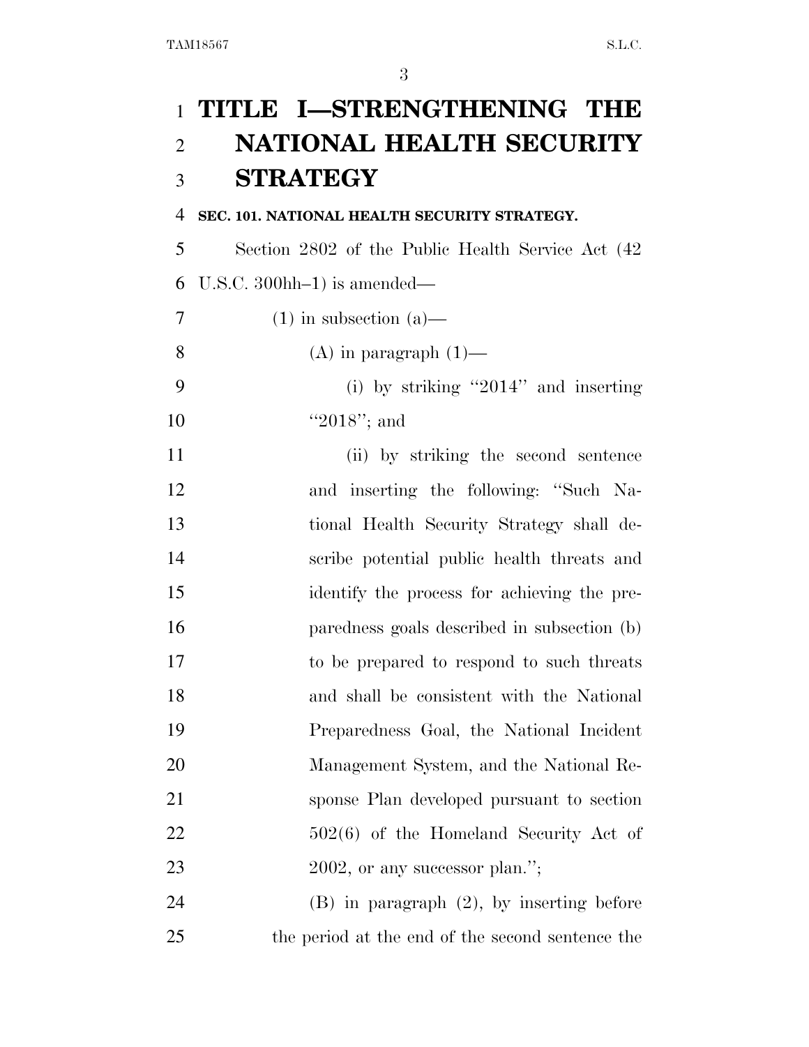# TITLE I—STRENGTHENING THE NATIONAL HEALTH SECURITY STRATEGY

**SEC. 101. NATIONAL HEALTH SECURITY STRATEGY.**

Section 2802 of the Public Health Service Act (42 U.S.C. 300hh–1) is amended—

(1) in subsection (a)—

(A) in paragraph (1)—

(i) by striking "2014" and inserting "2018"; and

(ii) by striking the second sentence and inserting the following: "Such National Health Security Strategy shall describe potential public health threats and identify the process for achieving the preparedness goals described in subsection (b) to be prepared to respond to such threats and shall be consistent with the National Preparedness Goal, the National Incident Management System, and the National Response Plan developed pursuant to section 502(6) of the Homeland Security Act of 2002, or any successor plan.";

(B) in paragraph (2), by inserting before the period at the end of the second sentence the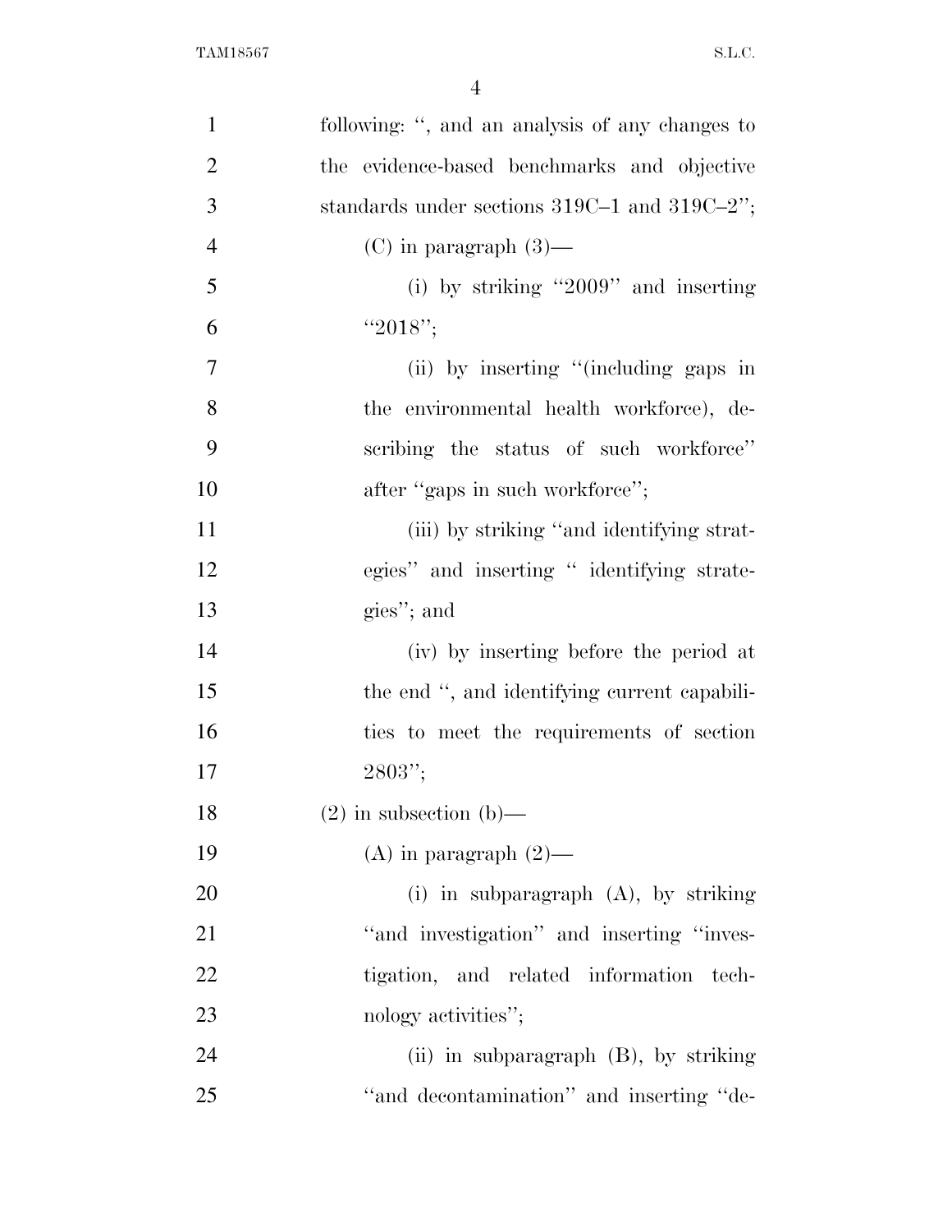following: ", and an analysis of any changes to the evidence-based benchmarks and objective standards under sections 319C–1 and 319C–2";

(C) in paragraph (3)—

(i) by striking "2009" and inserting "2018";

(ii) by inserting "(including gaps in the environmental health workforce), describing the status of such workforce" after "gaps in such workforce";

(iii) by striking "and identifying strategies" and inserting " identifying strategies"; and

(iv) by inserting before the period at the end ", and identifying current capabilities to meet the requirements of section 2803";

(2) in subsection (b)—

(A) in paragraph (2)—

(i) in subparagraph (A), by striking "and investigation" and inserting "investigation, and related information technology activities";

(ii) in subparagraph (B), by striking "and decontamination" and inserting "de-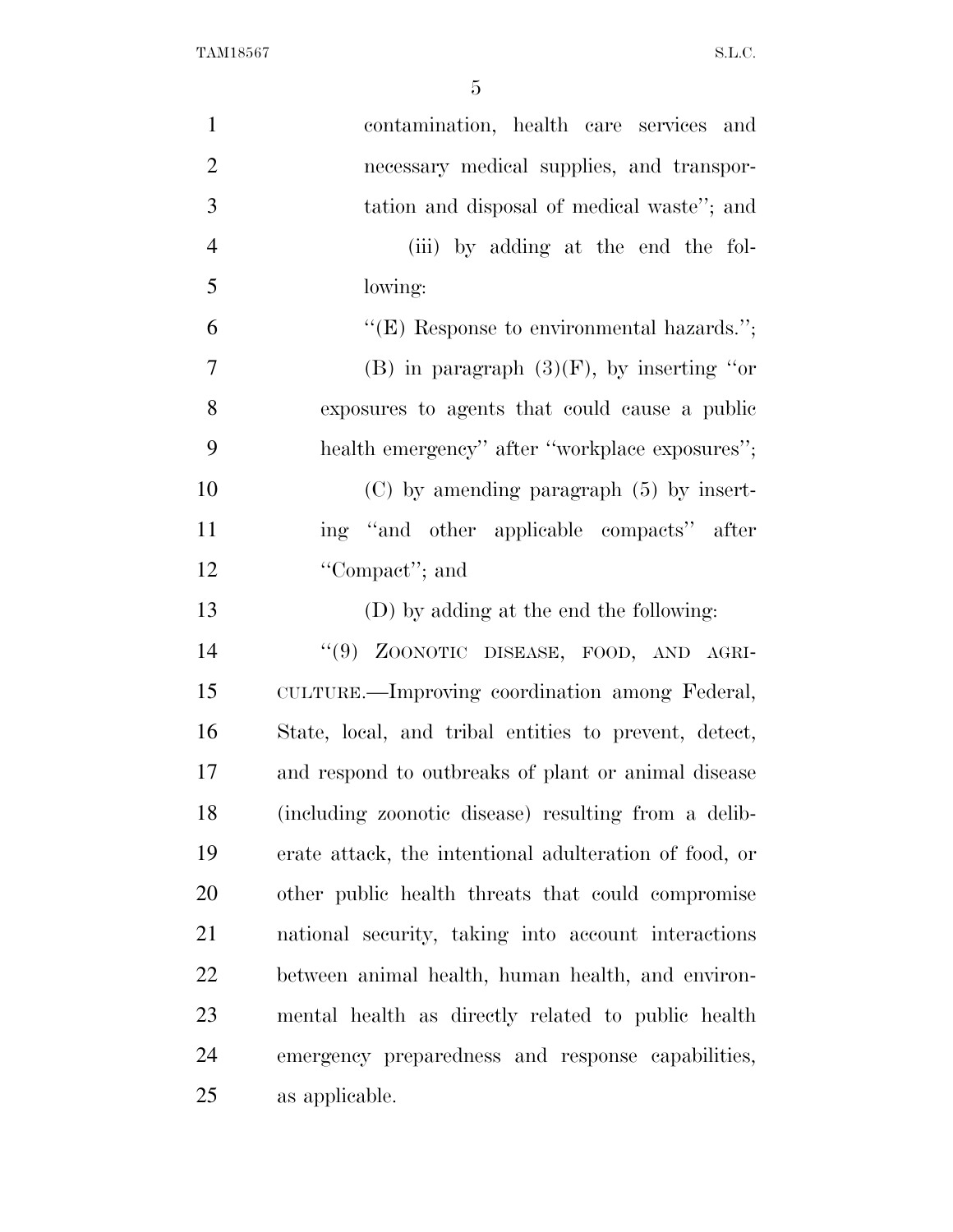contamination, health care services and necessary medical supplies, and transportation and disposal of medical waste''; and

(iii) by adding at the end the following:

''(E) Response to environmental hazards.'';

(B) in paragraph (3)(F), by inserting ''or exposures to agents that could cause a public health emergency'' after ''workplace exposures'';

(C) by amending paragraph (5) by inserting ''and other applicable compacts'' after ''Compact''; and

(D) by adding at the end the following:

''(9) ZOONOTIC DISEASE, FOOD, AND AGRICULTURE.—Improving coordination among Federal, State, local, and tribal entities to prevent, detect, and respond to outbreaks of plant or animal disease (including zoonotic disease) resulting from a deliberate attack, the intentional adulteration of food, or other public health threats that could compromise national security, taking into account interactions between animal health, human health, and environmental health as directly related to public health emergency preparedness and response capabilities, as applicable.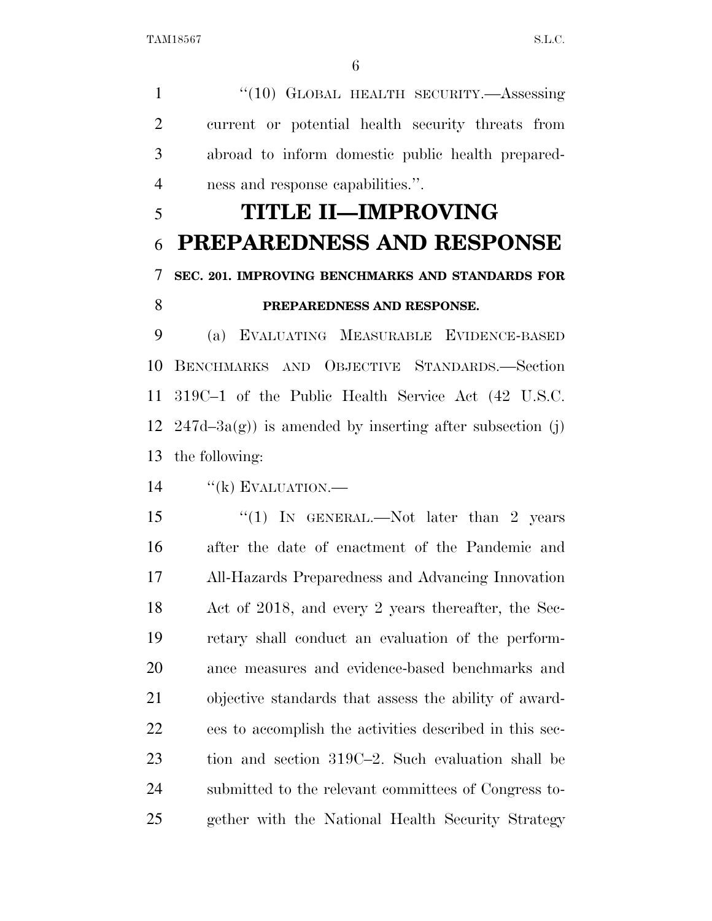''(10) GLOBAL HEALTH SECURITY.—Assessing current or potential health security threats from abroad to inform domestic public health preparedness and response capabilities.''.

# TITLE II—IMPROVING PREPAREDNESS AND RESPONSE

### SEC. 201. IMPROVING BENCHMARKS AND STANDARDS FOR PREPAREDNESS AND RESPONSE.

(a) EVALUATING MEASURABLE EVIDENCE-BASED BENCHMARKS AND OBJECTIVE STANDARDS.—Section 319C–1 of the Public Health Service Act (42 U.S.C. 247d–3a(g)) is amended by inserting after subsection (j) the following:

''(k) EVALUATION.—

''(1) IN GENERAL.—Not later than 2 years after the date of enactment of the Pandemic and All-Hazards Preparedness and Advancing Innovation Act of 2018, and every 2 years thereafter, the Secretary shall conduct an evaluation of the performance measures and evidence-based benchmarks and objective standards that assess the ability of awardees to accomplish the activities described in this section and section 319C–2. Such evaluation shall be submitted to the relevant committees of Congress together with the National Health Security Strategy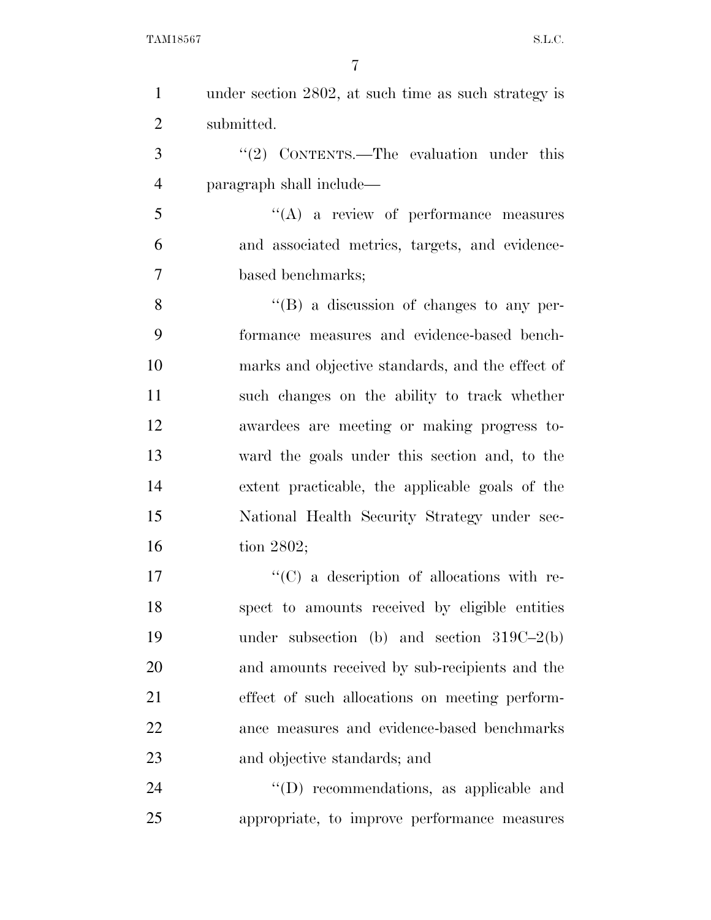under section 2802, at such time as such strategy is submitted.

''(2) CONTENTS.—The evaluation under this paragraph shall include—

''(A) a review of performance measures and associated metrics, targets, and evidence-based benchmarks;

''(B) a discussion of changes to any performance measures and evidence-based benchmarks and objective standards, and the effect of such changes on the ability to track whether awardees are meeting or making progress toward the goals under this section and, to the extent practicable, the applicable goals of the National Health Security Strategy under section 2802;

''(C) a description of allocations with respect to amounts received by eligible entities under subsection (b) and section 319C–2(b) and amounts received by sub-recipients and the effect of such allocations on meeting performance measures and evidence-based benchmarks and objective standards; and

''(D) recommendations, as applicable and appropriate, to improve performance measures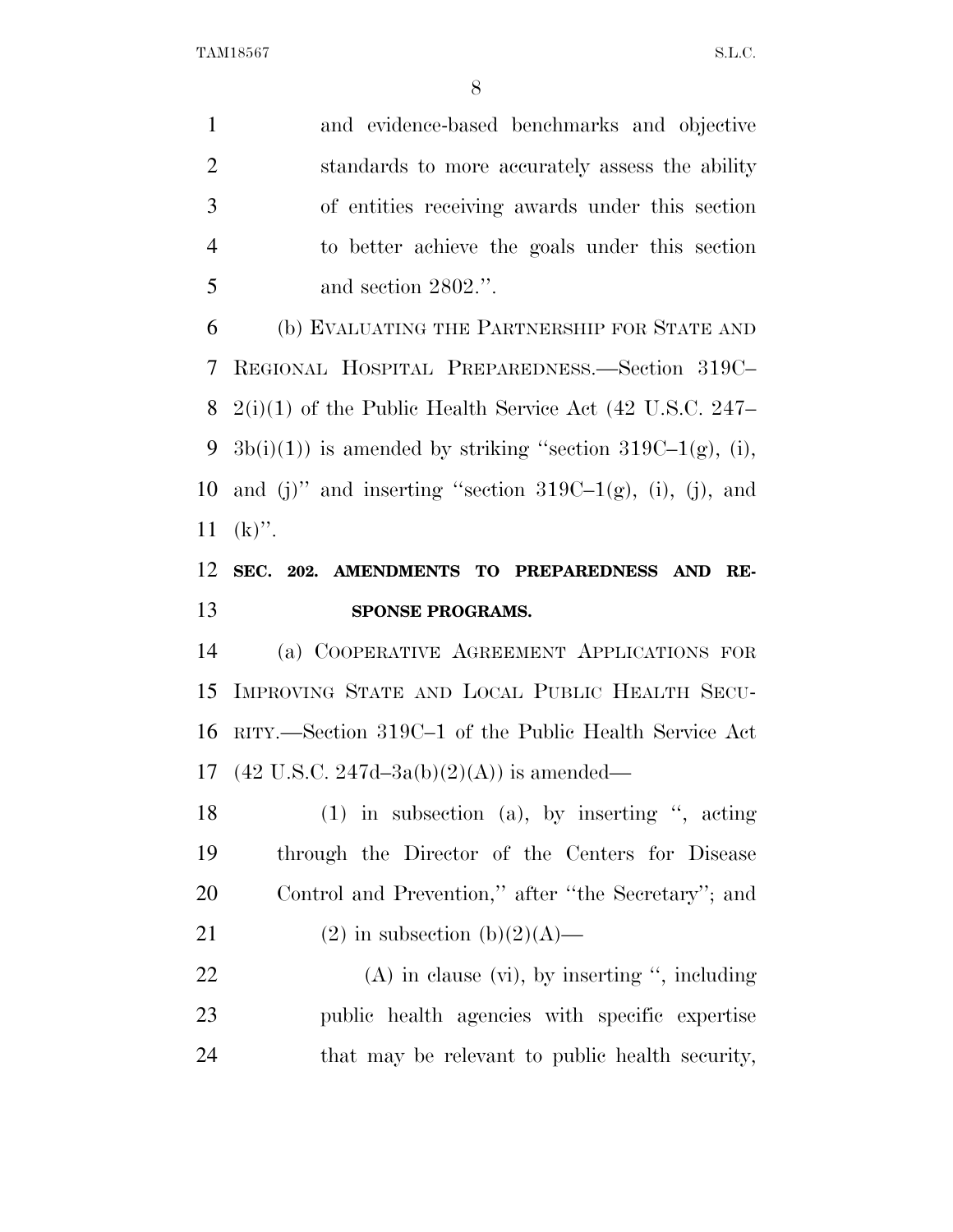and evidence-based benchmarks and objective standards to more accurately assess the ability of entities receiving awards under this section to better achieve the goals under this section and section 2802.''.

(b) EVALUATING THE PARTNERSHIP FOR STATE AND REGIONAL HOSPITAL PREPAREDNESS.—Section 319C–2(i)(1) of the Public Health Service Act (42 U.S.C. 247–3b(i)(1)) is amended by striking ''section 319C–1(g), (i), and (j)'' and inserting ''section 319C–1(g), (i), (j), and (k)''.

**SEC. 202. AMENDMENTS TO PREPAREDNESS AND RESPONSE PROGRAMS.**

(a) COOPERATIVE AGREEMENT APPLICATIONS FOR IMPROVING STATE AND LOCAL PUBLIC HEALTH SECURITY.—Section 319C–1 of the Public Health Service Act (42 U.S.C. 247d–3a(b)(2)(A)) is amended—

(1) in subsection (a), by inserting '', acting through the Director of the Centers for Disease Control and Prevention,'' after ''the Secretary''; and

(2) in subsection (b)(2)(A)—

(A) in clause (vi), by inserting '', including public health agencies with specific expertise that may be relevant to public health security,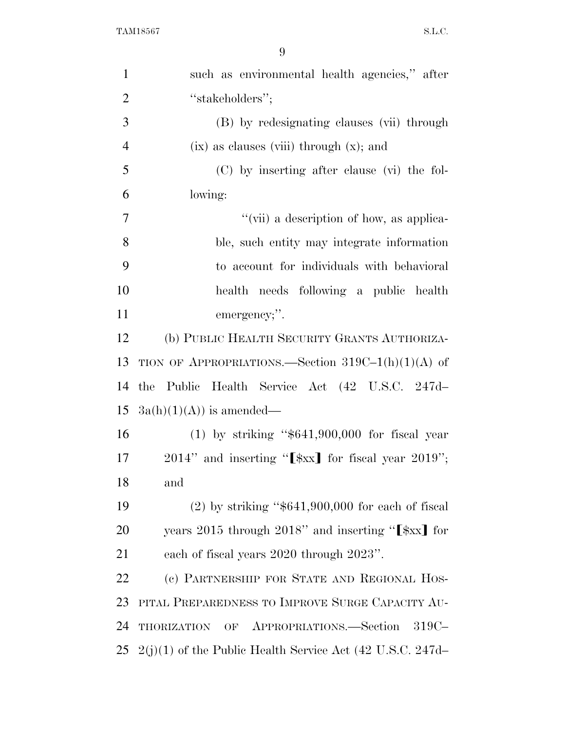such as environmental health agencies," after "stakeholders";

(B) by redesignating clauses (vii) through (ix) as clauses (viii) through (x); and

(C) by inserting after clause (vi) the following:

"(vii) a description of how, as applicable, such entity may integrate information to account for individuals with behavioral health needs following a public health emergency;".

(b) PUBLIC HEALTH SECURITY GRANTS AUTHORIZATION OF APPROPRIATIONS.—Section 319C–1(h)(1)(A) of the Public Health Service Act (42 U.S.C. 247d–3a(h)(1)(A)) is amended—

(1) by striking "$641,900,000 for fiscal year 2014" and inserting "[$xx] for fiscal year 2019"; and

(2) by striking "$641,900,000 for each of fiscal years 2015 through 2018" and inserting "[$xx] for each of fiscal years 2020 through 2023".

(c) PARTNERSHIP FOR STATE AND REGIONAL HOSPITAL PREPAREDNESS TO IMPROVE SURGE CAPACITY AUTHORIZATION OF APPROPRIATIONS.—Section 319C–2(j)(1) of the Public Health Service Act (42 U.S.C. 247d–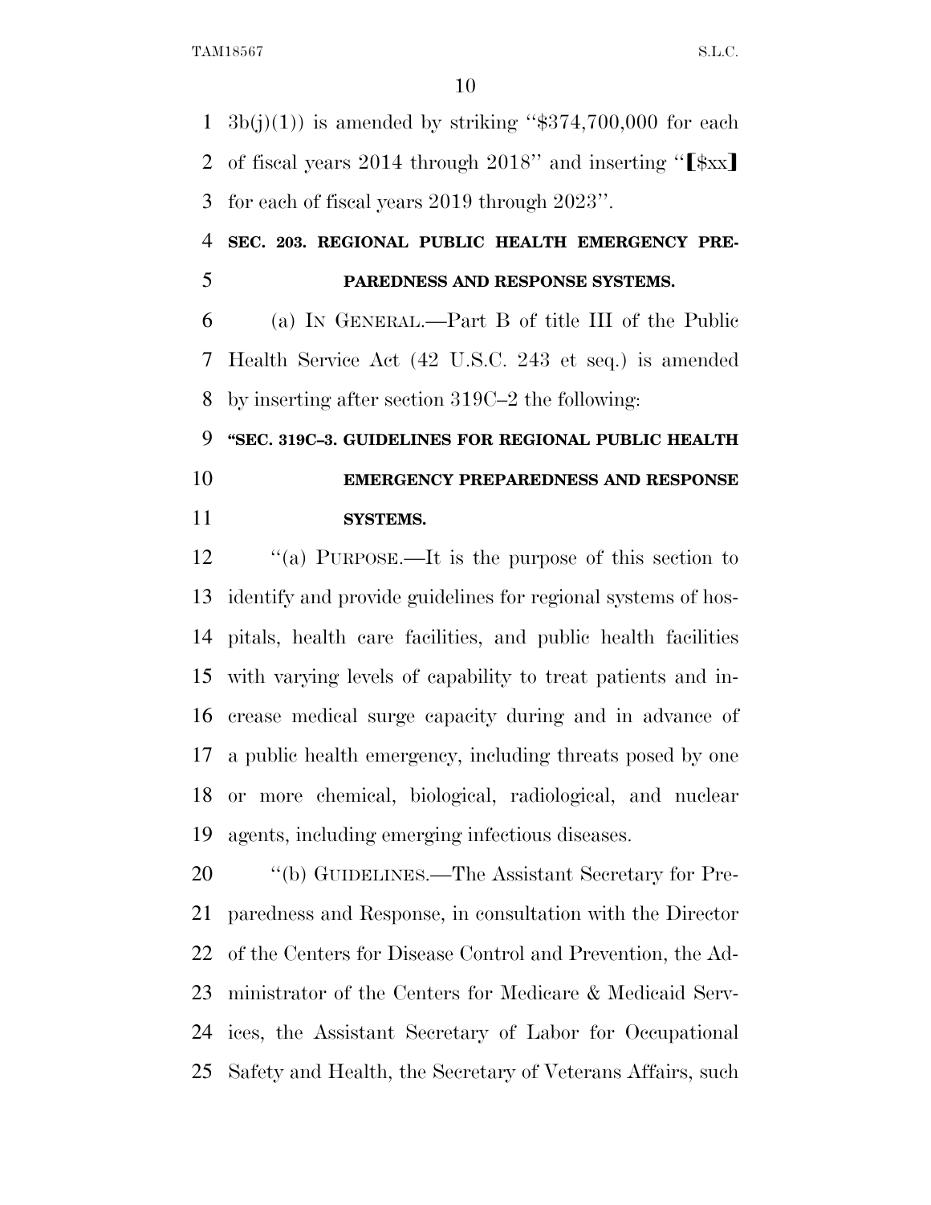3b(j)(1)) is amended by striking ''$374,700,000 for each of fiscal years 2014 through 2018'' and inserting ''【$xx】 for each of fiscal years 2019 through 2023''.

**SEC. 203. REGIONAL PUBLIC HEALTH EMERGENCY PREPAREDNESS AND RESPONSE SYSTEMS.**

(a) IN GENERAL.—Part B of title III of the Public Health Service Act (42 U.S.C. 243 et seq.) is amended by inserting after section 319C–2 the following:

**''SEC. 319C–3. GUIDELINES FOR REGIONAL PUBLIC HEALTH EMERGENCY PREPAREDNESS AND RESPONSE SYSTEMS.**

''(a) PURPOSE.—It is the purpose of this section to identify and provide guidelines for regional systems of hospitals, health care facilities, and public health facilities with varying levels of capability to treat patients and increase medical surge capacity during and in advance of a public health emergency, including threats posed by one or more chemical, biological, radiological, and nuclear agents, including emerging infectious diseases.

''(b) GUIDELINES.—The Assistant Secretary for Preparedness and Response, in consultation with the Director of the Centers for Disease Control and Prevention, the Administrator of the Centers for Medicare & Medicaid Services, the Assistant Secretary of Labor for Occupational Safety and Health, the Secretary of Veterans Affairs, such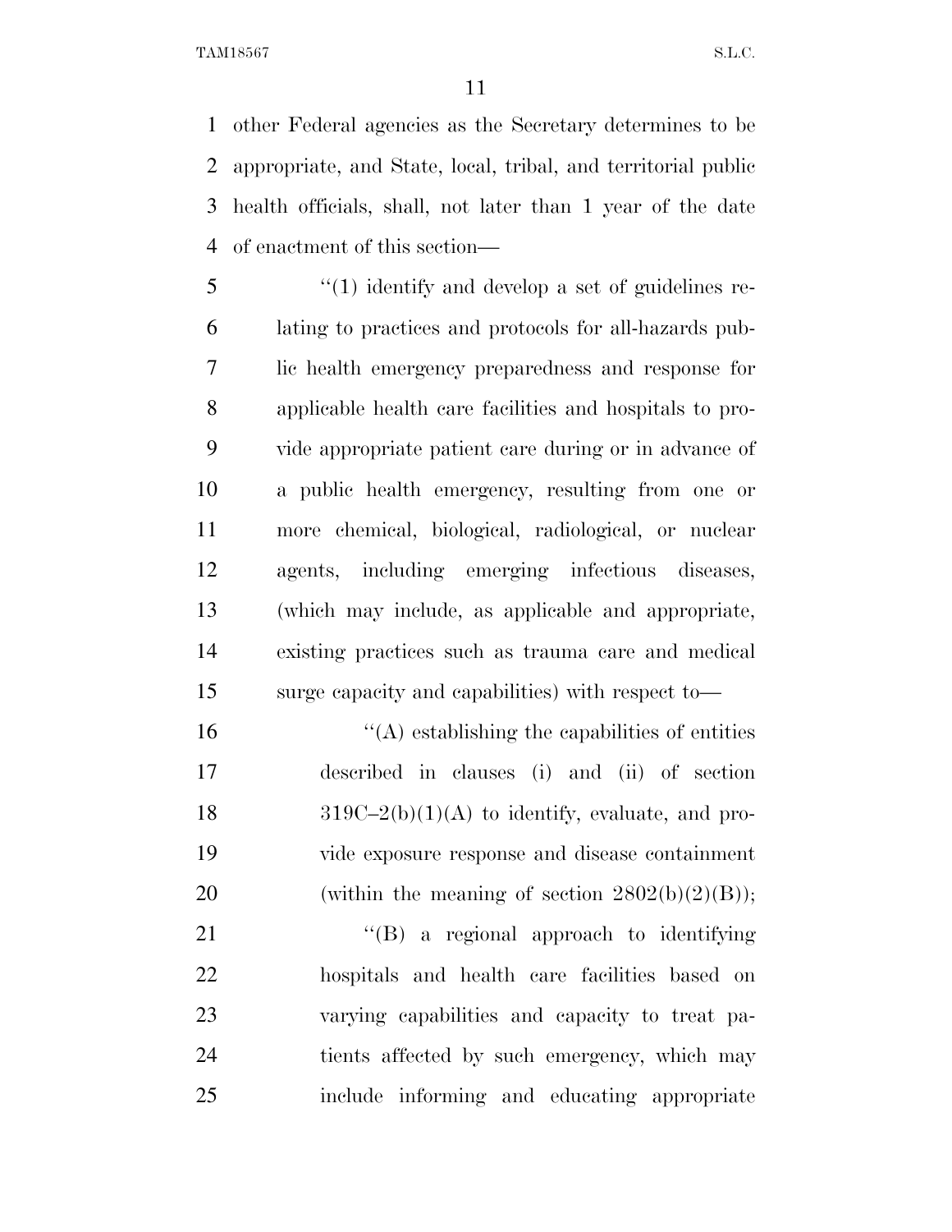other Federal agencies as the Secretary determines to be appropriate, and State, local, tribal, and territorial public health officials, shall, not later than 1 year of the date of enactment of this section—

"(1) identify and develop a set of guidelines relating to practices and protocols for all-hazards public health emergency preparedness and response for applicable health care facilities and hospitals to provide appropriate patient care during or in advance of a public health emergency, resulting from one or more chemical, biological, radiological, or nuclear agents, including emerging infectious diseases, (which may include, as applicable and appropriate, existing practices such as trauma care and medical surge capacity and capabilities) with respect to—

"(A) establishing the capabilities of entities described in clauses (i) and (ii) of section 319C–2(b)(1)(A) to identify, evaluate, and provide exposure response and disease containment (within the meaning of section 2802(b)(2)(B));

"(B) a regional approach to identifying hospitals and health care facilities based on varying capabilities and capacity to treat patients affected by such emergency, which may include informing and educating appropriate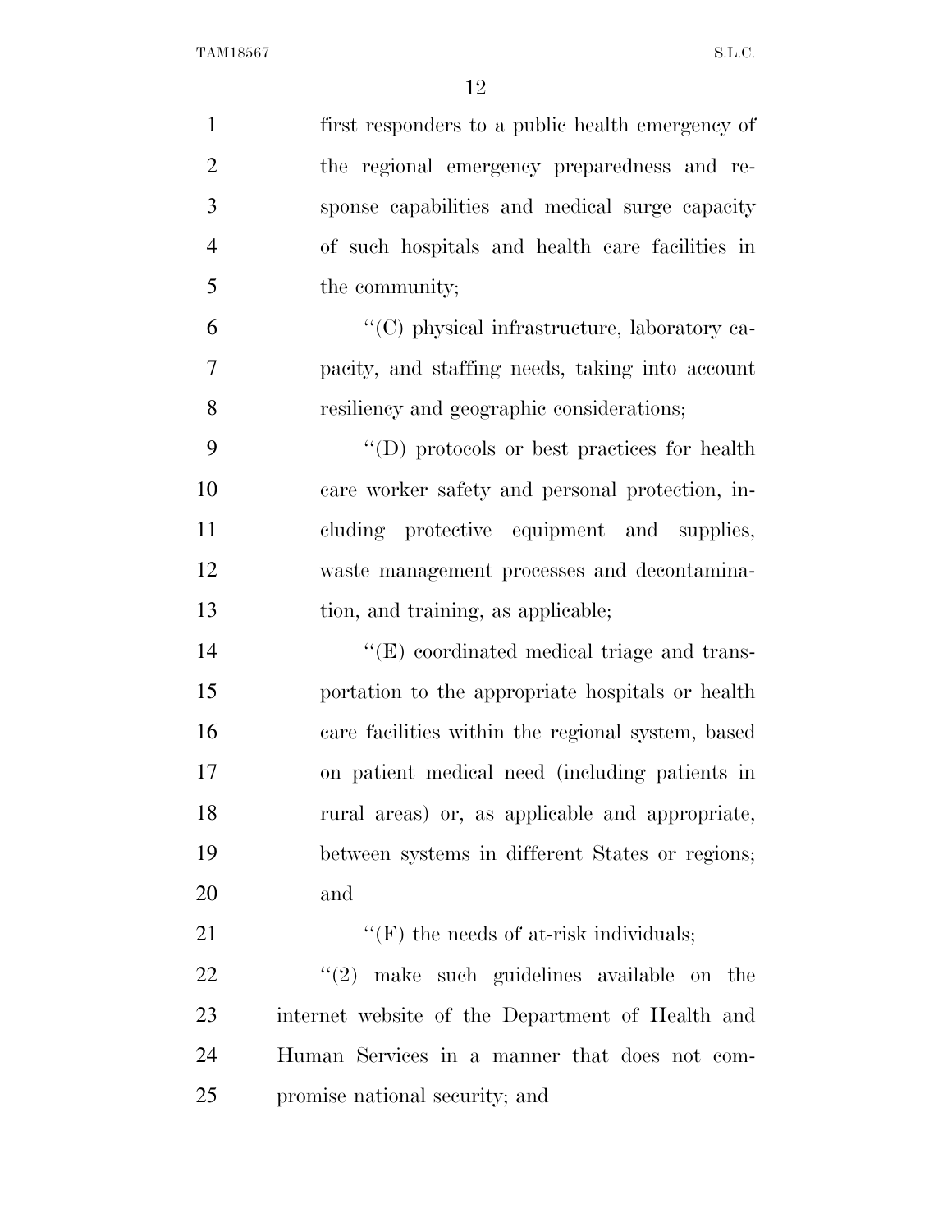first responders to a public health emergency of the regional emergency preparedness and response capabilities and medical surge capacity of such hospitals and health care facilities in the community;

''(C) physical infrastructure, laboratory capacity, and staffing needs, taking into account resiliency and geographic considerations;

''(D) protocols or best practices for health care worker safety and personal protection, including protective equipment and supplies, waste management processes and decontamination, and training, as applicable;

''(E) coordinated medical triage and transportation to the appropriate hospitals or health care facilities within the regional system, based on patient medical need (including patients in rural areas) or, as applicable and appropriate, between systems in different States or regions; and

''(F) the needs of at-risk individuals;

''(2) make such guidelines available on the internet website of the Department of Health and Human Services in a manner that does not compromise national security; and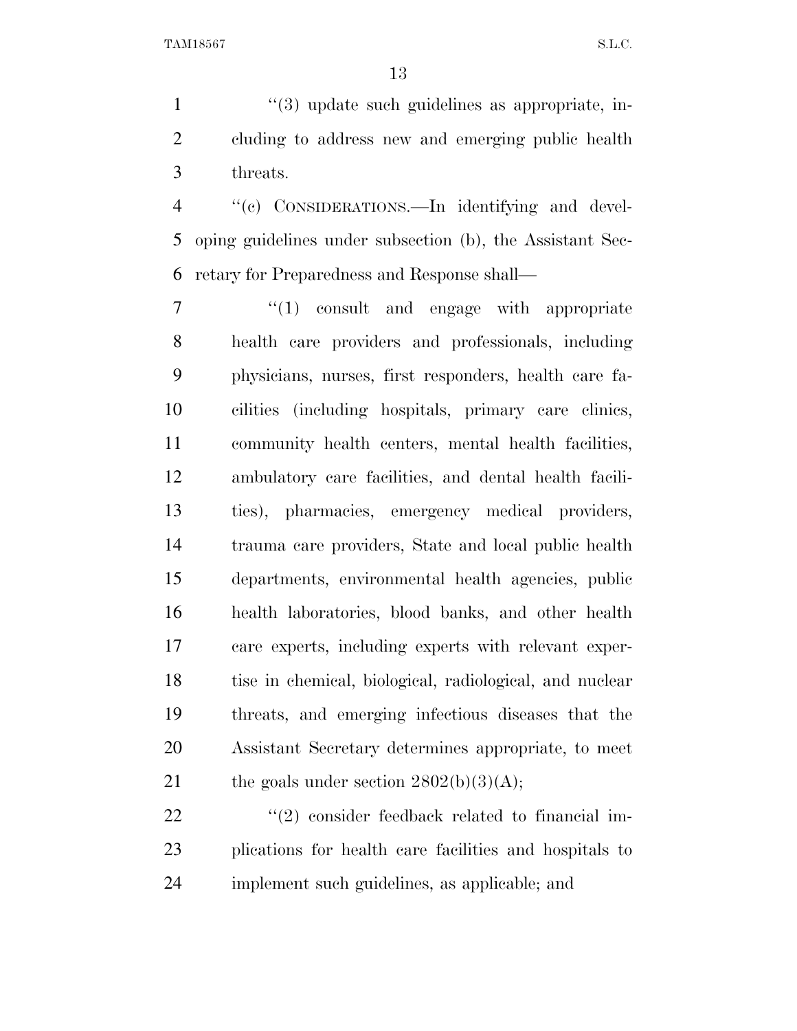''(3) update such guidelines as appropriate, including to address new and emerging public health threats.

''(c) CONSIDERATIONS.—In identifying and developing guidelines under subsection (b), the Assistant Secretary for Preparedness and Response shall—

''(1) consult and engage with appropriate health care providers and professionals, including physicians, nurses, first responders, health care facilities (including hospitals, primary care clinics, community health centers, mental health facilities, ambulatory care facilities, and dental health facilities), pharmacies, emergency medical providers, trauma care providers, State and local public health departments, environmental health agencies, public health laboratories, blood banks, and other health care experts, including experts with relevant expertise in chemical, biological, radiological, and nuclear threats, and emerging infectious diseases that the Assistant Secretary determines appropriate, to meet the goals under section 2802(b)(3)(A);

''(2) consider feedback related to financial implications for health care facilities and hospitals to implement such guidelines, as applicable; and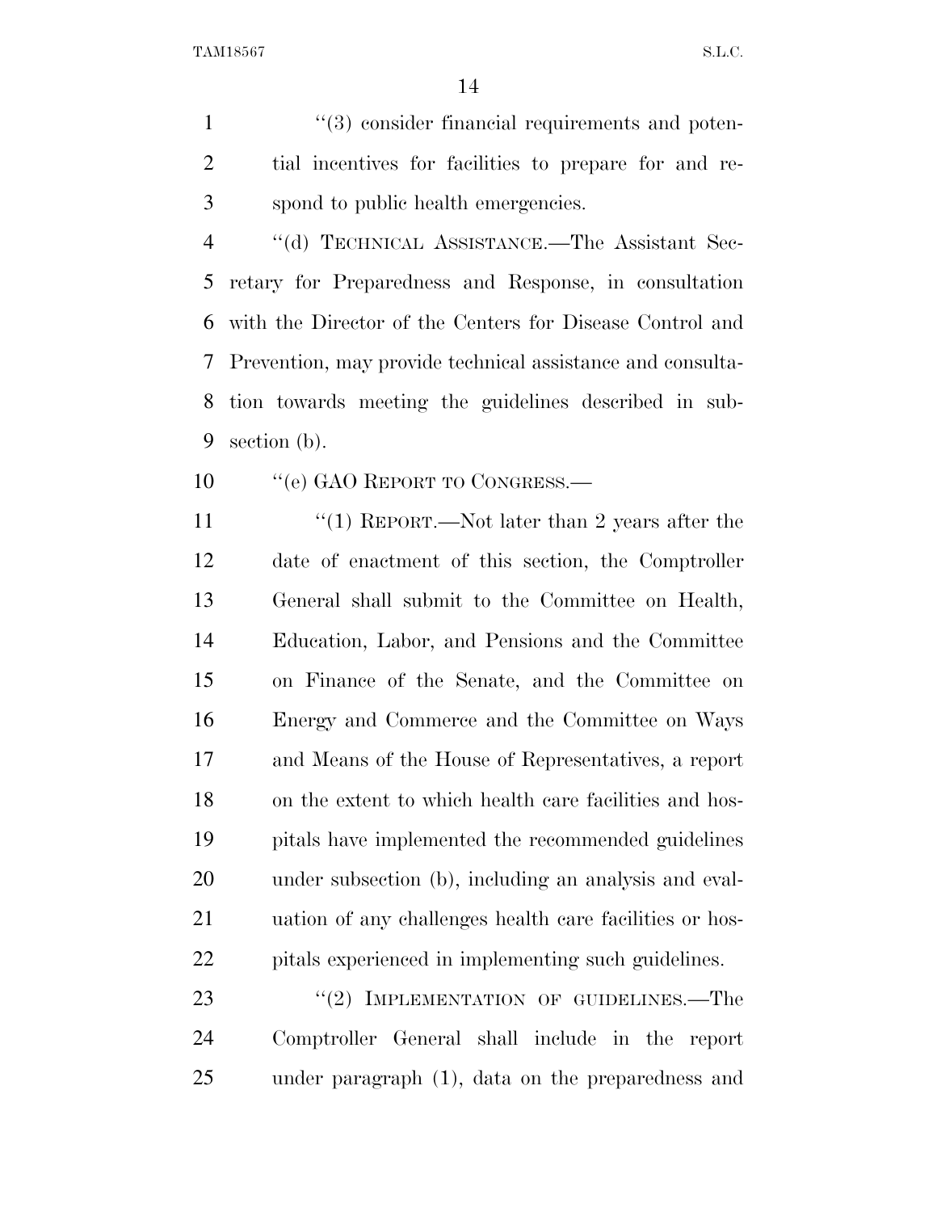"(3) consider financial requirements and potential incentives for facilities to prepare for and respond to public health emergencies.

"(d) TECHNICAL ASSISTANCE.—The Assistant Secretary for Preparedness and Response, in consultation with the Director of the Centers for Disease Control and Prevention, may provide technical assistance and consultation towards meeting the guidelines described in subsection (b).

"(e) GAO REPORT TO CONGRESS.—

"(1) REPORT.—Not later than 2 years after the date of enactment of this section, the Comptroller General shall submit to the Committee on Health, Education, Labor, and Pensions and the Committee on Finance of the Senate, and the Committee on Energy and Commerce and the Committee on Ways and Means of the House of Representatives, a report on the extent to which health care facilities and hospitals have implemented the recommended guidelines under subsection (b), including an analysis and evaluation of any challenges health care facilities or hospitals experienced in implementing such guidelines.

"(2) IMPLEMENTATION OF GUIDELINES.—The Comptroller General shall include in the report under paragraph (1), data on the preparedness and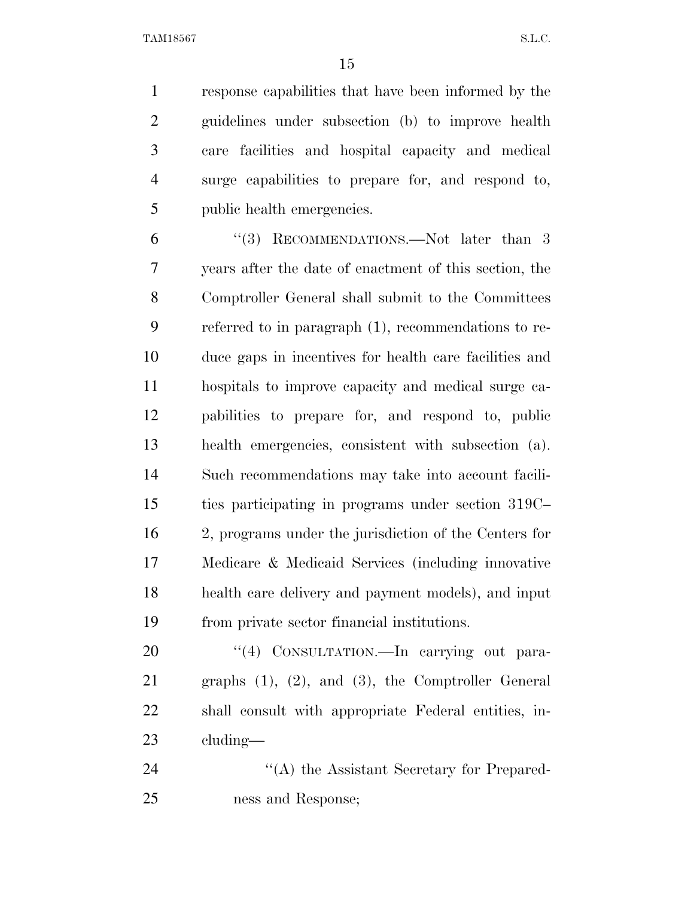response capabilities that have been informed by the guidelines under subsection (b) to improve health care facilities and hospital capacity and medical surge capabilities to prepare for, and respond to, public health emergencies.

"(3) RECOMMENDATIONS.—Not later than 3 years after the date of enactment of this section, the Comptroller General shall submit to the Committees referred to in paragraph (1), recommendations to reduce gaps in incentives for health care facilities and hospitals to improve capacity and medical surge capabilities to prepare for, and respond to, public health emergencies, consistent with subsection (a). Such recommendations may take into account facilities participating in programs under section 319C–2, programs under the jurisdiction of the Centers for Medicare & Medicaid Services (including innovative health care delivery and payment models), and input from private sector financial institutions.

"(4) CONSULTATION.—In carrying out paragraphs (1), (2), and (3), the Comptroller General shall consult with appropriate Federal entities, including—

"(A) the Assistant Secretary for Preparedness and Response;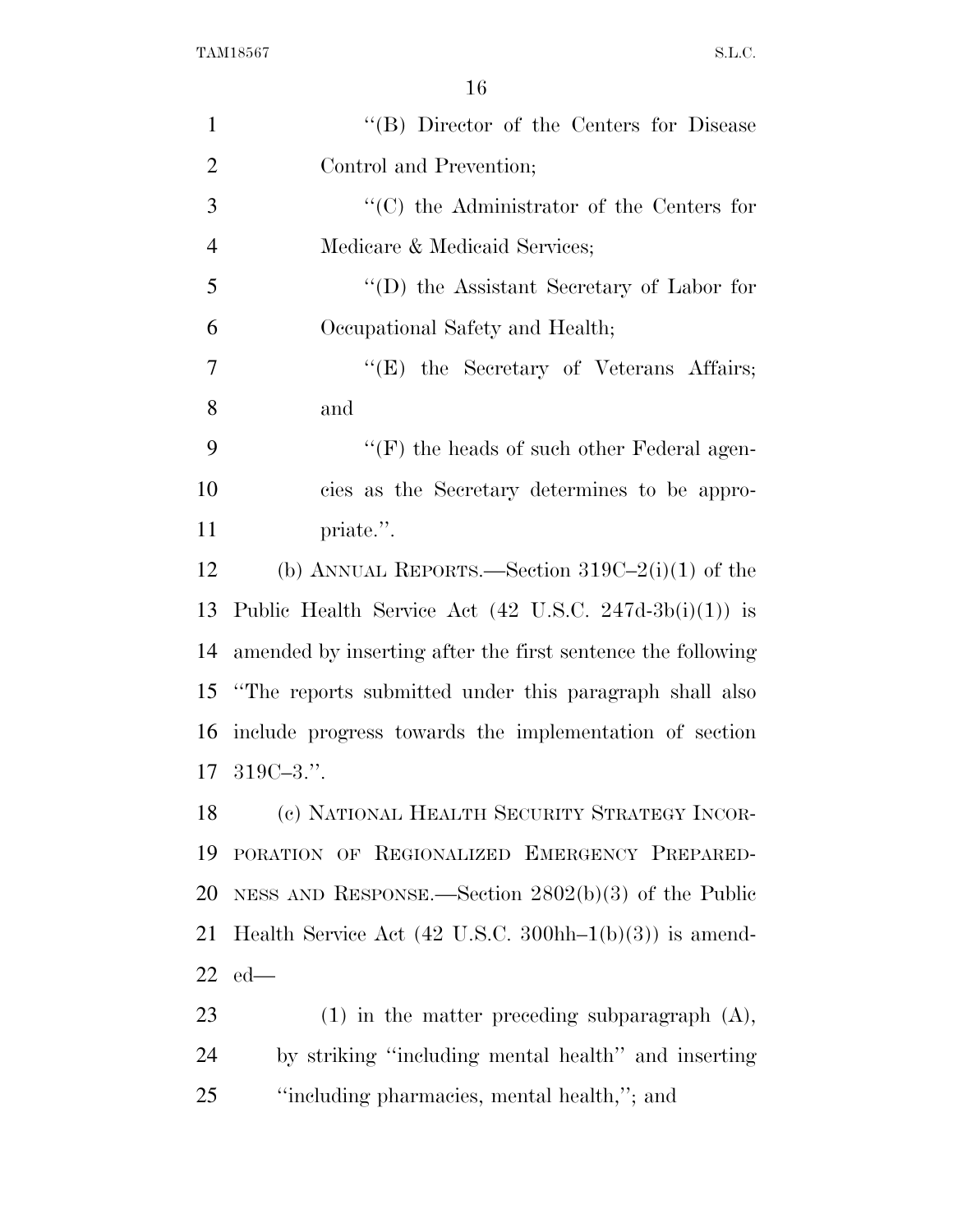''(B) Director of the Centers for Disease Control and Prevention;

''(C) the Administrator of the Centers for Medicare & Medicaid Services;

''(D) the Assistant Secretary of Labor for Occupational Safety and Health;

''(E) the Secretary of Veterans Affairs; and

''(F) the heads of such other Federal agencies as the Secretary determines to be appropriate.''.

(b) ANNUAL REPORTS.—Section 319C–2(i)(1) of the Public Health Service Act (42 U.S.C. 247d-3b(i)(1)) is amended by inserting after the first sentence the following ''The reports submitted under this paragraph shall also include progress towards the implementation of section 319C–3.''.

(c) NATIONAL HEALTH SECURITY STRATEGY INCORPORATION OF REGIONALIZED EMERGENCY PREPAREDNESS AND RESPONSE.—Section 2802(b)(3) of the Public Health Service Act (42 U.S.C. 300hh–1(b)(3)) is amended—

(1) in the matter preceding subparagraph (A), by striking ''including mental health'' and inserting ''including pharmacies, mental health,''; and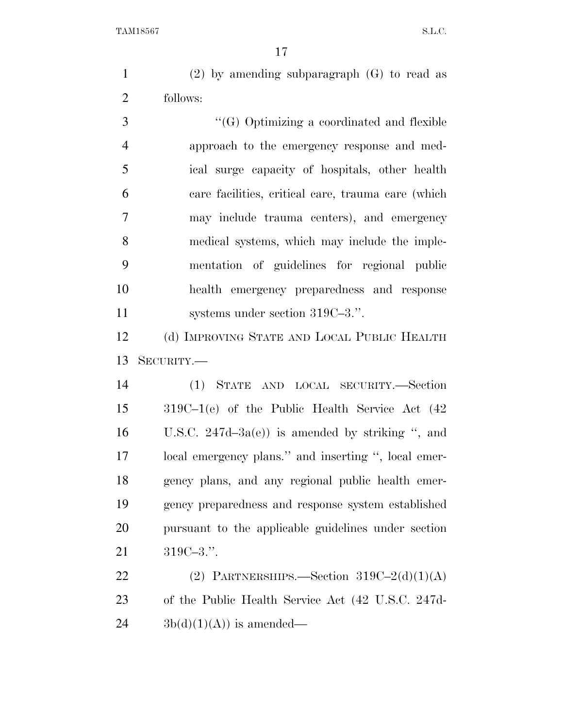(2) by amending subparagraph (G) to read as follows:

"(G) Optimizing a coordinated and flexible approach to the emergency response and medical surge capacity of hospitals, other health care facilities, critical care, trauma care (which may include trauma centers), and emergency medical systems, which may include the implementation of guidelines for regional public health emergency preparedness and response systems under section 319C–3.".

(d) IMPROVING STATE AND LOCAL PUBLIC HEALTH SECURITY.—

(1) STATE AND LOCAL SECURITY.—Section 319C–1(e) of the Public Health Service Act (42 U.S.C. 247d–3a(e)) is amended by striking ", and local emergency plans." and inserting ", local emergency plans, and any regional public health emergency preparedness and response system established pursuant to the applicable guidelines under section 319C–3.".

(2) PARTNERSHIPS.—Section 319C–2(d)(1)(A) of the Public Health Service Act (42 U.S.C. 247d-3b(d)(1)(A)) is amended—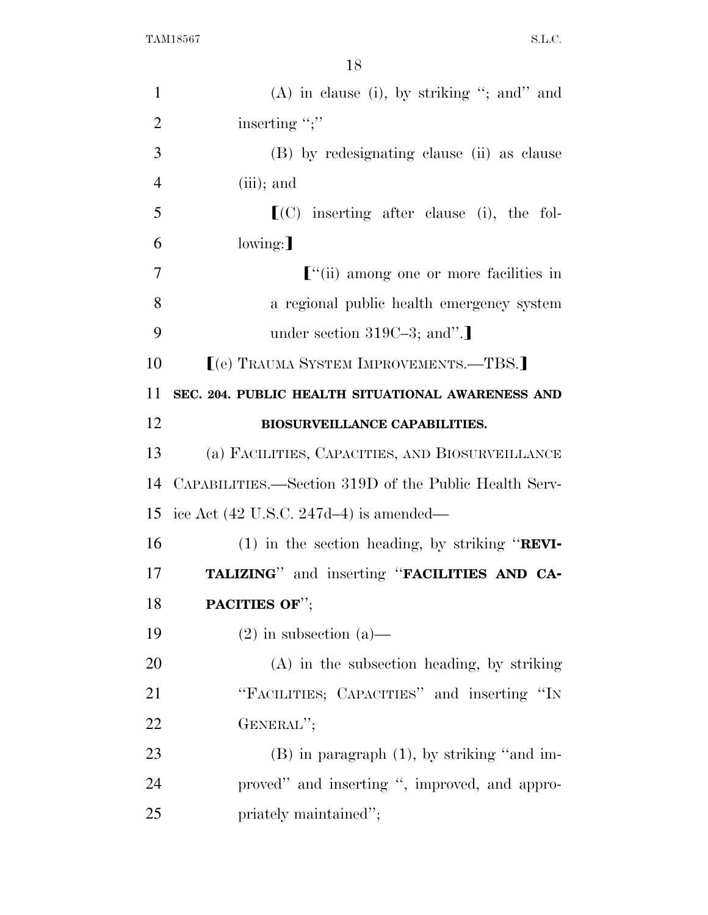(A) in clause (i), by striking "; and" and inserting ";"

(B) by redesignating clause (ii) as clause (iii); and

[(C) inserting after clause (i), the following:]

["(ii) among one or more facilities in a regional public health emergency system under section 319C–3; and".]

[(e) TRAUMA SYSTEM IMPROVEMENTS.—TBS.]

**SEC. 204. PUBLIC HEALTH SITUATIONAL AWARENESS AND BIOSURVEILLANCE CAPABILITIES.**

(a) FACILITIES, CAPACITIES, AND BIOSURVEILLANCE CAPABILITIES.—Section 319D of the Public Health Service Act (42 U.S.C. 247d–4) is amended—

(1) in the section heading, by striking "**REVITALIZING**" and inserting "**FACILITIES AND CAPACITIES OF**";

(2) in subsection (a)—

(A) in the subsection heading, by striking "FACILITIES; CAPACITIES" and inserting "IN GENERAL";

(B) in paragraph (1), by striking "and improved" and inserting ", improved, and appropriately maintained";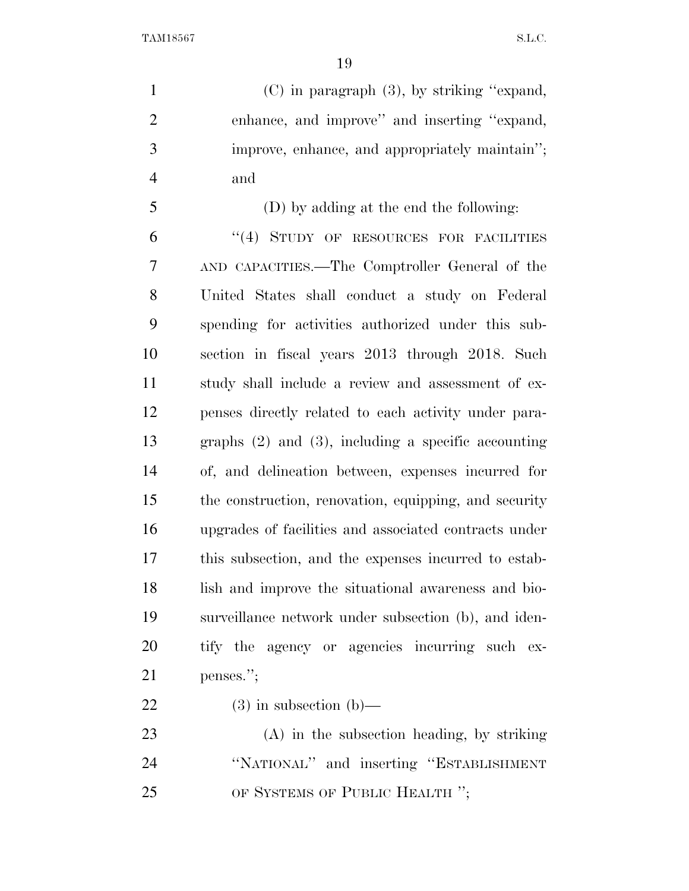(C) in paragraph (3), by striking ''expand, enhance, and improve'' and inserting ''expand, improve, enhance, and appropriately maintain''; and

(D) by adding at the end the following:

''(4) STUDY OF RESOURCES FOR FACILITIES AND CAPACITIES.—The Comptroller General of the United States shall conduct a study on Federal spending for activities authorized under this subsection in fiscal years 2013 through 2018. Such study shall include a review and assessment of expenses directly related to each activity under paragraphs (2) and (3), including a specific accounting of, and delineation between, expenses incurred for the construction, renovation, equipping, and security upgrades of facilities and associated contracts under this subsection, and the expenses incurred to establish and improve the situational awareness and biosurveillance network under subsection (b), and identify the agency or agencies incurring such expenses.'';

(3) in subsection (b)—

(A) in the subsection heading, by striking ''NATIONAL'' and inserting ''ESTABLISHMENT OF SYSTEMS OF PUBLIC HEALTH '';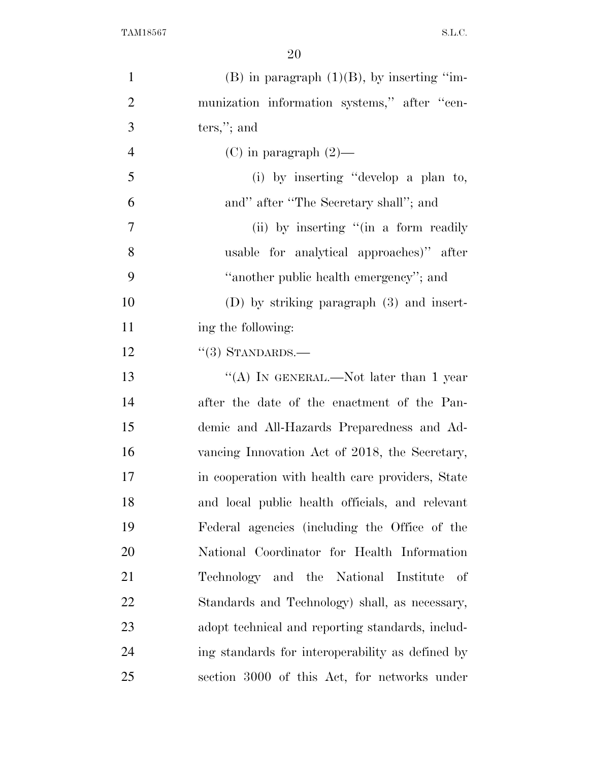(B) in paragraph (1)(B), by inserting "immunization information systems," after "centers,"; and

(C) in paragraph (2)—

(i) by inserting "develop a plan to, and" after "The Secretary shall"; and

(ii) by inserting "(in a form readily usable for analytical approaches)" after "another public health emergency"; and

(D) by striking paragraph (3) and inserting the following:

"(3) STANDARDS.—

"(A) IN GENERAL.—Not later than 1 year after the date of the enactment of the Pandemic and All-Hazards Preparedness and Advancing Innovation Act of 2018, the Secretary, in cooperation with health care providers, State and local public health officials, and relevant Federal agencies (including the Office of the National Coordinator for Health Information Technology and the National Institute of Standards and Technology) shall, as necessary, adopt technical and reporting standards, including standards for interoperability as defined by section 3000 of this Act, for networks under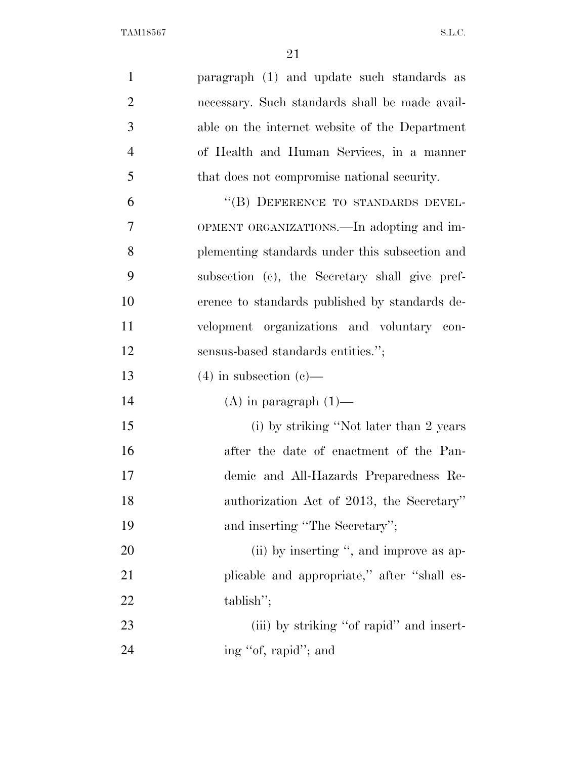paragraph (1) and update such standards as necessary. Such standards shall be made available on the internet website of the Department of Health and Human Services, in a manner that does not compromise national security.

"(B) DEFERENCE TO STANDARDS DEVELOPMENT ORGANIZATIONS.—In adopting and implementing standards under this subsection and subsection (c), the Secretary shall give preference to standards published by standards development organizations and voluntary consensus-based standards entities.";

(4) in subsection (c)—

(A) in paragraph (1)—

(i) by striking "Not later than 2 years after the date of enactment of the Pandemic and All-Hazards Preparedness Reauthorization Act of 2013, the Secretary" and inserting "The Secretary";

(ii) by inserting ", and improve as applicable and appropriate," after "shall establish";

(iii) by striking "of rapid" and inserting "of, rapid"; and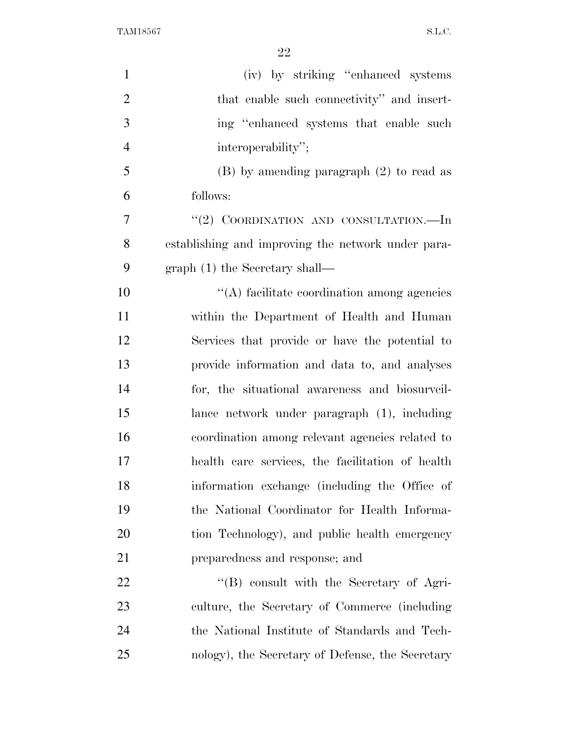(iv) by striking "enhanced systems that enable such connectivity" and inserting "enhanced systems that enable such interoperability";

(B) by amending paragraph (2) to read as follows:

"(2) COORDINATION AND CONSULTATION.—In establishing and improving the network under paragraph (1) the Secretary shall—

"(A) facilitate coordination among agencies within the Department of Health and Human Services that provide or have the potential to provide information and data to, and analyses for, the situational awareness and biosurveillance network under paragraph (1), including coordination among relevant agencies related to health care services, the facilitation of health information exchange (including the Office of the National Coordinator for Health Information Technology), and public health emergency preparedness and response; and

"(B) consult with the Secretary of Agriculture, the Secretary of Commerce (including the National Institute of Standards and Technology), the Secretary of Defense, the Secretary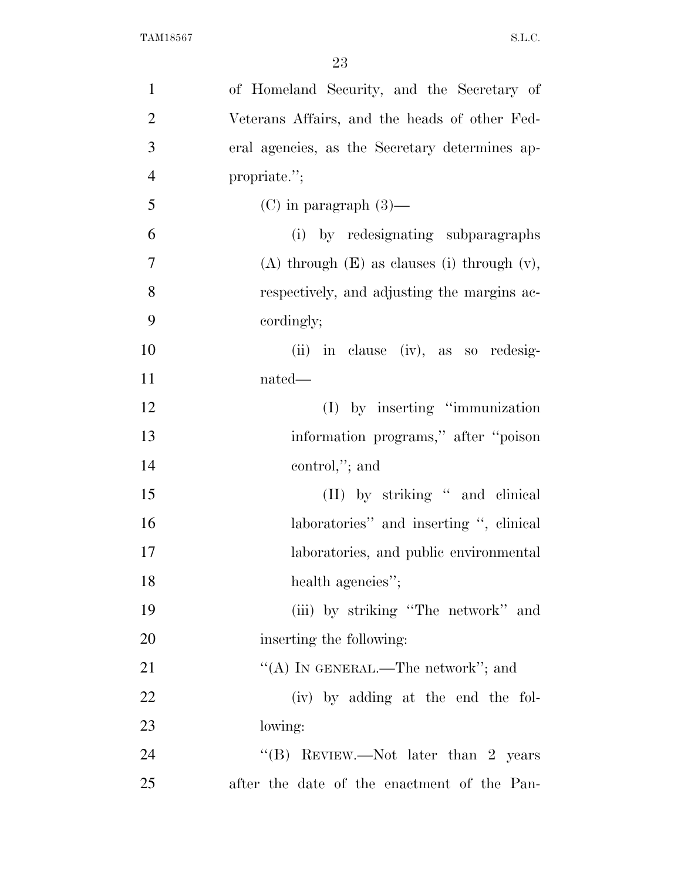of Homeland Security, and the Secretary of Veterans Affairs, and the heads of other Federal agencies, as the Secretary determines appropriate.'';

(C) in paragraph (3)—

(i) by redesignating subparagraphs (A) through (E) as clauses (i) through (v), respectively, and adjusting the margins accordingly;

(ii) in clause (iv), as so redesignated—

(I) by inserting ''immunization information programs,'' after ''poison control,''; and

(II) by striking '' and clinical laboratories'' and inserting '', clinical laboratories, and public environmental health agencies'';

(iii) by striking ''The network'' and inserting the following:

''(A) IN GENERAL.—The network''; and

(iv) by adding at the end the following:

''(B) REVIEW.—Not later than 2 years after the date of the enactment of the Pan-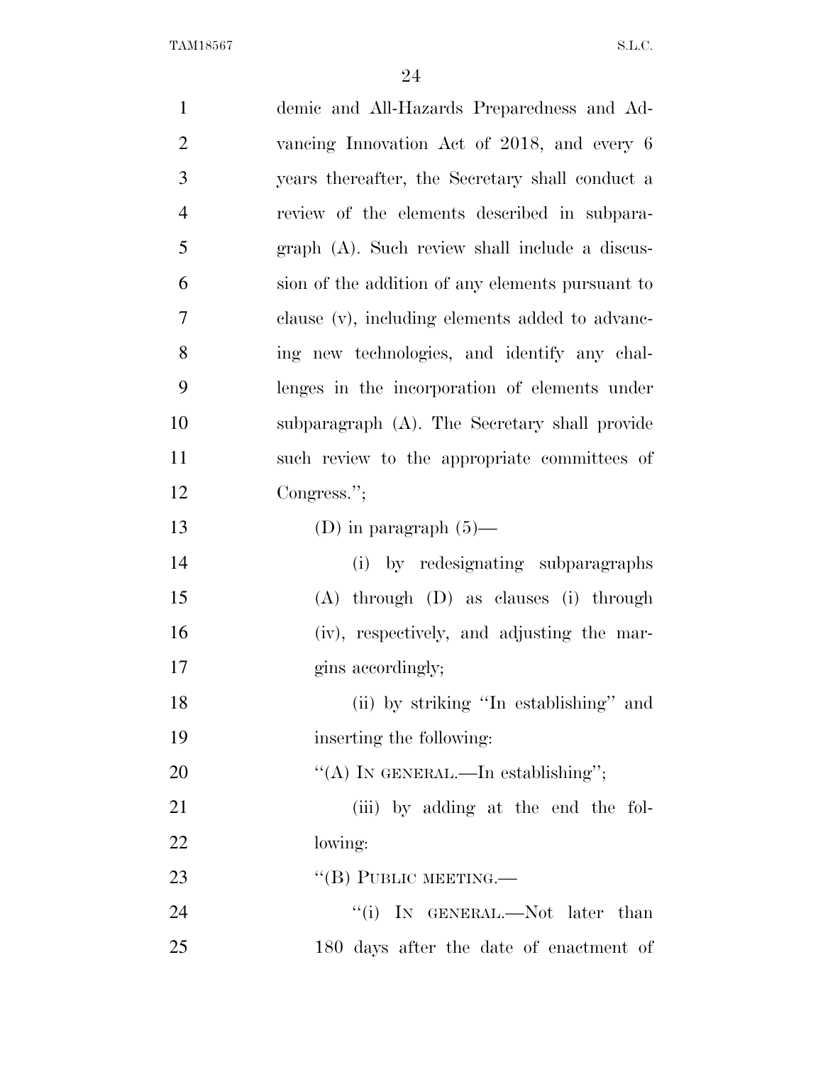demic and All-Hazards Preparedness and Advancing Innovation Act of 2018, and every 6 years thereafter, the Secretary shall conduct a review of the elements described in subparagraph (A). Such review shall include a discussion of the addition of any elements pursuant to clause (v), including elements added to advancing new technologies, and identify any challenges in the incorporation of elements under subparagraph (A). The Secretary shall provide such review to the appropriate committees of Congress.'';

(D) in paragraph (5)—

(i) by redesignating subparagraphs (A) through (D) as clauses (i) through (iv), respectively, and adjusting the margins accordingly;

(ii) by striking ''In establishing'' and inserting the following:

''(A) IN GENERAL.—In establishing'';

(iii) by adding at the end the following:

''(B) PUBLIC MEETING.—

''(i) IN GENERAL.—Not later than 180 days after the date of enactment of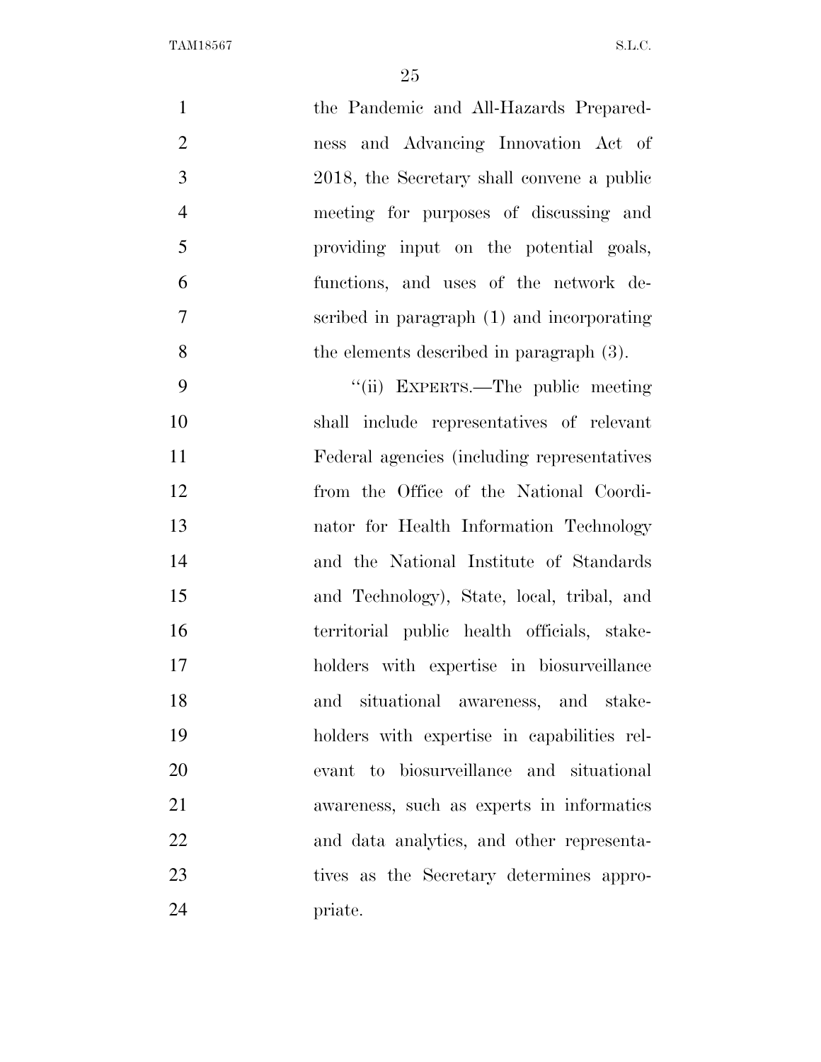the Pandemic and All-Hazards Preparedness and Advancing Innovation Act of 2018, the Secretary shall convene a public meeting for purposes of discussing and providing input on the potential goals, functions, and uses of the network described in paragraph (1) and incorporating the elements described in paragraph (3).

''(ii) EXPERTS.—The public meeting shall include representatives of relevant Federal agencies (including representatives from the Office of the National Coordinator for Health Information Technology and the National Institute of Standards and Technology), State, local, tribal, and territorial public health officials, stakeholders with expertise in biosurveillance and situational awareness, and stakeholders with expertise in capabilities relevant to biosurveillance and situational awareness, such as experts in informatics and data analytics, and other representatives as the Secretary determines appropriate.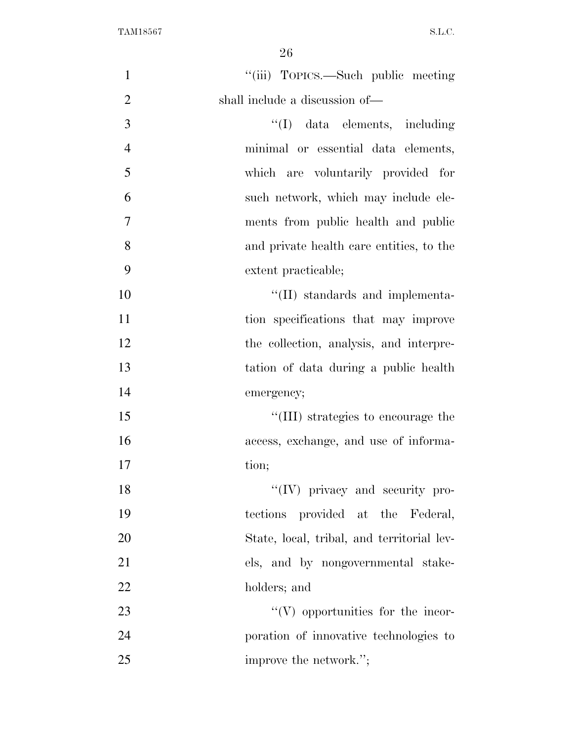''(iii) TOPICS.—Such public meeting shall include a discussion of—

''(I) data elements, including minimal or essential data elements, which are voluntarily provided for such network, which may include elements from public health and public and private health care entities, to the extent practicable;

''(II) standards and implementation specifications that may improve the collection, analysis, and interpretation of data during a public health emergency;

''(III) strategies to encourage the access, exchange, and use of information;

''(IV) privacy and security protections provided at the Federal, State, local, tribal, and territorial levels, and by nongovernmental stakeholders; and

''(V) opportunities for the incorporation of innovative technologies to improve the network.'';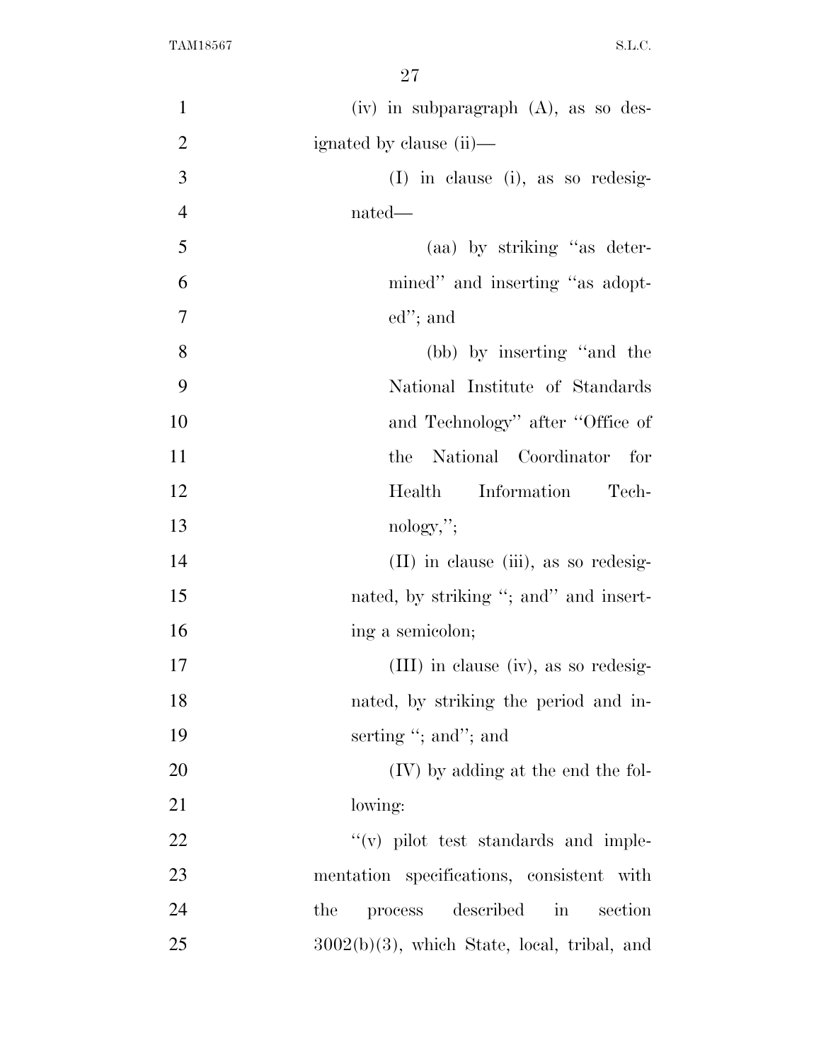(iv) in subparagraph (A), as so designated by clause (ii)—

(I) in clause (i), as so redesignated—

(aa) by striking "as determined" and inserting "as adopted"; and

(bb) by inserting "and the National Institute of Standards and Technology" after "Office of the National Coordinator for Health Information Technology,";

(II) in clause (iii), as so redesignated, by striking "; and" and inserting a semicolon;

(III) in clause (iv), as so redesignated, by striking the period and inserting "; and"; and

(IV) by adding at the end the following:

"(v) pilot test standards and implementation specifications, consistent with the process described in section 3002(b)(3), which State, local, tribal, and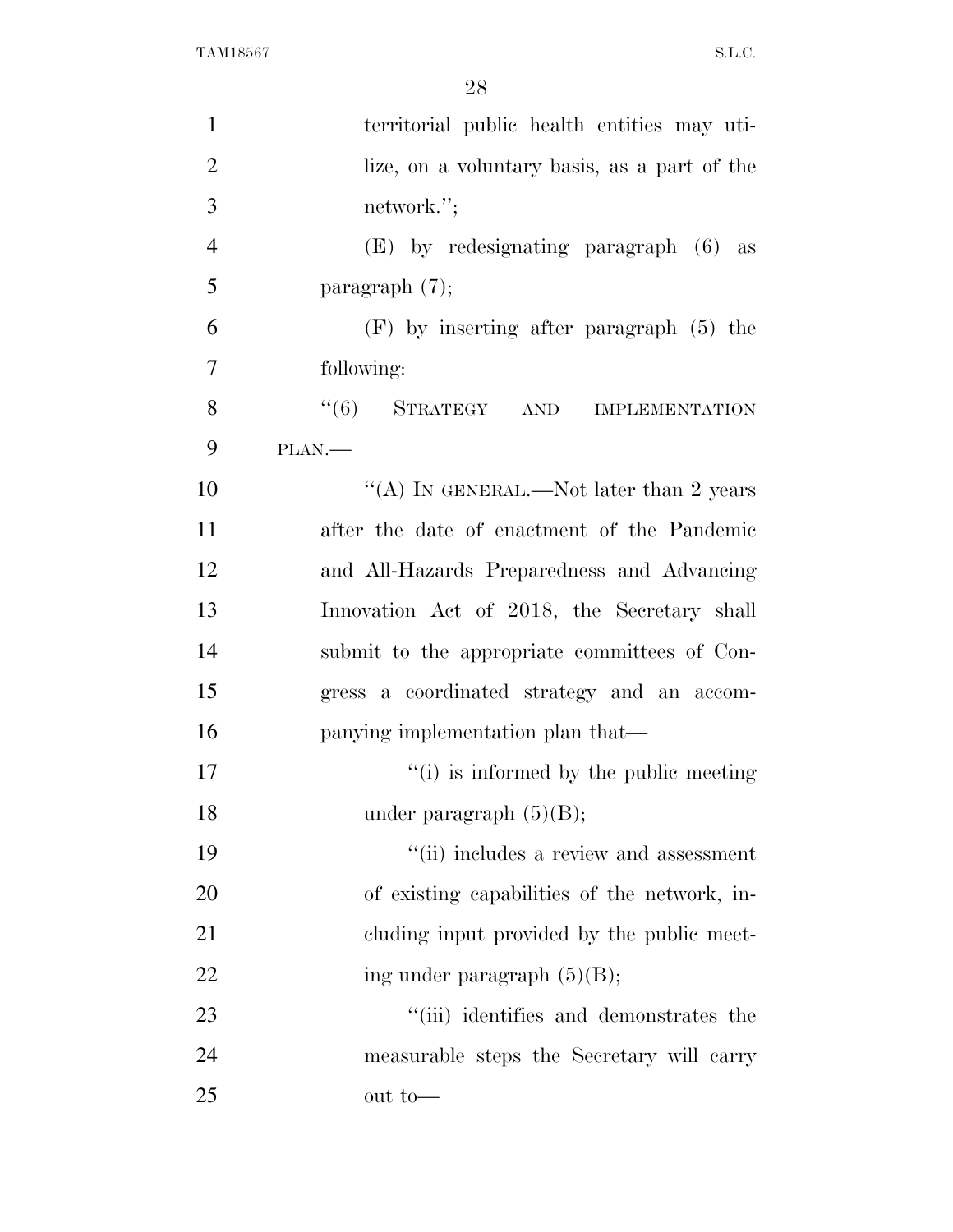territorial public health entities may utilize, on a voluntary basis, as a part of the network.'';

(E) by redesignating paragraph (6) as paragraph (7);

(F) by inserting after paragraph (5) the following:

''(6) STRATEGY AND IMPLEMENTATION PLAN.—

''(A) IN GENERAL.—Not later than 2 years after the date of enactment of the Pandemic and All-Hazards Preparedness and Advancing Innovation Act of 2018, the Secretary shall submit to the appropriate committees of Congress a coordinated strategy and an accompanying implementation plan that—

''(i) is informed by the public meeting under paragraph (5)(B);

''(ii) includes a review and assessment of existing capabilities of the network, including input provided by the public meeting under paragraph (5)(B);

''(iii) identifies and demonstrates the measurable steps the Secretary will carry out to—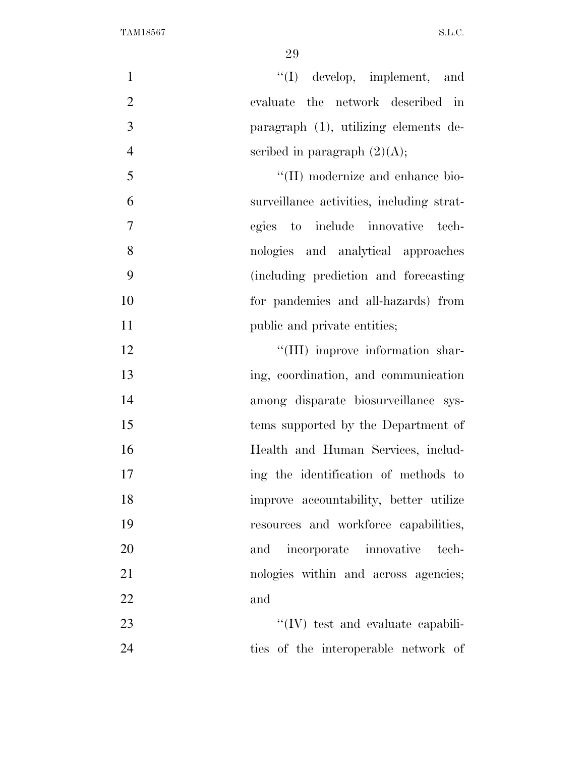"(I) develop, implement, and evaluate the network described in paragraph (1), utilizing elements described in paragraph (2)(A);

"(II) modernize and enhance biosurveillance activities, including strategies to include innovative technologies and analytical approaches (including prediction and forecasting for pandemics and all-hazards) from public and private entities;

"(III) improve information sharing, coordination, and communication among disparate biosurveillance systems supported by the Department of Health and Human Services, including the identification of methods to improve accountability, better utilize resources and workforce capabilities, and incorporate innovative technologies within and across agencies; and

"(IV) test and evaluate capabilities of the interoperable network of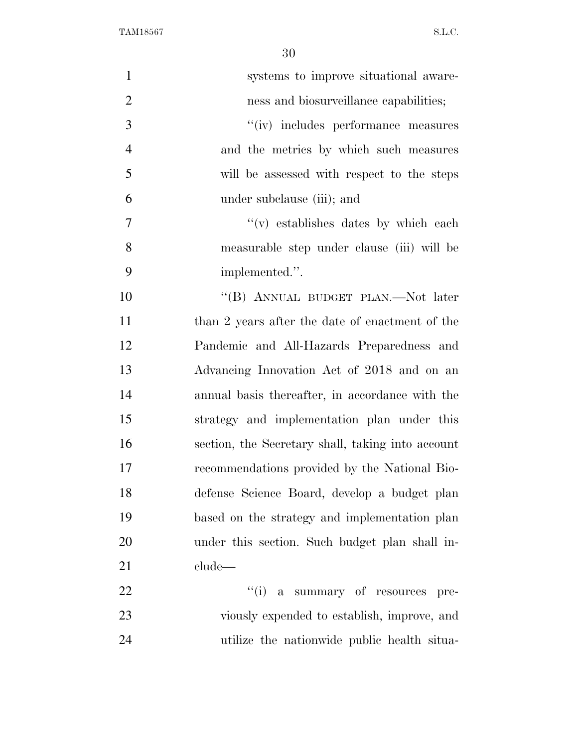systems to improve situational awareness and biosurveillance capabilities;

''(iv) includes performance measures and the metrics by which such measures will be assessed with respect to the steps under subclause (iii); and

''(v) establishes dates by which each measurable step under clause (iii) will be implemented.''.

''(B) ANNUAL BUDGET PLAN.—Not later than 2 years after the date of enactment of the Pandemic and All-Hazards Preparedness and Advancing Innovation Act of 2018 and on an annual basis thereafter, in accordance with the strategy and implementation plan under this section, the Secretary shall, taking into account recommendations provided by the National Biodefense Science Board, develop a budget plan based on the strategy and implementation plan under this section. Such budget plan shall include—

''(i) a summary of resources previously expended to establish, improve, and utilize the nationwide public health situa-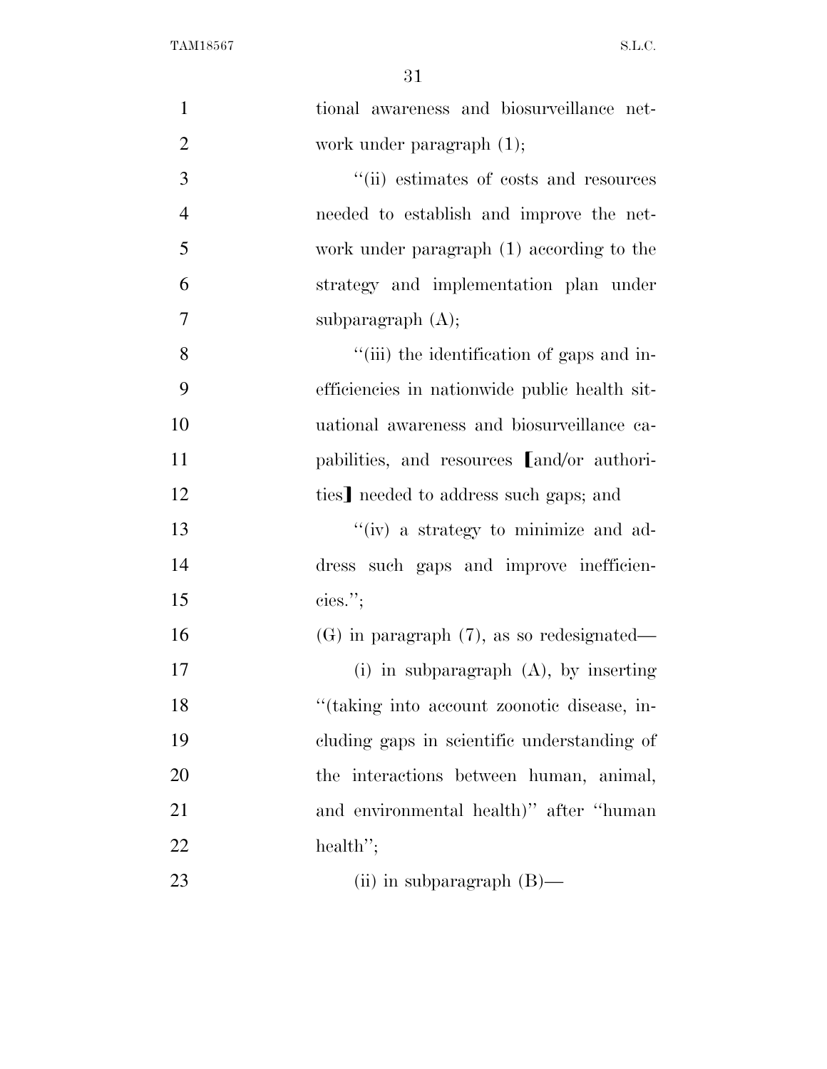tional awareness and biosurveillance network under paragraph (1);

''(ii) estimates of costs and resources needed to establish and improve the network under paragraph (1) according to the strategy and implementation plan under subparagraph (A);

''(iii) the identification of gaps and inefficiencies in nationwide public health situational awareness and biosurveillance capabilities, and resources ⟦and/or authorities⟧ needed to address such gaps; and

''(iv) a strategy to minimize and address such gaps and improve inefficiencies.'';

(G) in paragraph (7), as so redesignated—

(i) in subparagraph (A), by inserting ''(taking into account zoonotic disease, including gaps in scientific understanding of the interactions between human, animal, and environmental health)'' after ''human health'';

(ii) in subparagraph (B)—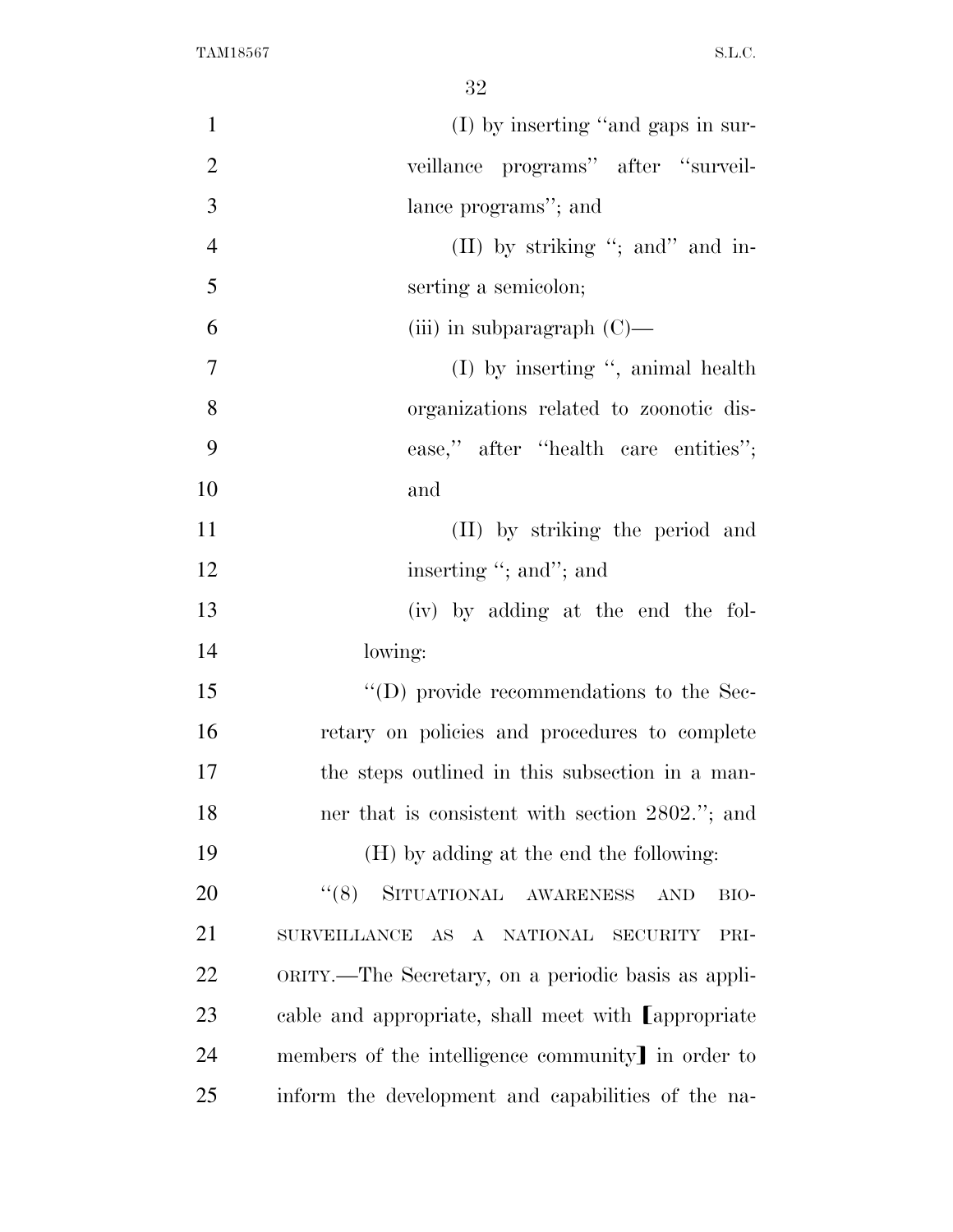(I) by inserting "and gaps in surveillance programs" after "surveillance programs"; and

(II) by striking "; and" and inserting a semicolon;

(iii) in subparagraph (C)—

(I) by inserting ", animal health organizations related to zoonotic disease," after "health care entities"; and

(II) by striking the period and inserting "; and"; and

(iv) by adding at the end the following:

"(D) provide recommendations to the Secretary on policies and procedures to complete the steps outlined in this subsection in a manner that is consistent with section 2802."; and

(H) by adding at the end the following:

"(8) SITUATIONAL AWARENESS AND BIOSURVEILLANCE AS A NATIONAL SECURITY PRIORITY.—The Secretary, on a periodic basis as applicable and appropriate, shall meet with [appropriate members of the intelligence community] in order to inform the development and capabilities of the na-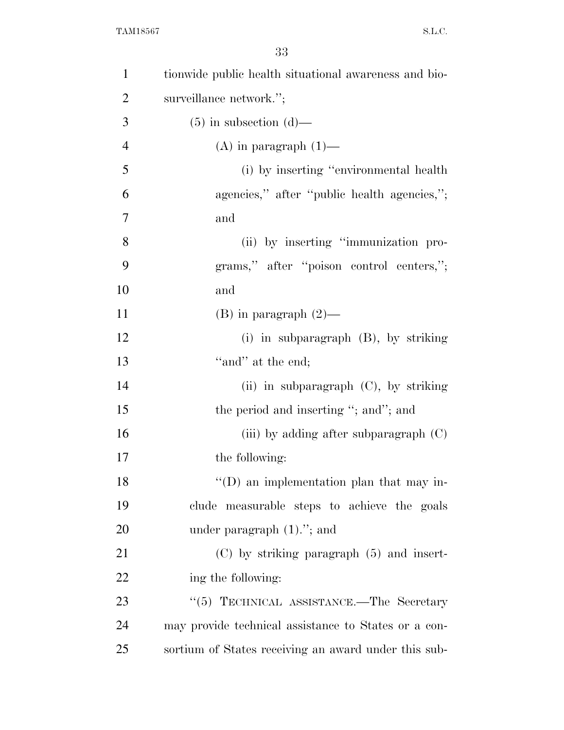tionwide public health situational awareness and biosurveillance network.'';

(5) in subsection (d)—

(A) in paragraph (1)—

(i) by inserting ''environmental health agencies,'' after ''public health agencies,''; and

(ii) by inserting ''immunization programs,'' after ''poison control centers,''; and

(B) in paragraph (2)—

(i) in subparagraph (B), by striking ''and'' at the end;

(ii) in subparagraph (C), by striking the period and inserting ''; and''; and

(iii) by adding after subparagraph (C) the following:

''(D) an implementation plan that may include measurable steps to achieve the goals under paragraph (1).''; and

(C) by striking paragraph (5) and inserting the following:

''(5) TECHNICAL ASSISTANCE.—The Secretary may provide technical assistance to States or a consortium of States receiving an award under this sub-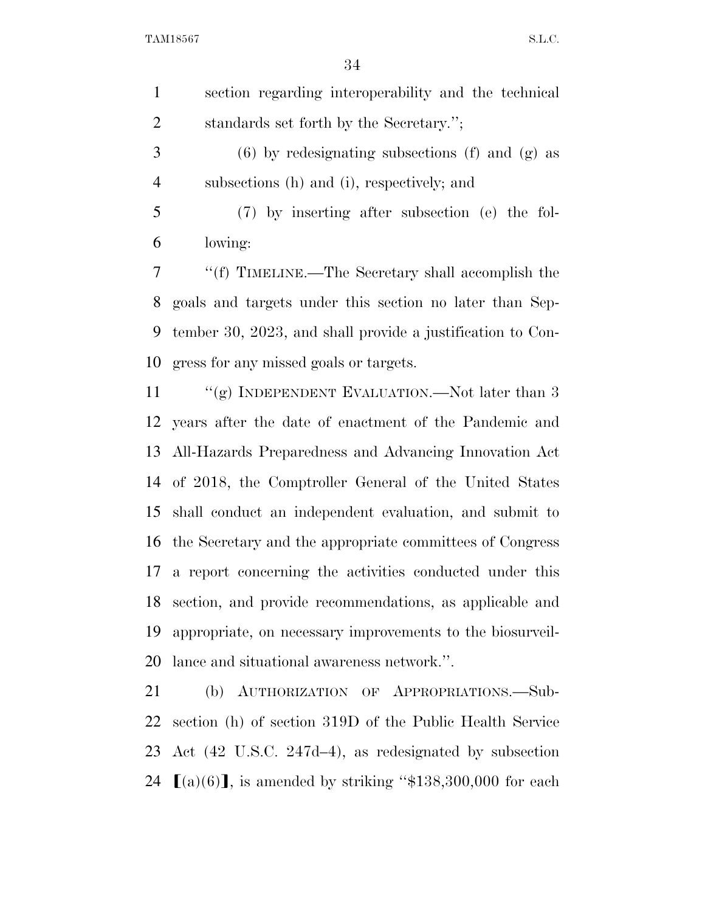section regarding interoperability and the technical standards set forth by the Secretary.'';

(6) by redesignating subsections (f) and (g) as subsections (h) and (i), respectively; and

(7) by inserting after subsection (e) the following:

''(f) TIMELINE.—The Secretary shall accomplish the goals and targets under this section no later than September 30, 2023, and shall provide a justification to Congress for any missed goals or targets.

''(g) INDEPENDENT EVALUATION.—Not later than 3 years after the date of enactment of the Pandemic and All-Hazards Preparedness and Advancing Innovation Act of 2018, the Comptroller General of the United States shall conduct an independent evaluation, and submit to the Secretary and the appropriate committees of Congress a report concerning the activities conducted under this section, and provide recommendations, as applicable and appropriate, on necessary improvements to the biosurveillance and situational awareness network.''.

(b) AUTHORIZATION OF APPROPRIATIONS.—Subsection (h) of section 319D of the Public Health Service Act (42 U.S.C. 247d–4), as redesignated by subsection ⟦(a)(6)⟧, is amended by striking ''$138,300,000 for each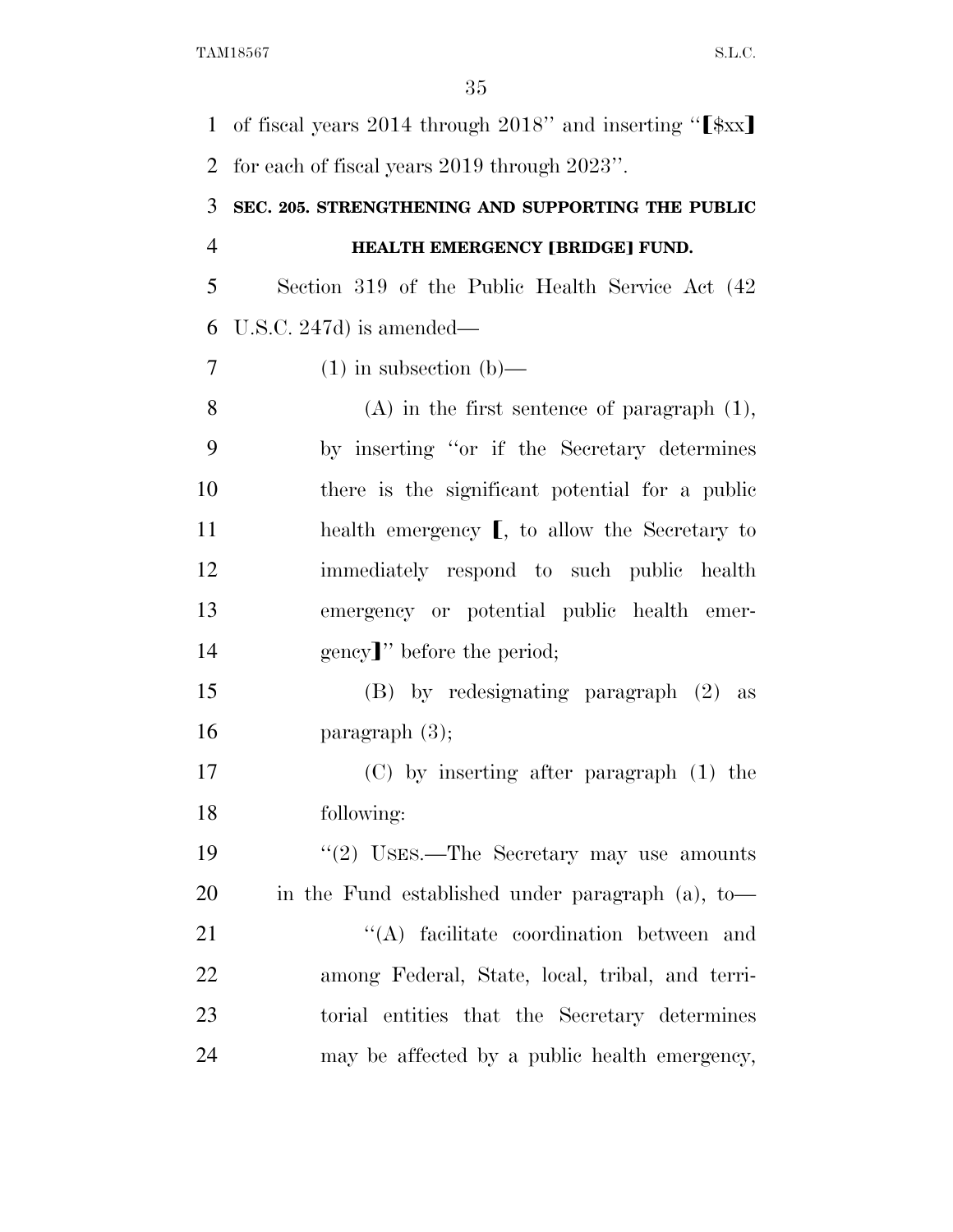of fiscal years 2014 through 2018'' and inserting ''[$xx] for each of fiscal years 2019 through 2023''.

**SEC. 205. STRENGTHENING AND SUPPORTING THE PUBLIC HEALTH EMERGENCY [BRIDGE] FUND.**

Section 319 of the Public Health Service Act (42 U.S.C. 247d) is amended—

(1) in subsection (b)—

(A) in the first sentence of paragraph (1), by inserting ''or if the Secretary determines there is the significant potential for a public health emergency [, to allow the Secretary to immediately respond to such public health emergency or potential public health emergency]'' before the period;

(B) by redesignating paragraph (2) as paragraph (3);

(C) by inserting after paragraph (1) the following:

''(2) USES.—The Secretary may use amounts in the Fund established under paragraph (a), to—

''(A) facilitate coordination between and among Federal, State, local, tribal, and territorial entities that the Secretary determines may be affected by a public health emergency,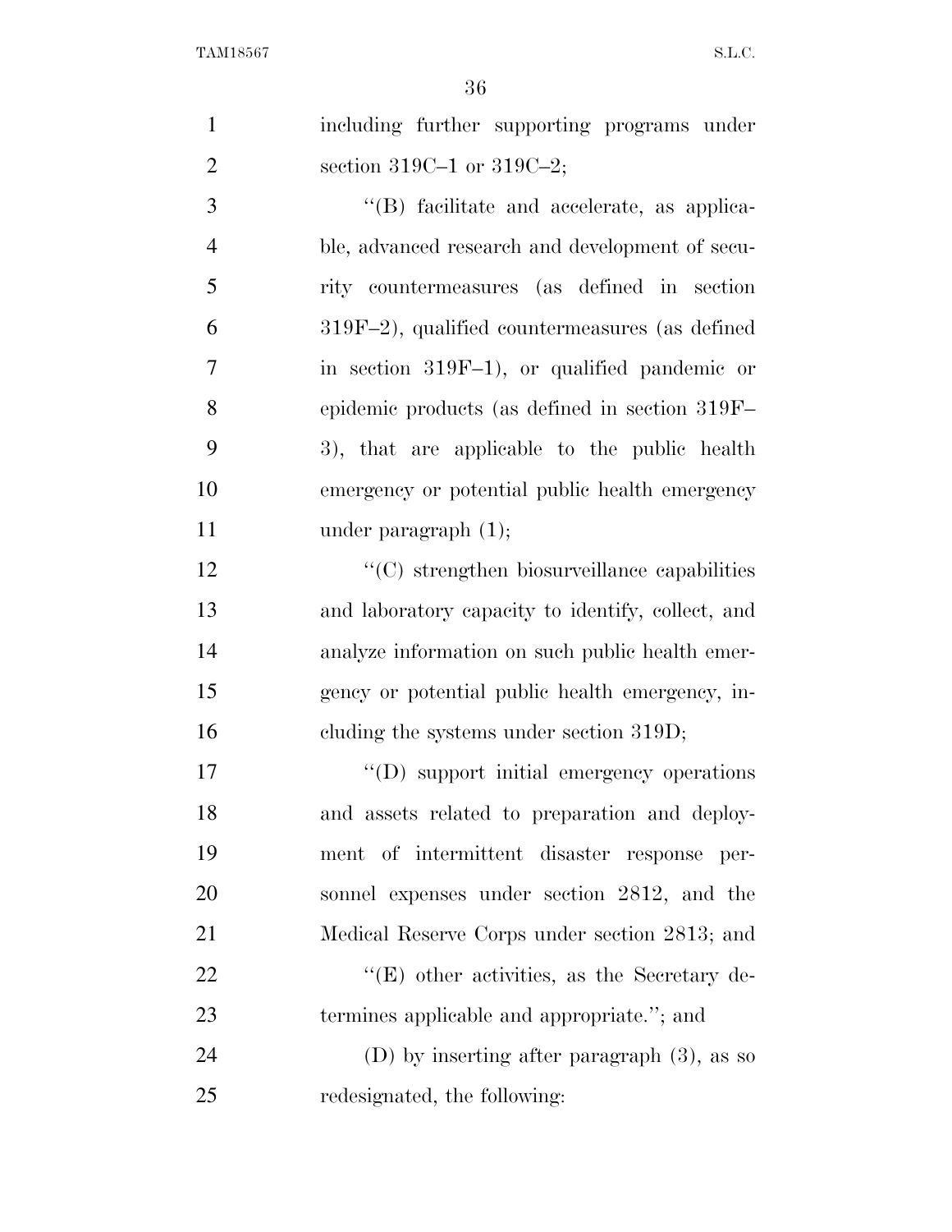including further supporting programs under section 319C–1 or 319C–2;

''(B) facilitate and accelerate, as applicable, advanced research and development of security countermeasures (as defined in section 319F–2), qualified countermeasures (as defined in section 319F–1), or qualified pandemic or epidemic products (as defined in section 319F–3), that are applicable to the public health emergency or potential public health emergency under paragraph (1);

''(C) strengthen biosurveillance capabilities and laboratory capacity to identify, collect, and analyze information on such public health emergency or potential public health emergency, including the systems under section 319D;

''(D) support initial emergency operations and assets related to preparation and deployment of intermittent disaster response personnel expenses under section 2812, and the Medical Reserve Corps under section 2813; and

''(E) other activities, as the Secretary determines applicable and appropriate.''; and

(D) by inserting after paragraph (3), as so redesignated, the following: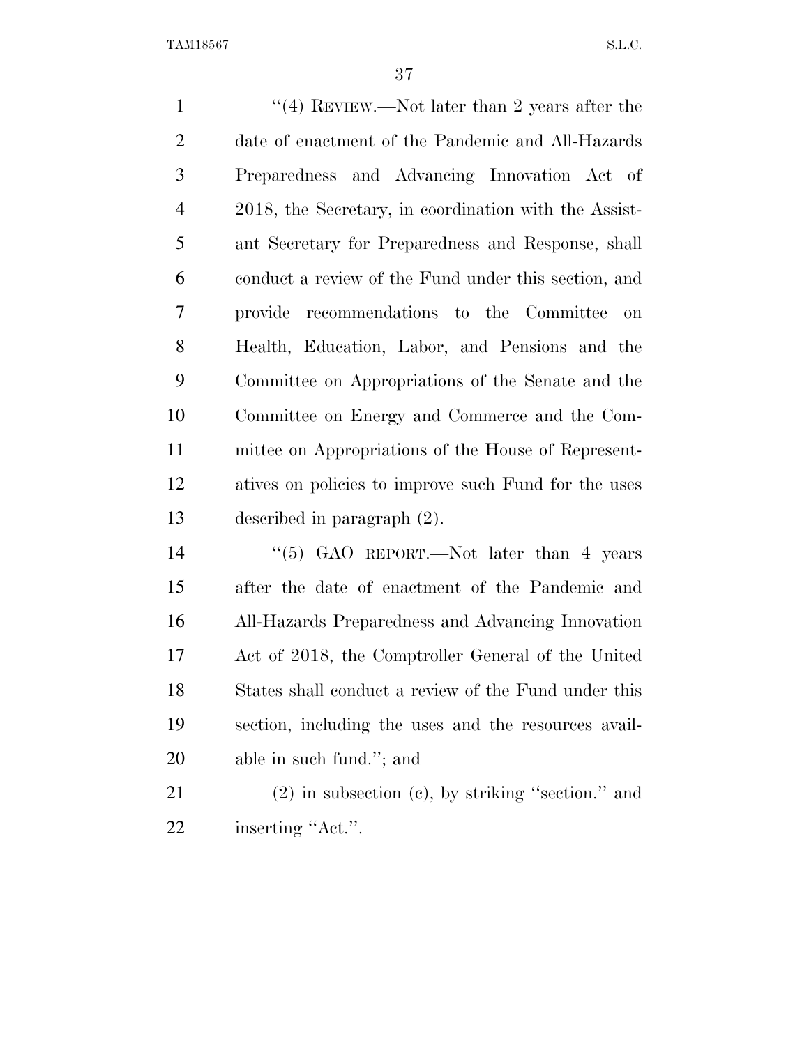''(4) REVIEW.—Not later than 2 years after the date of enactment of the Pandemic and All-Hazards Preparedness and Advancing Innovation Act of 2018, the Secretary, in coordination with the Assistant Secretary for Preparedness and Response, shall conduct a review of the Fund under this section, and provide recommendations to the Committee on Health, Education, Labor, and Pensions and the Committee on Appropriations of the Senate and the Committee on Energy and Commerce and the Committee on Appropriations of the House of Representatives on policies to improve such Fund for the uses described in paragraph (2).

''(5) GAO REPORT.—Not later than 4 years after the date of enactment of the Pandemic and All-Hazards Preparedness and Advancing Innovation Act of 2018, the Comptroller General of the United States shall conduct a review of the Fund under this section, including the uses and the resources available in such fund.''; and

(2) in subsection (c), by striking ''section.'' and inserting ''Act.''.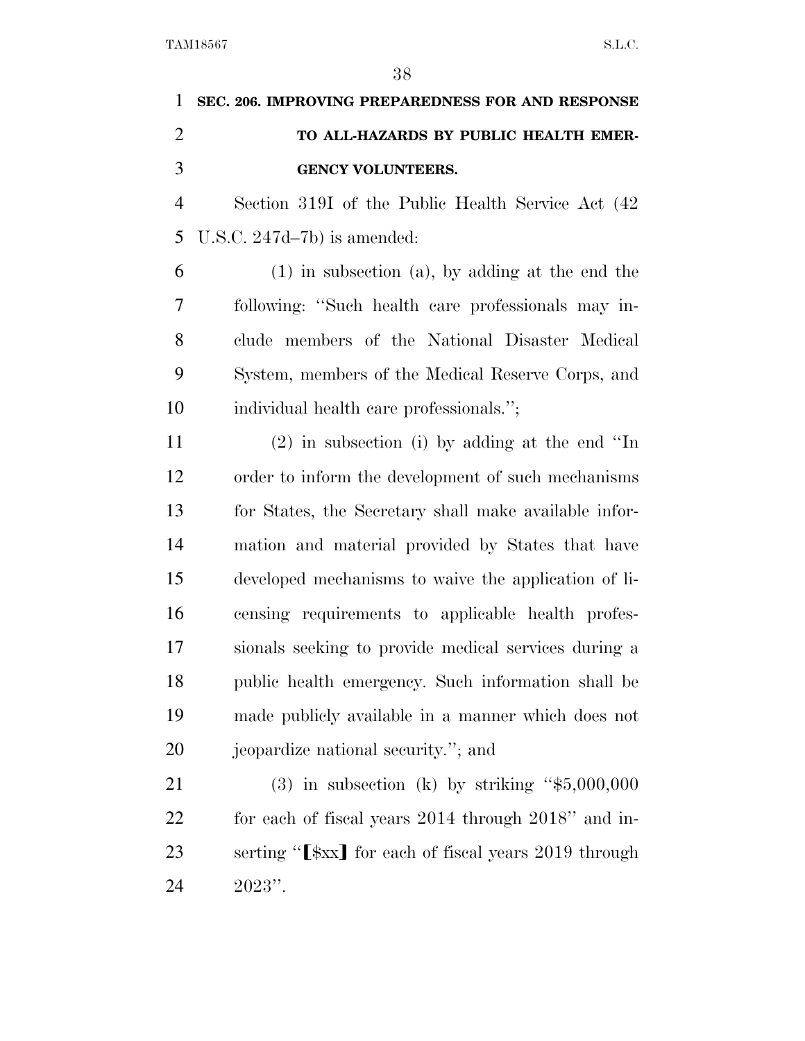**SEC. 206. IMPROVING PREPAREDNESS FOR AND RESPONSE TO ALL-HAZARDS BY PUBLIC HEALTH EMERGENCY VOLUNTEERS.**

Section 319I of the Public Health Service Act (42 U.S.C. 247d–7b) is amended:

(1) in subsection (a), by adding at the end the following: ''Such health care professionals may include members of the National Disaster Medical System, members of the Medical Reserve Corps, and individual health care professionals.'';

(2) in subsection (i) by adding at the end ''In order to inform the development of such mechanisms for States, the Secretary shall make available information and material provided by States that have developed mechanisms to waive the application of licensing requirements to applicable health professionals seeking to provide medical services during a public health emergency. Such information shall be made publicly available in a manner which does not jeopardize national security.''; and

(3) in subsection (k) by striking ''$5,000,000 for each of fiscal years 2014 through 2018'' and inserting ''[$xx] for each of fiscal years 2019 through 2023''.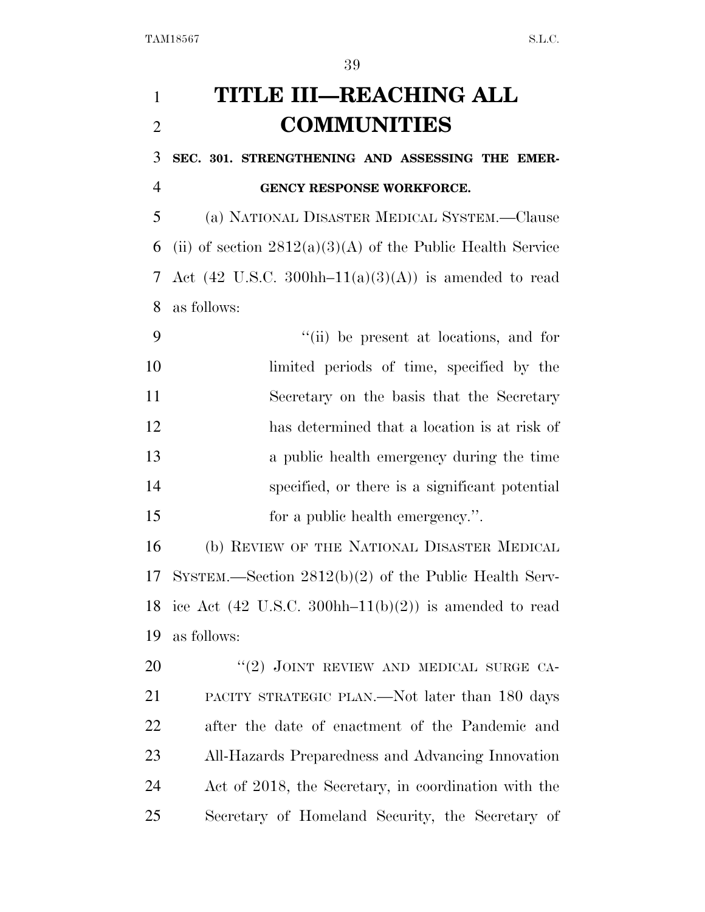# TITLE III—REACHING ALL COMMUNITIES

**SEC. 301. STRENGTHENING AND ASSESSING THE EMERGENCY RESPONSE WORKFORCE.**

(a) NATIONAL DISASTER MEDICAL SYSTEM.—Clause (ii) of section 2812(a)(3)(A) of the Public Health Service Act (42 U.S.C. 300hh–11(a)(3)(A)) is amended to read as follows:

> ''(ii) be present at locations, and for limited periods of time, specified by the Secretary on the basis that the Secretary has determined that a location is at risk of a public health emergency during the time specified, or there is a significant potential for a public health emergency.''.

(b) REVIEW OF THE NATIONAL DISASTER MEDICAL SYSTEM.—Section 2812(b)(2) of the Public Health Service Act (42 U.S.C. 300hh–11(b)(2)) is amended to read as follows:

> ''(2) JOINT REVIEW AND MEDICAL SURGE CAPACITY STRATEGIC PLAN.—Not later than 180 days after the date of enactment of the Pandemic and All-Hazards Preparedness and Advancing Innovation Act of 2018, the Secretary, in coordination with the Secretary of Homeland Security, the Secretary of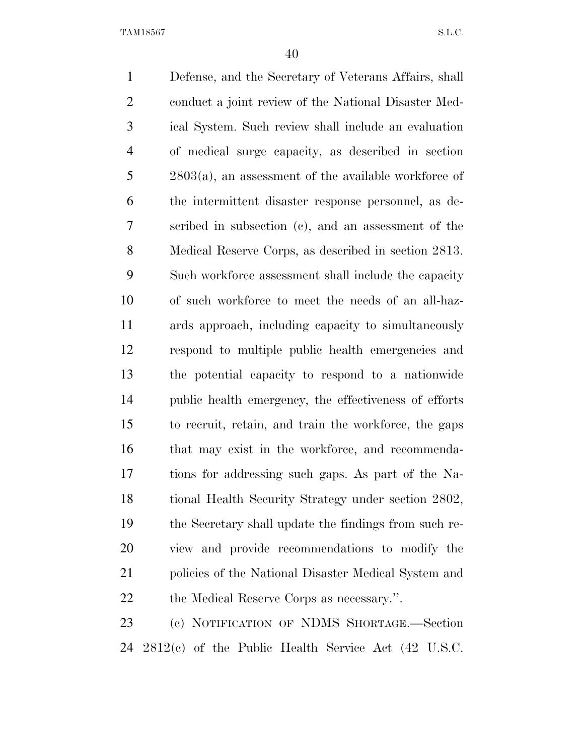Defense, and the Secretary of Veterans Affairs, shall conduct a joint review of the National Disaster Medical System. Such review shall include an evaluation of medical surge capacity, as described in section 2803(a), an assessment of the available workforce of the intermittent disaster response personnel, as described in subsection (c), and an assessment of the Medical Reserve Corps, as described in section 2813. Such workforce assessment shall include the capacity of such workforce to meet the needs of an all-hazards approach, including capacity to simultaneously respond to multiple public health emergencies and the potential capacity to respond to a nationwide public health emergency, the effectiveness of efforts to recruit, retain, and train the workforce, the gaps that may exist in the workforce, and recommendations for addressing such gaps. As part of the National Health Security Strategy under section 2802, the Secretary shall update the findings from such review and provide recommendations to modify the policies of the National Disaster Medical System and the Medical Reserve Corps as necessary.''.

(c) NOTIFICATION OF NDMS SHORTAGE.—Section 2812(c) of the Public Health Service Act (42 U.S.C.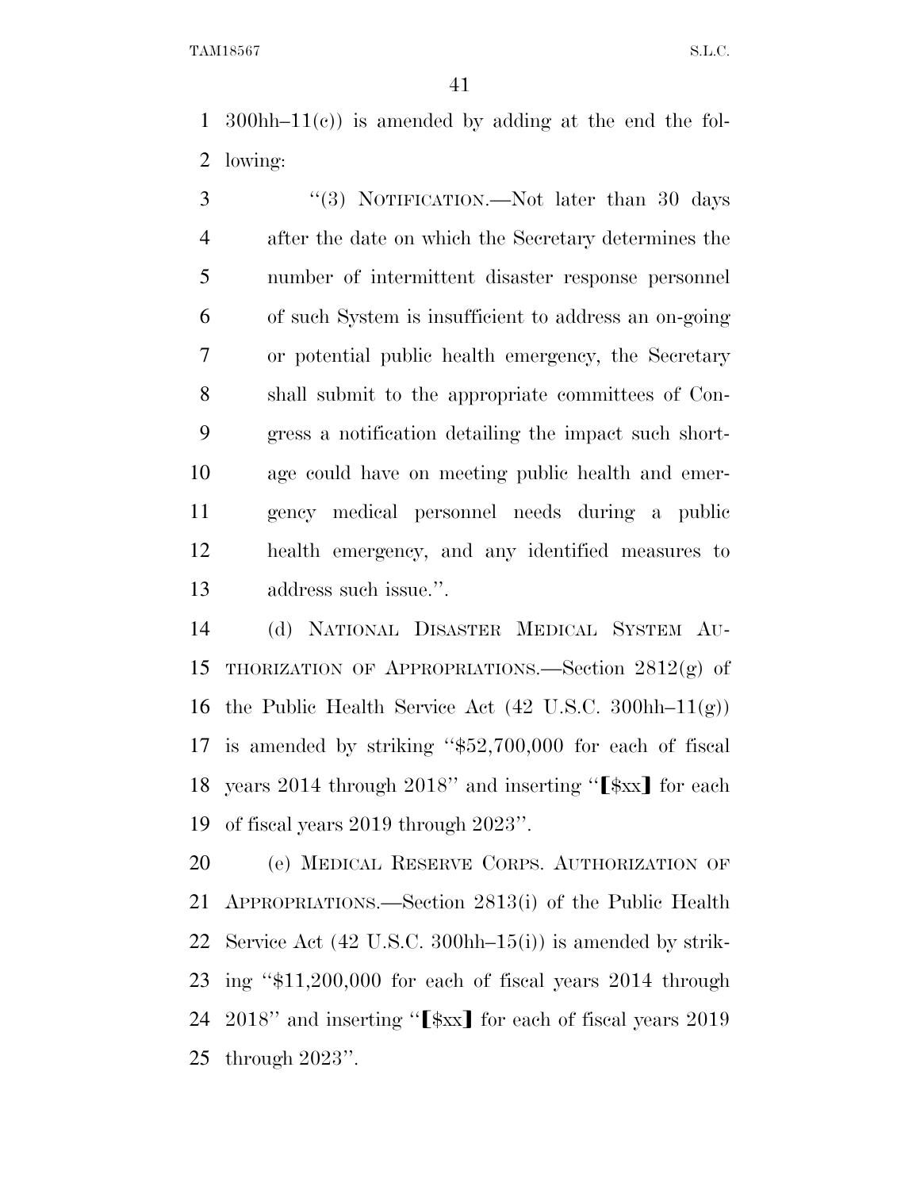300hh–11(c)) is amended by adding at the end the following:

"(3) NOTIFICATION.—Not later than 30 days after the date on which the Secretary determines the number of intermittent disaster response personnel of such System is insufficient to address an on-going or potential public health emergency, the Secretary shall submit to the appropriate committees of Congress a notification detailing the impact such shortage could have on meeting public health and emergency medical personnel needs during a public health emergency, and any identified measures to address such issue.".

(d) NATIONAL DISASTER MEDICAL SYSTEM AUTHORIZATION OF APPROPRIATIONS.—Section 2812(g) of the Public Health Service Act (42 U.S.C. 300hh–11(g)) is amended by striking "$52,700,000 for each of fiscal years 2014 through 2018" and inserting "【$xx】 for each of fiscal years 2019 through 2023".

(e) MEDICAL RESERVE CORPS. AUTHORIZATION OF APPROPRIATIONS.—Section 2813(i) of the Public Health Service Act (42 U.S.C. 300hh–15(i)) is amended by striking "$11,200,000 for each of fiscal years 2014 through 2018" and inserting "【$xx】 for each of fiscal years 2019 through 2023".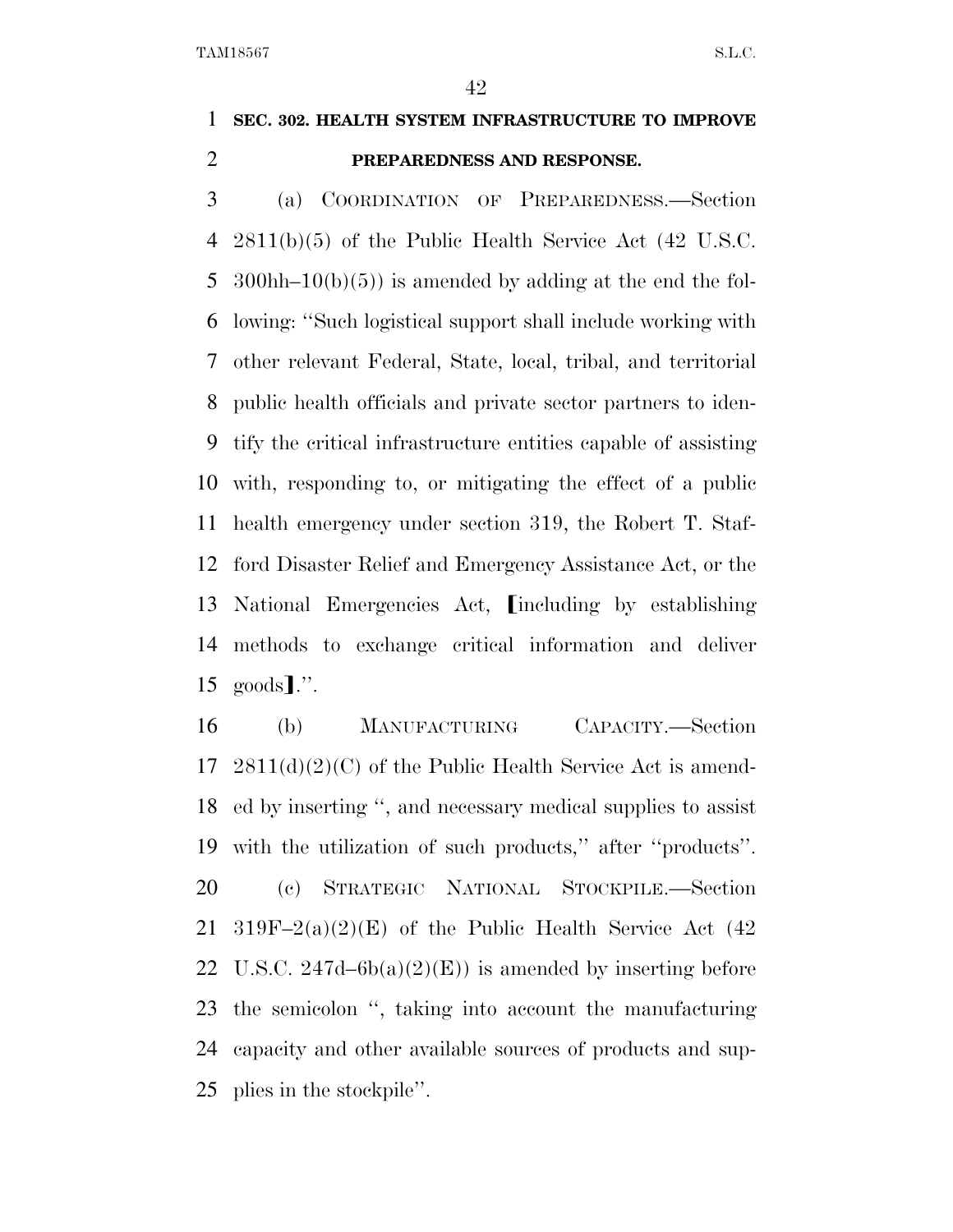**SEC. 302. HEALTH SYSTEM INFRASTRUCTURE TO IMPROVE PREPAREDNESS AND RESPONSE.**

(a) COORDINATION OF PREPAREDNESS.—Section 2811(b)(5) of the Public Health Service Act (42 U.S.C. 300hh–10(b)(5)) is amended by adding at the end the following: ''Such logistical support shall include working with other relevant Federal, State, local, tribal, and territorial public health officials and private sector partners to identify the critical infrastructure entities capable of assisting with, responding to, or mitigating the effect of a public health emergency under section 319, the Robert T. Stafford Disaster Relief and Emergency Assistance Act, or the National Emergencies Act, [including by establishing methods to exchange critical information and deliver goods].''.

(b) MANUFACTURING CAPACITY.—Section 2811(d)(2)(C) of the Public Health Service Act is amended by inserting '', and necessary medical supplies to assist with the utilization of such products,'' after ''products''.

(c) STRATEGIC NATIONAL STOCKPILE.—Section 319F–2(a)(2)(E) of the Public Health Service Act (42 U.S.C. 247d–6b(a)(2)(E)) is amended by inserting before the semicolon '', taking into account the manufacturing capacity and other available sources of products and supplies in the stockpile''.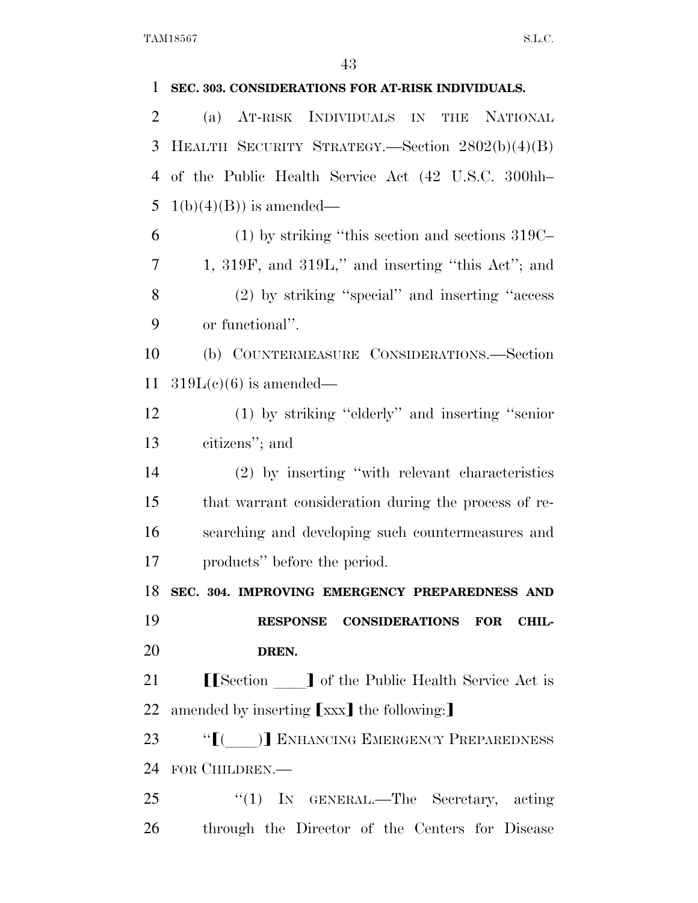**SEC. 303. CONSIDERATIONS FOR AT-RISK INDIVIDUALS.**

(a) AT-RISK INDIVIDUALS IN THE NATIONAL HEALTH SECURITY STRATEGY.—Section 2802(b)(4)(B) of the Public Health Service Act (42 U.S.C. 300hh–1(b)(4)(B)) is amended—

(1) by striking ''this section and sections 319C–1, 319F, and 319L,'' and inserting ''this Act''; and

(2) by striking ''special'' and inserting ''access or functional''.

(b) COUNTERMEASURE CONSIDERATIONS.—Section 319L(c)(6) is amended—

(1) by striking ''elderly'' and inserting ''senior citizens''; and

(2) by inserting ''with relevant characteristics that warrant consideration during the process of researching and developing such countermeasures and products'' before the period.

**SEC. 304. IMPROVING EMERGENCY PREPAREDNESS AND RESPONSE CONSIDERATIONS FOR CHILDREN.**

⟦[Section ____] of the Public Health Service Act is amended by inserting [xxx] the following:⟧

''[(____)] ENHANCING EMERGENCY PREPAREDNESS FOR CHILDREN.—

''(1) IN GENERAL.—The Secretary, acting through the Director of the Centers for Disease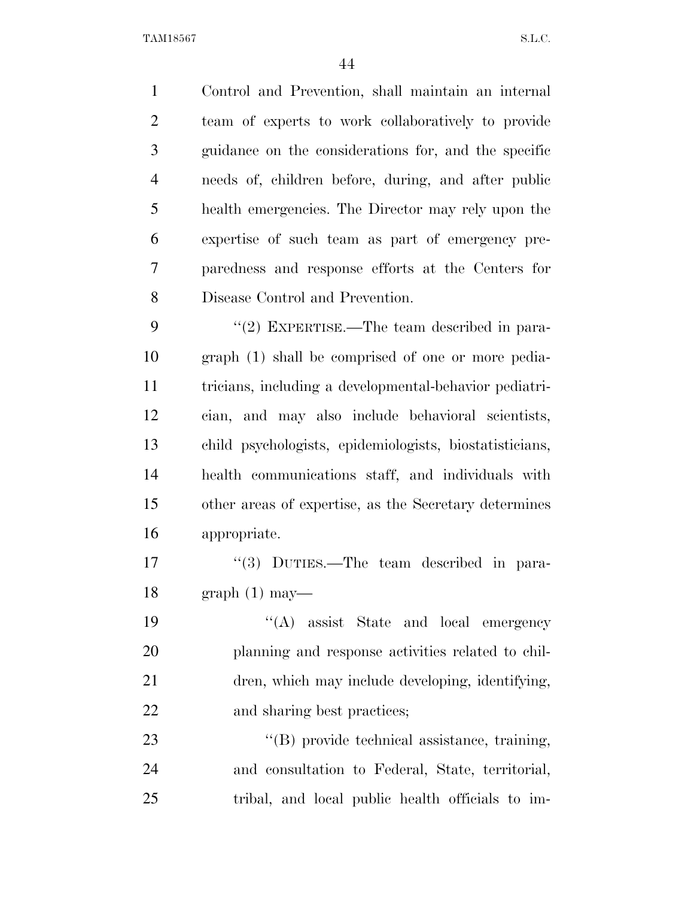Control and Prevention, shall maintain an internal team of experts to work collaboratively to provide guidance on the considerations for, and the specific needs of, children before, during, and after public health emergencies. The Director may rely upon the expertise of such team as part of emergency preparedness and response efforts at the Centers for Disease Control and Prevention.

"(2) EXPERTISE.—The team described in paragraph (1) shall be comprised of one or more pediatricians, including a developmental-behavior pediatrician, and may also include behavioral scientists, child psychologists, epidemiologists, biostatisticians, health communications staff, and individuals with other areas of expertise, as the Secretary determines appropriate.

"(3) DUTIES.—The team described in paragraph (1) may—

"(A) assist State and local emergency planning and response activities related to children, which may include developing, identifying, and sharing best practices;

"(B) provide technical assistance, training, and consultation to Federal, State, territorial, tribal, and local public health officials to im-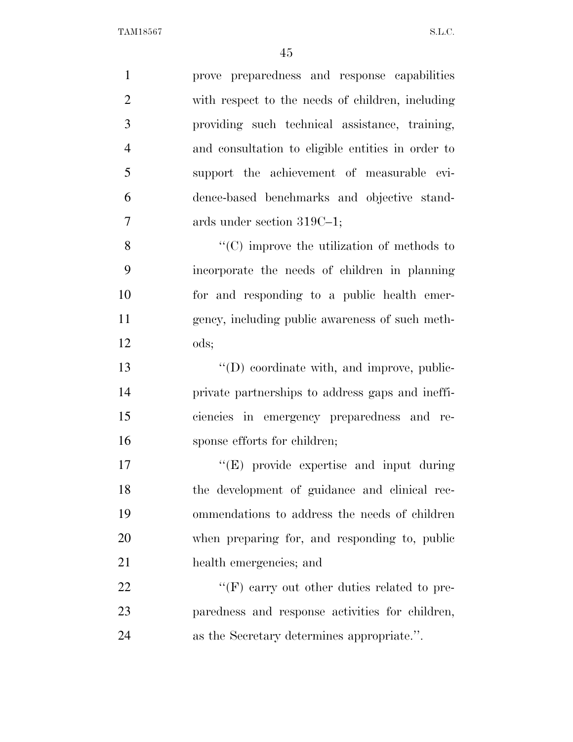prove preparedness and response capabilities with respect to the needs of children, including providing such technical assistance, training, and consultation to eligible entities in order to support the achievement of measurable evidence-based benchmarks and objective standards under section 319C–1;

''(C) improve the utilization of methods to incorporate the needs of children in planning for and responding to a public health emergency, including public awareness of such methods;

''(D) coordinate with, and improve, public-private partnerships to address gaps and inefficiencies in emergency preparedness and response efforts for children;

''(E) provide expertise and input during the development of guidance and clinical recommendations to address the needs of children when preparing for, and responding to, public health emergencies; and

''(F) carry out other duties related to preparedness and response activities for children, as the Secretary determines appropriate.''.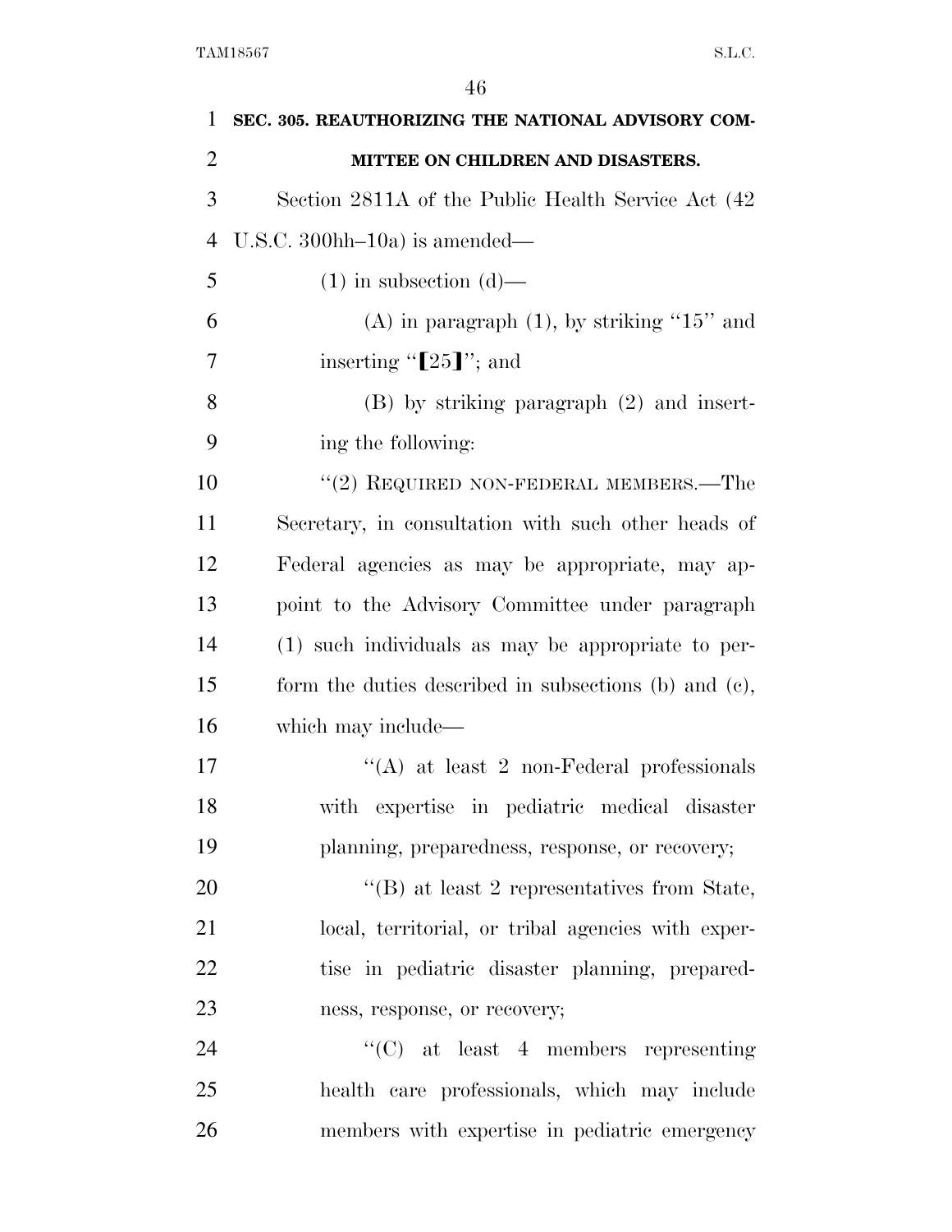**SEC. 305. REAUTHORIZING THE NATIONAL ADVISORY COMMITTEE ON CHILDREN AND DISASTERS.**

Section 2811A of the Public Health Service Act (42 U.S.C. 300hh–10a) is amended—

(1) in subsection (d)—

(A) in paragraph (1), by striking "15" and inserting "[25]"; and

(B) by striking paragraph (2) and inserting the following:

"(2) REQUIRED NON-FEDERAL MEMBERS.—The Secretary, in consultation with such other heads of Federal agencies as may be appropriate, may appoint to the Advisory Committee under paragraph (1) such individuals as may be appropriate to perform the duties described in subsections (b) and (c), which may include—

"(A) at least 2 non-Federal professionals with expertise in pediatric medical disaster planning, preparedness, response, or recovery;

"(B) at least 2 representatives from State, local, territorial, or tribal agencies with expertise in pediatric disaster planning, preparedness, response, or recovery;

"(C) at least 4 members representing health care professionals, which may include members with expertise in pediatric emergency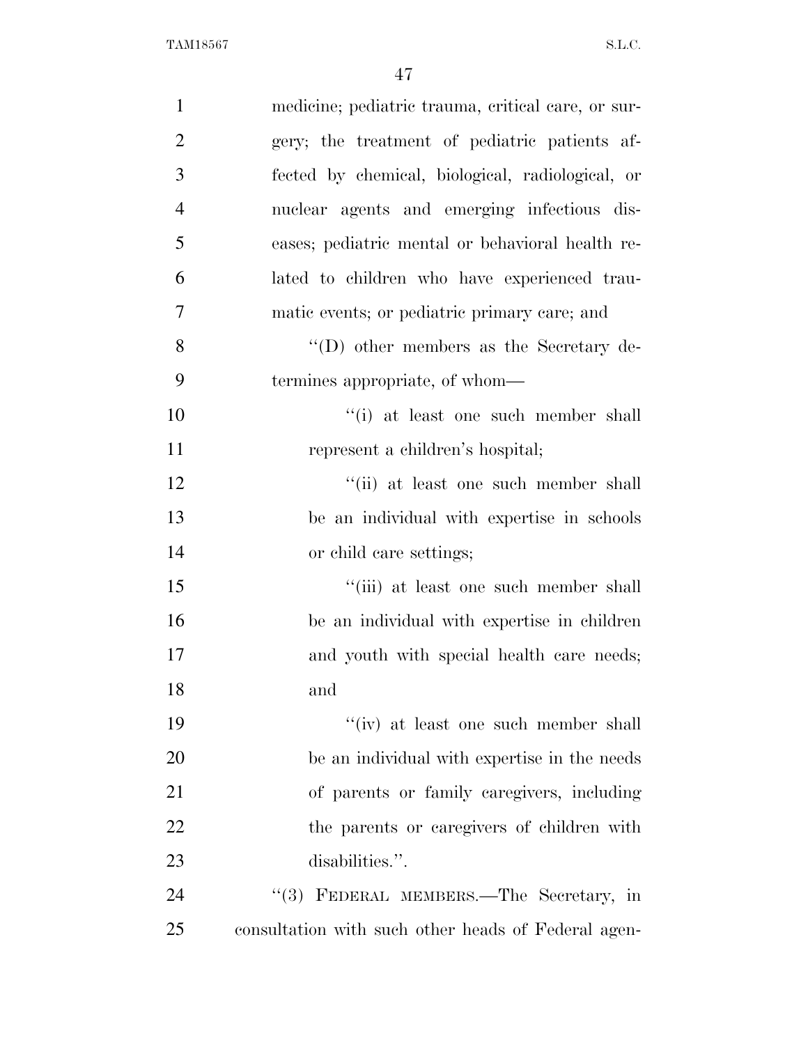medicine; pediatric trauma, critical care, or surgery; the treatment of pediatric patients affected by chemical, biological, radiological, or nuclear agents and emerging infectious diseases; pediatric mental or behavioral health related to children who have experienced traumatic events; or pediatric primary care; and

"(D) other members as the Secretary determines appropriate, of whom—

"(i) at least one such member shall represent a children's hospital;

"(ii) at least one such member shall be an individual with expertise in schools or child care settings;

"(iii) at least one such member shall be an individual with expertise in children and youth with special health care needs; and

"(iv) at least one such member shall be an individual with expertise in the needs of parents or family caregivers, including the parents or caregivers of children with disabilities.".

"(3) FEDERAL MEMBERS.—The Secretary, in consultation with such other heads of Federal agen-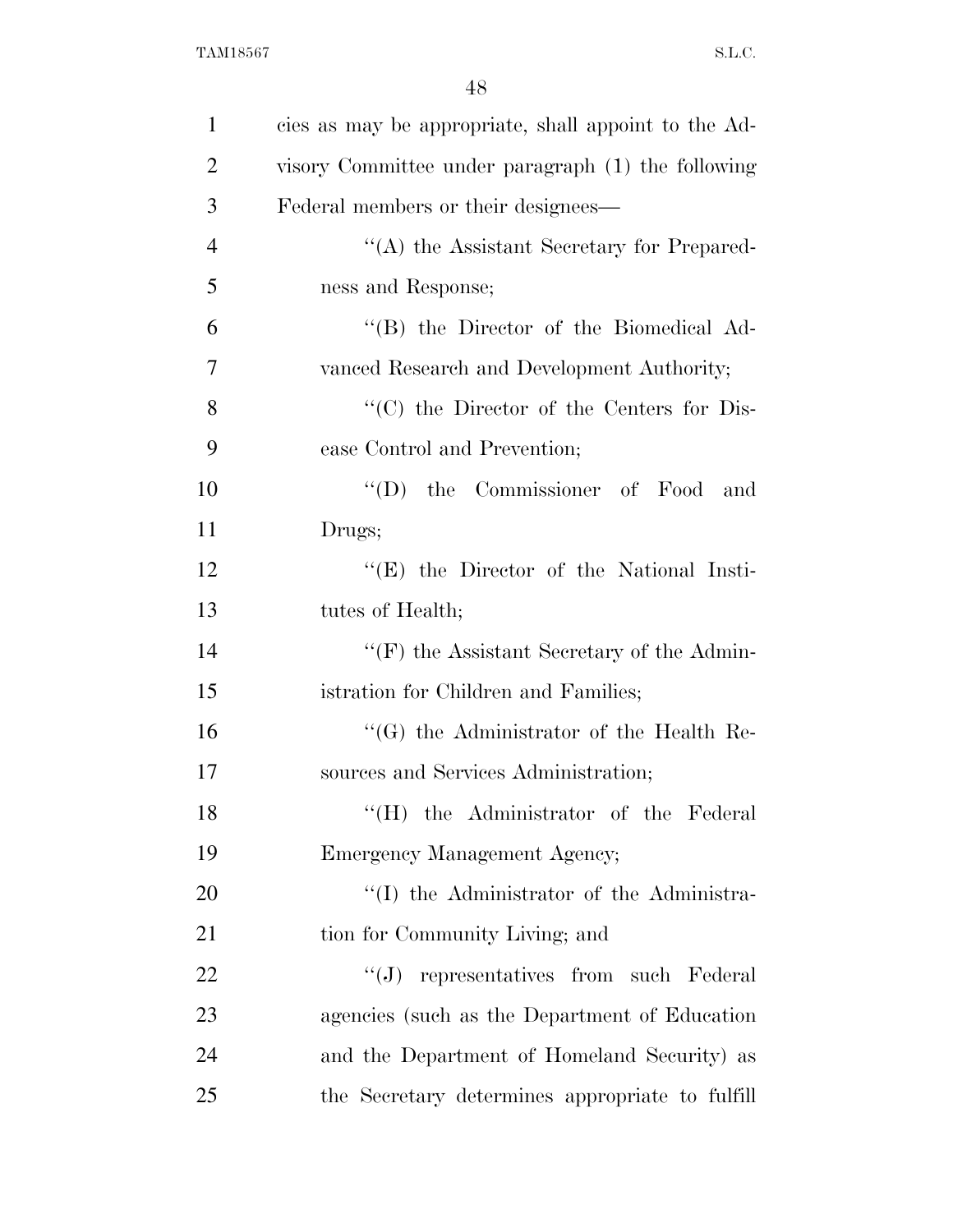cies as may be appropriate, shall appoint to the Advisory Committee under paragraph (1) the following Federal members or their designees—

''(A) the Assistant Secretary for Preparedness and Response;

''(B) the Director of the Biomedical Advanced Research and Development Authority;

''(C) the Director of the Centers for Disease Control and Prevention;

''(D) the Commissioner of Food and Drugs;

''(E) the Director of the National Institutes of Health;

''(F) the Assistant Secretary of the Administration for Children and Families;

''(G) the Administrator of the Health Resources and Services Administration;

''(H) the Administrator of the Federal Emergency Management Agency;

''(I) the Administrator of the Administration for Community Living; and

''(J) representatives from such Federal agencies (such as the Department of Education and the Department of Homeland Security) as the Secretary determines appropriate to fulfill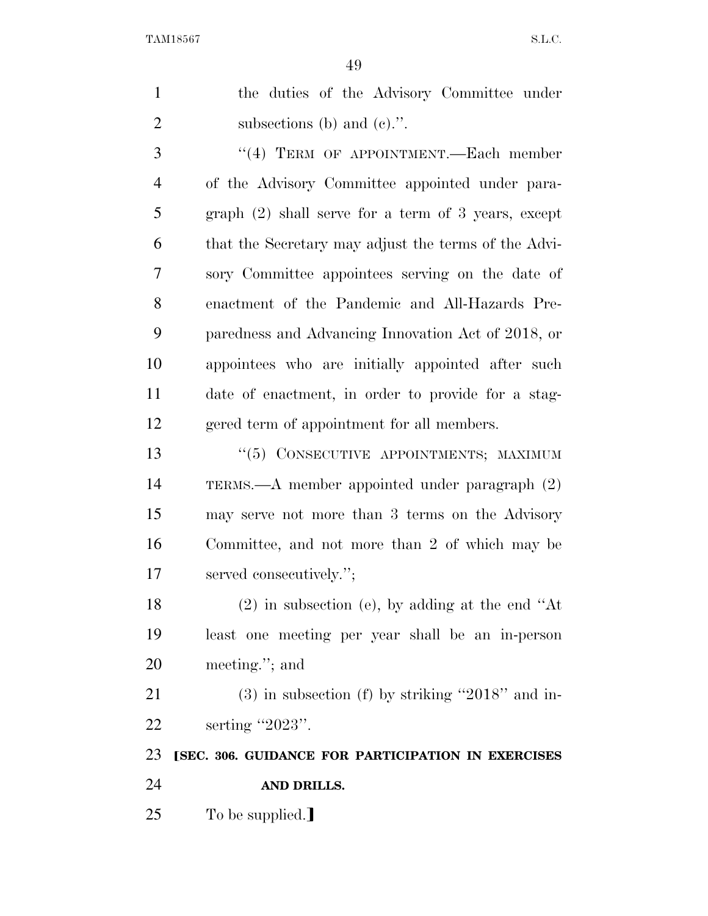the duties of the Advisory Committee under subsections (b) and (c).''.

''(4) TERM OF APPOINTMENT.—Each member of the Advisory Committee appointed under paragraph (2) shall serve for a term of 3 years, except that the Secretary may adjust the terms of the Advisory Committee appointees serving on the date of enactment of the Pandemic and All-Hazards Preparedness and Advancing Innovation Act of 2018, or appointees who are initially appointed after such date of enactment, in order to provide for a staggered term of appointment for all members.

''(5) CONSECUTIVE APPOINTMENTS; MAXIMUM TERMS.—A member appointed under paragraph (2) may serve not more than 3 terms on the Advisory Committee, and not more than 2 of which may be served consecutively.'';

(2) in subsection (e), by adding at the end ''At least one meeting per year shall be an in-person meeting.''; and

(3) in subsection (f) by striking ''2018'' and inserting ''2023''.

**[SEC. 306. GUIDANCE FOR PARTICIPATION IN EXERCISES AND DRILLS.**

To be supplied.]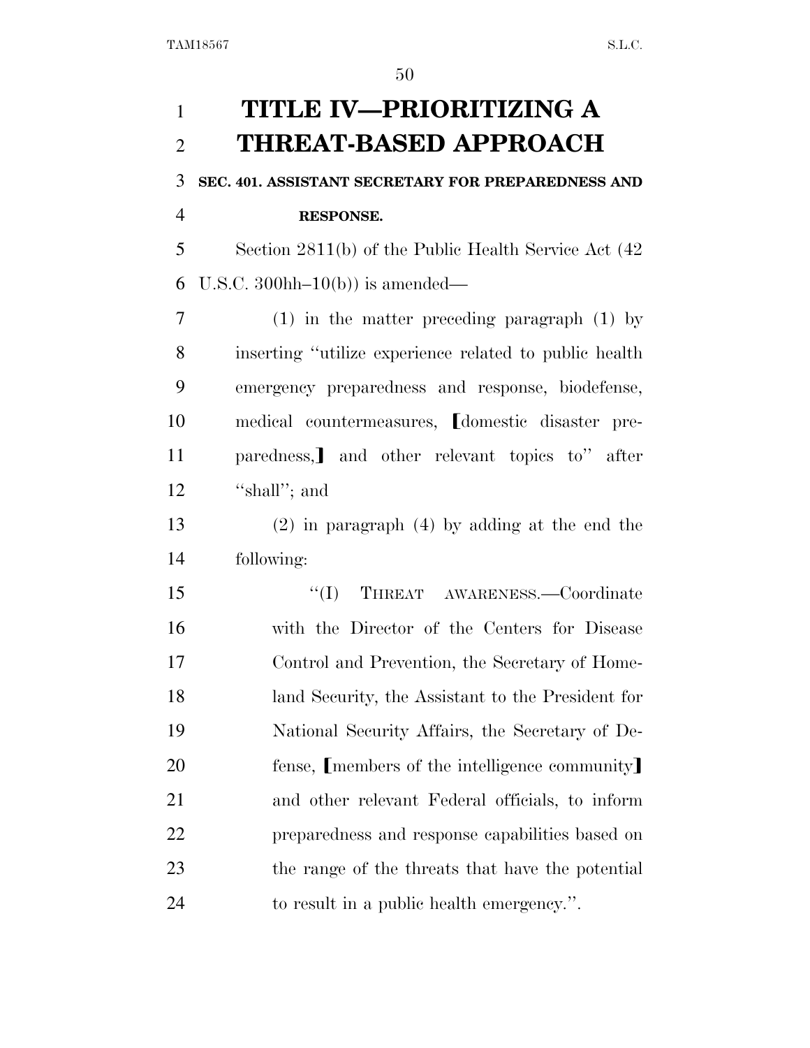# TITLE IV—PRIORITIZING A THREAT-BASED APPROACH

**SEC. 401. ASSISTANT SECRETARY FOR PREPAREDNESS AND RESPONSE.**

Section 2811(b) of the Public Health Service Act (42 U.S.C. 300hh–10(b)) is amended—

(1) in the matter preceding paragraph (1) by inserting ''utilize experience related to public health emergency preparedness and response, biodefense, medical countermeasures, [domestic disaster preparedness,] and other relevant topics to'' after ''shall''; and

(2) in paragraph (4) by adding at the end the following:

''(I) THREAT AWARENESS.—Coordinate with the Director of the Centers for Disease Control and Prevention, the Secretary of Homeland Security, the Assistant to the President for National Security Affairs, the Secretary of Defense, [members of the intelligence community] and other relevant Federal officials, to inform preparedness and response capabilities based on the range of the threats that have the potential to result in a public health emergency.''.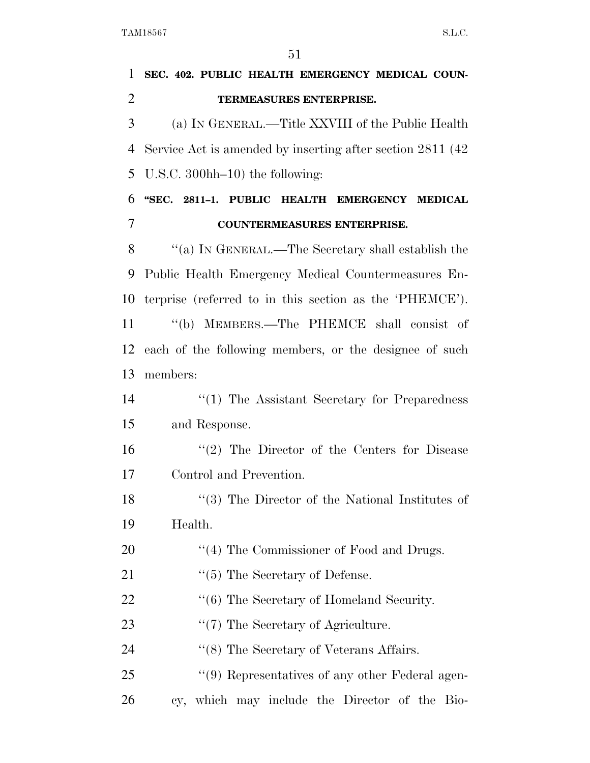**SEC. 402. PUBLIC HEALTH EMERGENCY MEDICAL COUNTERMEASURES ENTERPRISE.**

(a) IN GENERAL.—Title XXVIII of the Public Health Service Act is amended by inserting after section 2811 (42 U.S.C. 300hh–10) the following:

**"SEC. 2811–1. PUBLIC HEALTH EMERGENCY MEDICAL COUNTERMEASURES ENTERPRISE.**

"(a) IN GENERAL.—The Secretary shall establish the Public Health Emergency Medical Countermeasures Enterprise (referred to in this section as the 'PHEMCE').

"(b) MEMBERS.—The PHEMCE shall consist of each of the following members, or the designee of such members:

"(1) The Assistant Secretary for Preparedness and Response.

"(2) The Director of the Centers for Disease Control and Prevention.

"(3) The Director of the National Institutes of Health.

"(4) The Commissioner of Food and Drugs.

"(5) The Secretary of Defense.

"(6) The Secretary of Homeland Security.

"(7) The Secretary of Agriculture.

"(8) The Secretary of Veterans Affairs.

"(9) Representatives of any other Federal agency, which may include the Director of the Bio-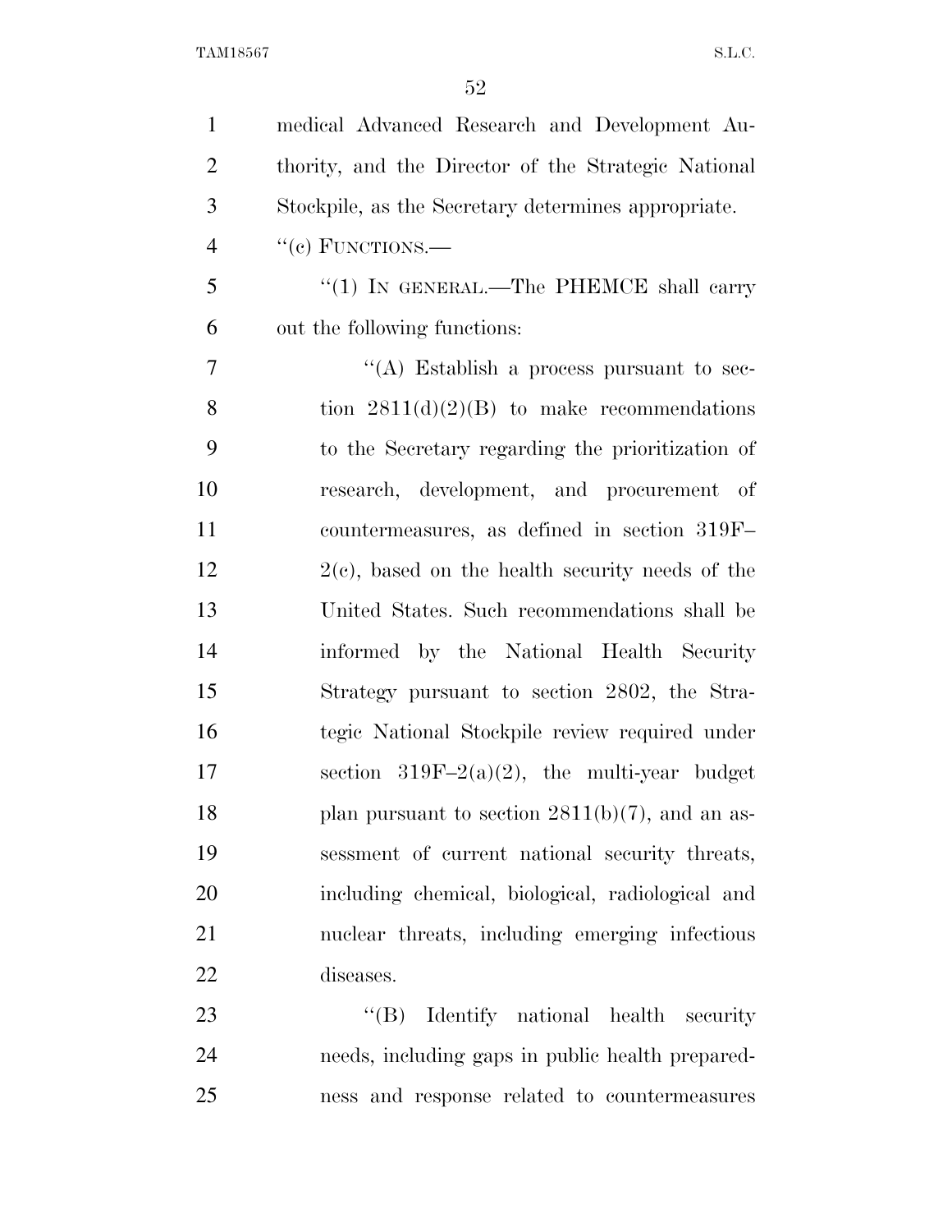medical Advanced Research and Development Authority, and the Director of the Strategic National Stockpile, as the Secretary determines appropriate.

"(c) FUNCTIONS.—

"(1) IN GENERAL.—The PHEMCE shall carry out the following functions:

"(A) Establish a process pursuant to section 2811(d)(2)(B) to make recommendations to the Secretary regarding the prioritization of research, development, and procurement of countermeasures, as defined in section 319F–2(c), based on the health security needs of the United States. Such recommendations shall be informed by the National Health Security Strategy pursuant to section 2802, the Strategic National Stockpile review required under section 319F–2(a)(2), the multi-year budget plan pursuant to section 2811(b)(7), and an assessment of current national security threats, including chemical, biological, radiological and nuclear threats, including emerging infectious diseases.

"(B) Identify national health security needs, including gaps in public health preparedness and response related to countermeasures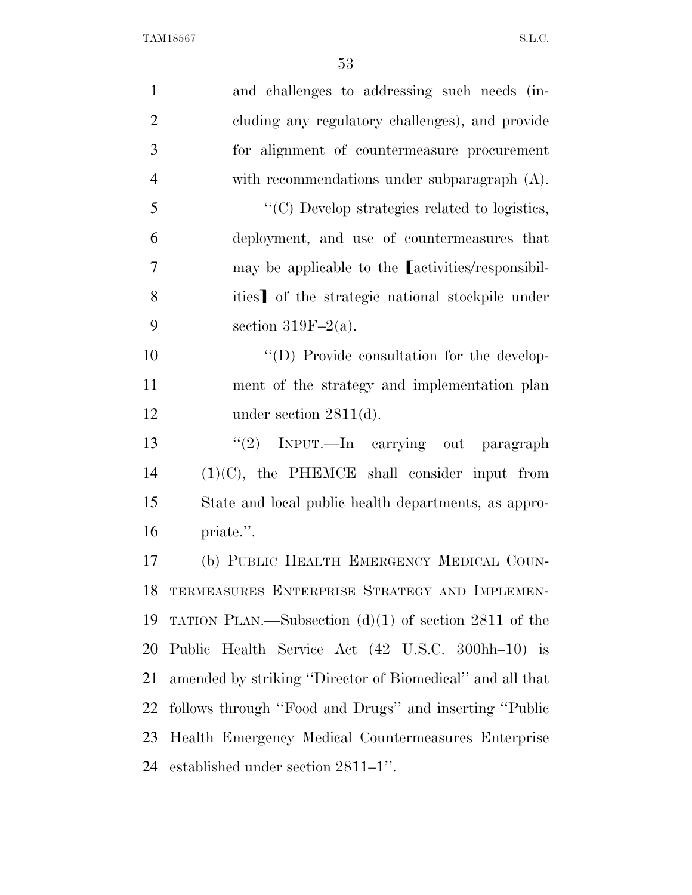and challenges to addressing such needs (including any regulatory challenges), and provide for alignment of countermeasure procurement with recommendations under subparagraph (A).

"(C) Develop strategies related to logistics, deployment, and use of countermeasures that may be applicable to the ⟦activities/responsibilities⟧ of the strategic national stockpile under section 319F–2(a).

"(D) Provide consultation for the development of the strategy and implementation plan under section 2811(d).

"(2) INPUT.—In carrying out paragraph (1)(C), the PHEMCE shall consider input from State and local public health departments, as appropriate.".

(b) PUBLIC HEALTH EMERGENCY MEDICAL COUNTERMEASURES ENTERPRISE STRATEGY AND IMPLEMENTATION PLAN.—Subsection (d)(1) of section 2811 of the Public Health Service Act (42 U.S.C. 300hh–10) is amended by striking "Director of Biomedical" and all that follows through "Food and Drugs" and inserting "Public Health Emergency Medical Countermeasures Enterprise established under section 2811–1".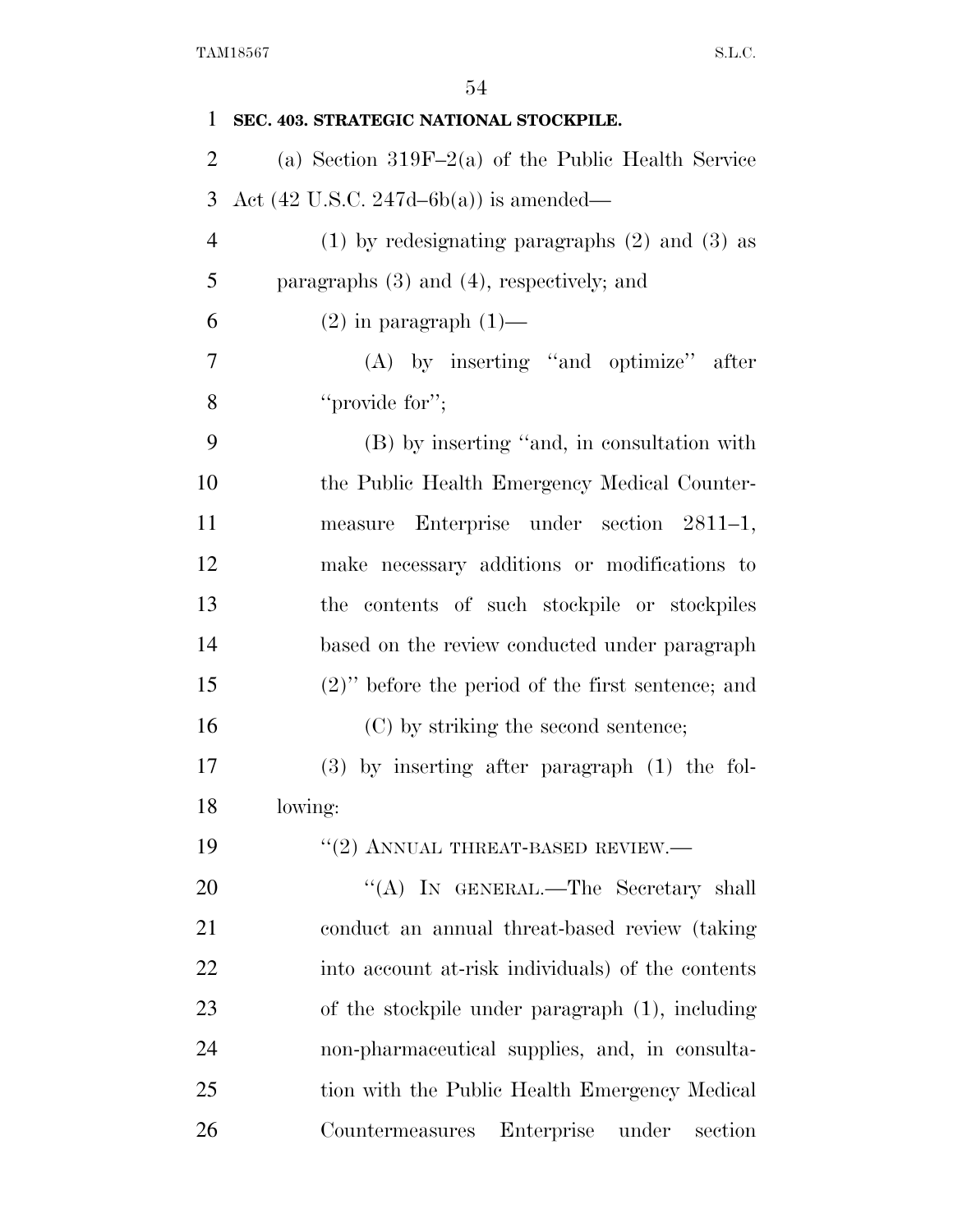**SEC. 403. STRATEGIC NATIONAL STOCKPILE.**

(a) Section 319F–2(a) of the Public Health Service Act (42 U.S.C. 247d–6b(a)) is amended—

(1) by redesignating paragraphs (2) and (3) as paragraphs (3) and (4), respectively; and

(2) in paragraph (1)—

(A) by inserting "and optimize" after "provide for";

(B) by inserting "and, in consultation with the Public Health Emergency Medical Countermeasure Enterprise under section 2811–1, make necessary additions or modifications to the contents of such stockpile or stockpiles based on the review conducted under paragraph (2)" before the period of the first sentence; and

(C) by striking the second sentence;

(3) by inserting after paragraph (1) the following:

"(2) ANNUAL THREAT-BASED REVIEW.—

"(A) IN GENERAL.—The Secretary shall conduct an annual threat-based review (taking into account at-risk individuals) of the contents of the stockpile under paragraph (1), including non-pharmaceutical supplies, and, in consultation with the Public Health Emergency Medical Countermeasures Enterprise under section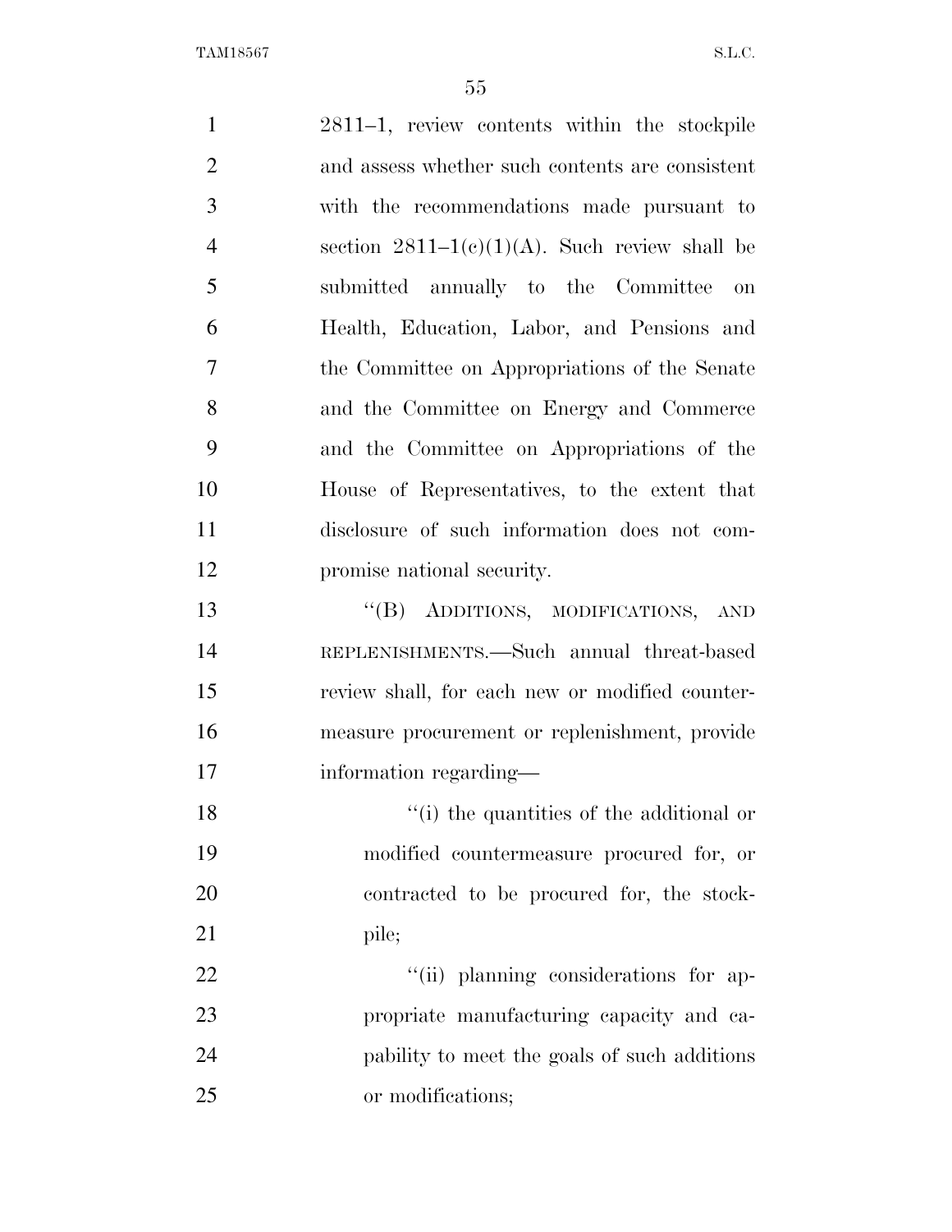2811–1, review contents within the stockpile and assess whether such contents are consistent with the recommendations made pursuant to section 2811–1(c)(1)(A). Such review shall be submitted annually to the Committee on Health, Education, Labor, and Pensions and the Committee on Appropriations of the Senate and the Committee on Energy and Commerce and the Committee on Appropriations of the House of Representatives, to the extent that disclosure of such information does not compromise national security.

"(B) ADDITIONS, MODIFICATIONS, AND REPLENISHMENTS.—Such annual threat-based review shall, for each new or modified countermeasure procurement or replenishment, provide information regarding—

"(i) the quantities of the additional or modified countermeasure procured for, or contracted to be procured for, the stockpile;

"(ii) planning considerations for appropriate manufacturing capacity and capability to meet the goals of such additions or modifications;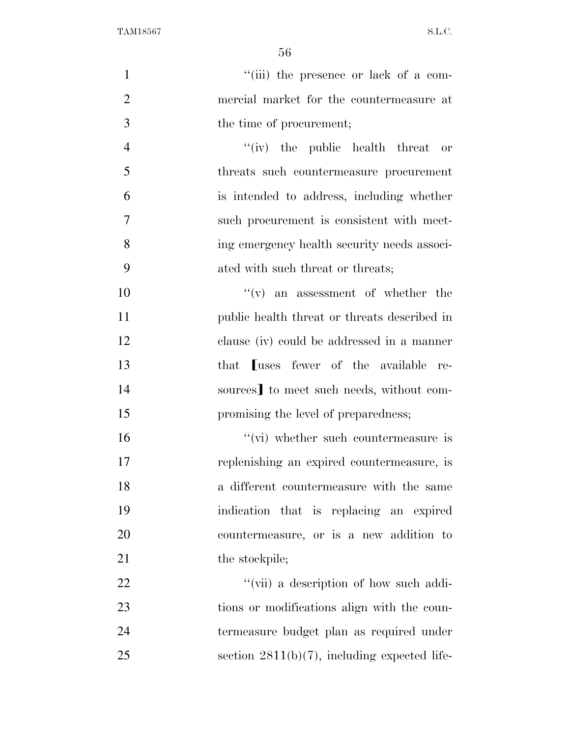"(iii) the presence or lack of a commercial market for the countermeasure at the time of procurement;

"(iv) the public health threat or threats such countermeasure procurement is intended to address, including whether such procurement is consistent with meeting emergency health security needs associated with such threat or threats;

"(v) an assessment of whether the public health threat or threats described in clause (iv) could be addressed in a manner that [uses fewer of the available resources] to meet such needs, without compromising the level of preparedness;

"(vi) whether such countermeasure is replenishing an expired countermeasure, is a different countermeasure with the same indication that is replacing an expired countermeasure, or is a new addition to the stockpile;

"(vii) a description of how such additions or modifications align with the countermeasure budget plan as required under section 2811(b)(7), including expected life-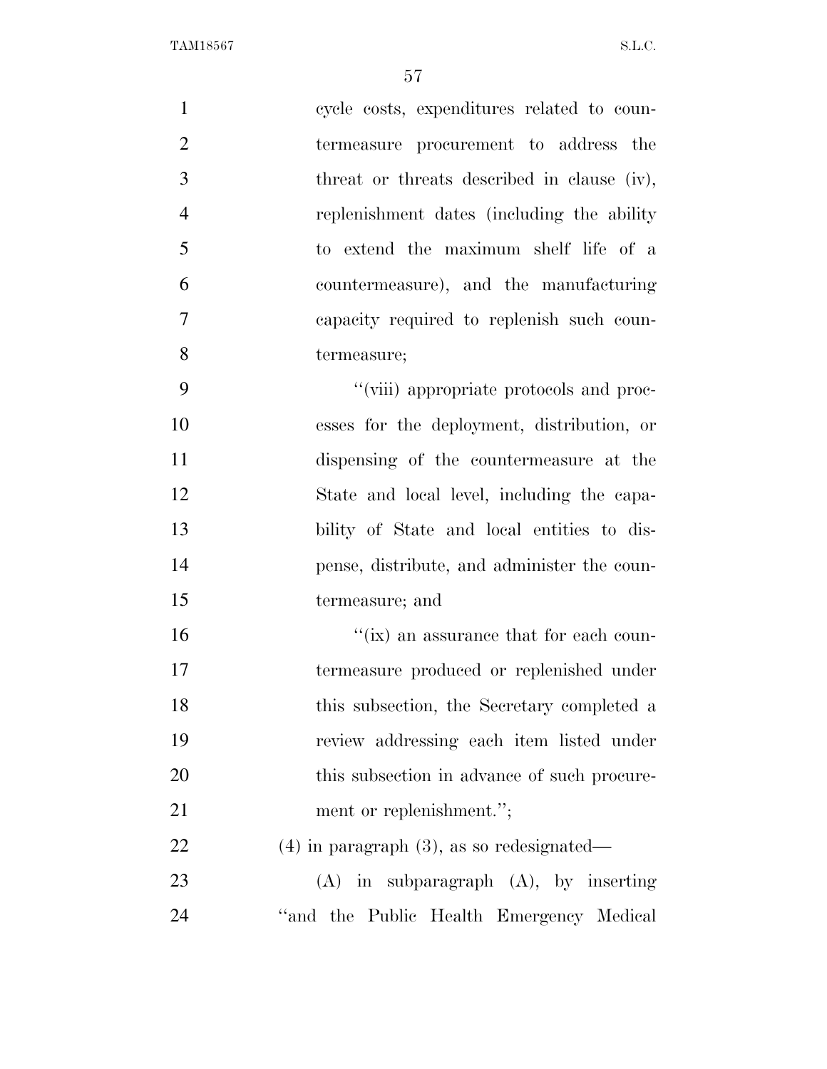cycle costs, expenditures related to countermeasure procurement to address the threat or threats described in clause (iv), replenishment dates (including the ability to extend the maximum shelf life of a countermeasure), and the manufacturing capacity required to replenish such countermeasure;

"(viii) appropriate protocols and processes for the deployment, distribution, or dispensing of the countermeasure at the State and local level, including the capability of State and local entities to dispense, distribute, and administer the countermeasure; and

"(ix) an assurance that for each countermeasure produced or replenished under this subsection, the Secretary completed a review addressing each item listed under this subsection in advance of such procurement or replenishment.";

(4) in paragraph (3), as so redesignated—

(A) in subparagraph (A), by inserting "and the Public Health Emergency Medical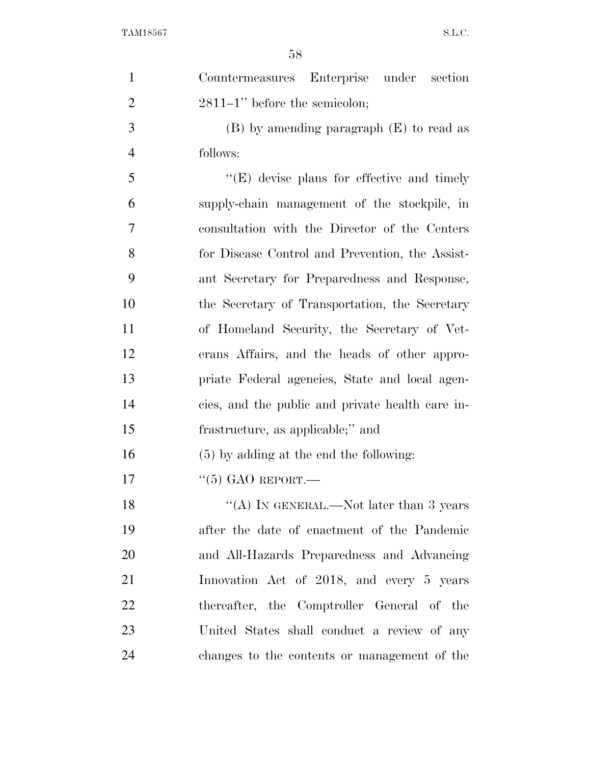Countermeasures Enterprise under section 2811–1'' before the semicolon;

(B) by amending paragraph (E) to read as follows:

''(E) devise plans for effective and timely supply-chain management of the stockpile, in consultation with the Director of the Centers for Disease Control and Prevention, the Assistant Secretary for Preparedness and Response, the Secretary of Transportation, the Secretary of Homeland Security, the Secretary of Veterans Affairs, and the heads of other appropriate Federal agencies, State and local agencies, and the public and private health care infrastructure, as applicable;'' and

(5) by adding at the end the following:

''(5) GAO REPORT.—

''(A) IN GENERAL.—Not later than 3 years after the date of enactment of the Pandemic and All-Hazards Preparedness and Advancing Innovation Act of 2018, and every 5 years thereafter, the Comptroller General of the United States shall conduct a review of any changes to the contents or management of the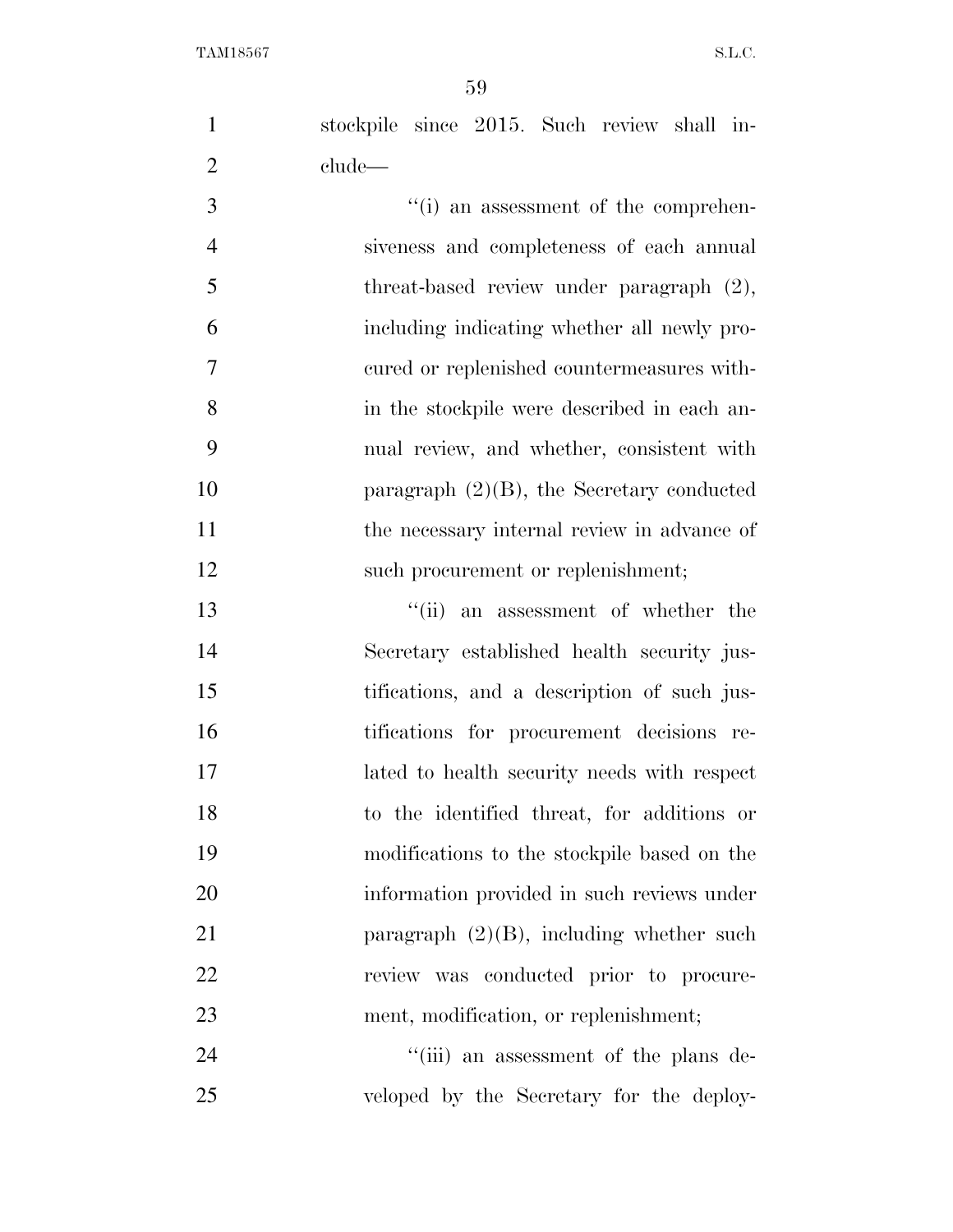stockpile since 2015. Such review shall include—

"(i) an assessment of the comprehensiveness and completeness of each annual threat-based review under paragraph (2), including indicating whether all newly procured or replenished countermeasures within the stockpile were described in each annual review, and whether, consistent with paragraph (2)(B), the Secretary conducted the necessary internal review in advance of such procurement or replenishment;

"(ii) an assessment of whether the Secretary established health security justifications, and a description of such justifications for procurement decisions related to health security needs with respect to the identified threat, for additions or modifications to the stockpile based on the information provided in such reviews under paragraph (2)(B), including whether such review was conducted prior to procurement, modification, or replenishment;

"(iii) an assessment of the plans developed by the Secretary for the deploy-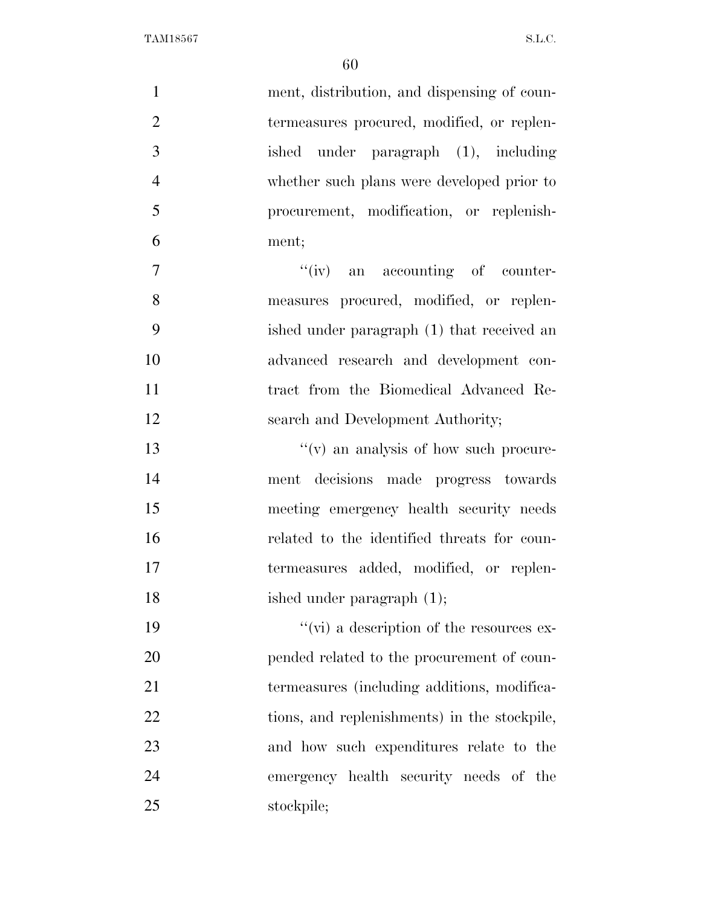ment, distribution, and dispensing of countermeasures procured, modified, or replenished under paragraph (1), including whether such plans were developed prior to procurement, modification, or replenishment;

''(iv) an accounting of countermeasures procured, modified, or replenished under paragraph (1) that received an advanced research and development contract from the Biomedical Advanced Research and Development Authority;

''(v) an analysis of how such procurement decisions made progress towards meeting emergency health security needs related to the identified threats for countermeasures added, modified, or replenished under paragraph (1);

''(vi) a description of the resources expended related to the procurement of countermeasures (including additions, modifications, and replenishments) in the stockpile, and how such expenditures relate to the emergency health security needs of the stockpile;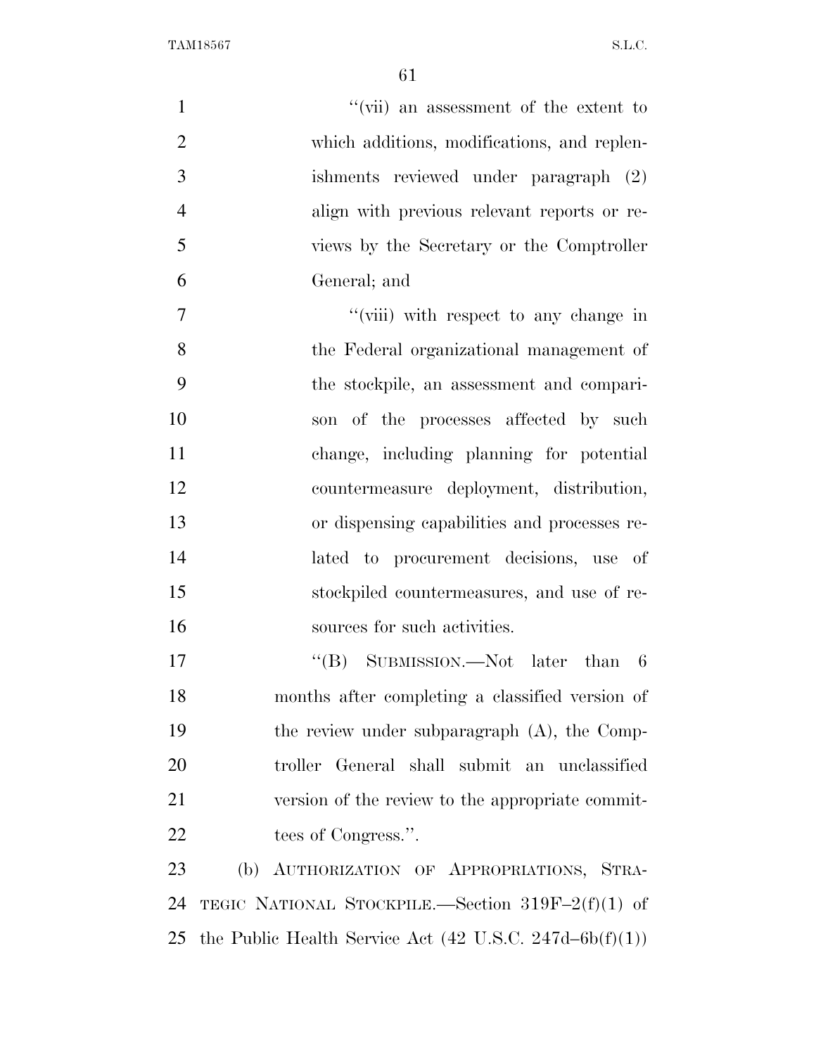''(vii) an assessment of the extent to which additions, modifications, and replenishments reviewed under paragraph (2) align with previous relevant reports or reviews by the Secretary or the Comptroller General; and

''(viii) with respect to any change in the Federal organizational management of the stockpile, an assessment and comparison of the processes affected by such change, including planning for potential countermeasure deployment, distribution, or dispensing capabilities and processes related to procurement decisions, use of stockpiled countermeasures, and use of resources for such activities.

''(B) SUBMISSION.—Not later than 6 months after completing a classified version of the review under subparagraph (A), the Comptroller General shall submit an unclassified version of the review to the appropriate committees of Congress.''.

(b) AUTHORIZATION OF APPROPRIATIONS, STRATEGIC NATIONAL STOCKPILE.—Section 319F–2(f)(1) of the Public Health Service Act (42 U.S.C. 247d–6b(f)(1))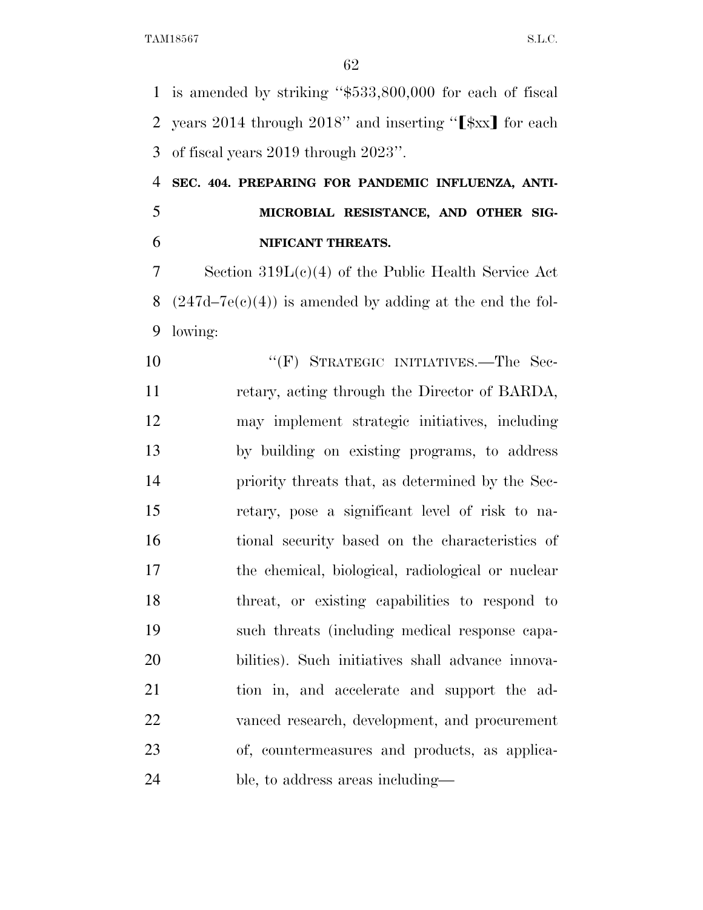is amended by striking "$533,800,000 for each of fiscal years 2014 through 2018" and inserting "[$xx] for each of fiscal years 2019 through 2023".

**SEC. 404. PREPARING FOR PANDEMIC INFLUENZA, ANTIMICROBIAL RESISTANCE, AND OTHER SIGNIFICANT THREATS.**

Section 319L(c)(4) of the Public Health Service Act (247d–7e(c)(4)) is amended by adding at the end the following:

> "(F) STRATEGIC INITIATIVES.—The Secretary, acting through the Director of BARDA, may implement strategic initiatives, including by building on existing programs, to address priority threats that, as determined by the Secretary, pose a significant level of risk to national security based on the characteristics of the chemical, biological, radiological or nuclear threat, or existing capabilities to respond to such threats (including medical response capabilities). Such initiatives shall advance innovation in, and accelerate and support the advanced research, development, and procurement of, countermeasures and products, as applicable, to address areas including—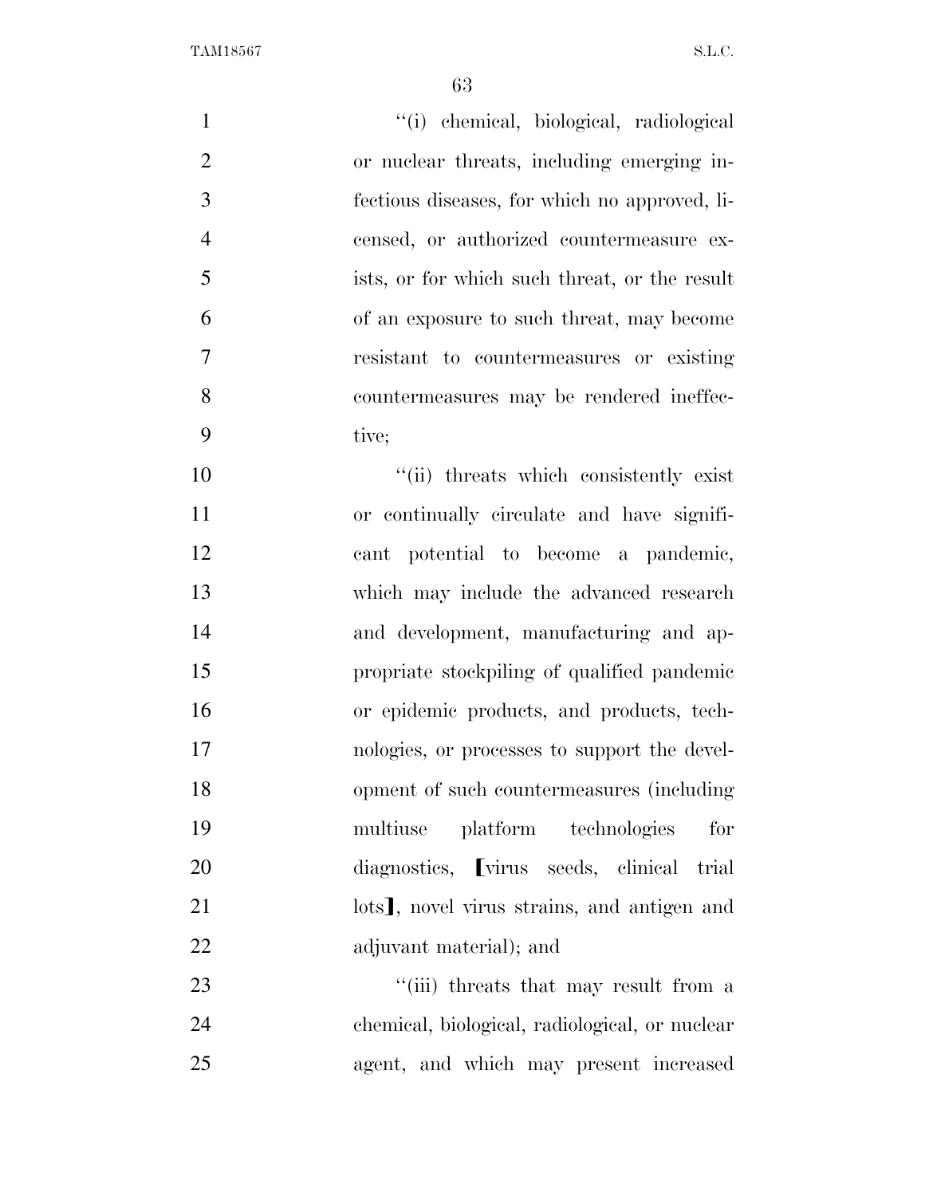''(i) chemical, biological, radiological or nuclear threats, including emerging infectious diseases, for which no approved, licensed, or authorized countermeasure exists, or for which such threat, or the result of an exposure to such threat, may become resistant to countermeasures or existing countermeasures may be rendered ineffective;

''(ii) threats which consistently exist or continually circulate and have significant potential to become a pandemic, which may include the advanced research and development, manufacturing and appropriate stockpiling of qualified pandemic or epidemic products, and products, technologies, or processes to support the development of such countermeasures (including multiuse platform technologies for diagnostics, ⟦virus seeds, clinical trial lots⟧, novel virus strains, and antigen and adjuvant material); and

''(iii) threats that may result from a chemical, biological, radiological, or nuclear agent, and which may present increased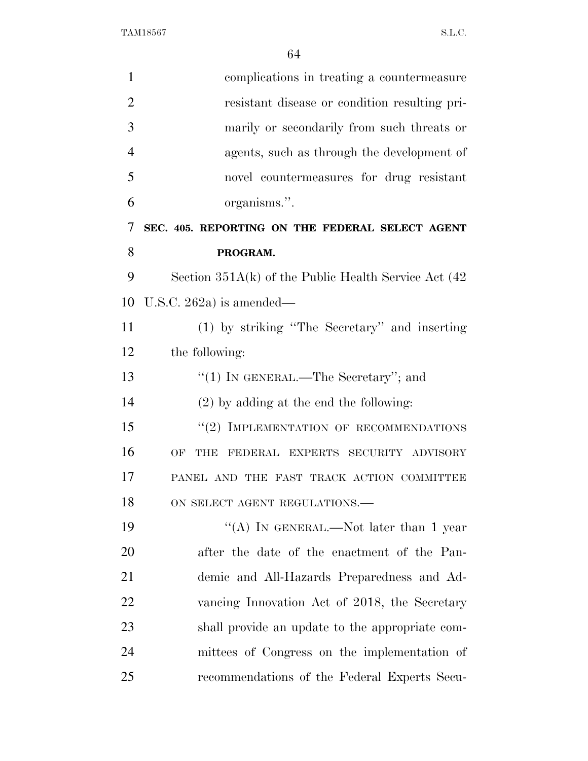complications in treating a countermeasure resistant disease or condition resulting primarily or secondarily from such threats or agents, such as through the development of novel countermeasures for drug resistant organisms.''.

**SEC. 405. REPORTING ON THE FEDERAL SELECT AGENT PROGRAM.**

Section 351A(k) of the Public Health Service Act (42 U.S.C. 262a) is amended—

(1) by striking ''The Secretary'' and inserting the following:

''(1) IN GENERAL.—The Secretary''; and

(2) by adding at the end the following:

''(2) IMPLEMENTATION OF RECOMMENDATIONS OF THE FEDERAL EXPERTS SECURITY ADVISORY PANEL AND THE FAST TRACK ACTION COMMITTEE ON SELECT AGENT REGULATIONS.—

''(A) IN GENERAL.—Not later than 1 year after the date of the enactment of the Pandemic and All-Hazards Preparedness and Advancing Innovation Act of 2018, the Secretary shall provide an update to the appropriate committees of Congress on the implementation of recommendations of the Federal Experts Secu-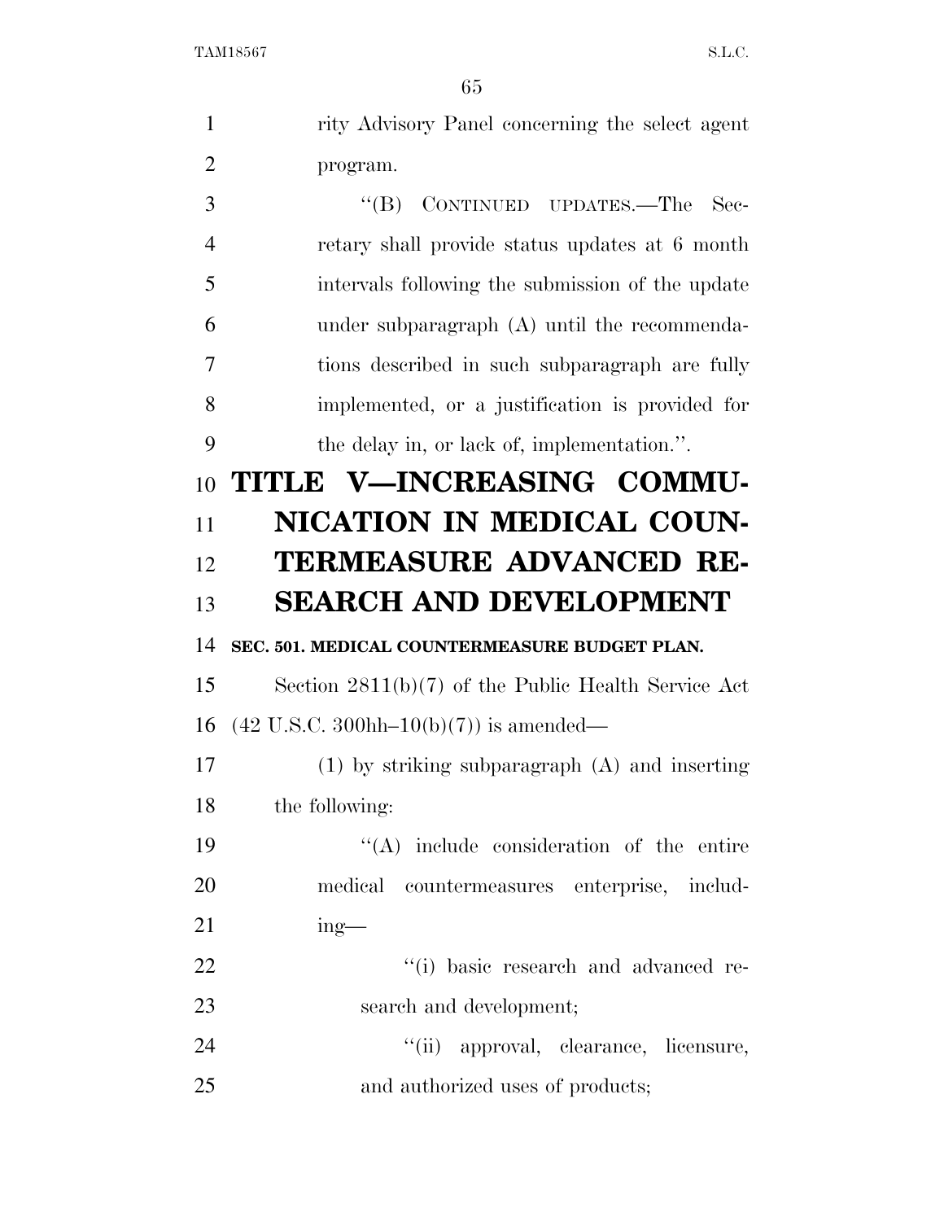rity Advisory Panel concerning the select agent program.

"(B) CONTINUED UPDATES.—The Secretary shall provide status updates at 6 month intervals following the submission of the update under subparagraph (A) until the recommendations described in such subparagraph are fully implemented, or a justification is provided for the delay in, or lack of, implementation.".

# TITLE V—INCREASING COMMUNICATION IN MEDICAL COUNTERMEASURE ADVANCED RESEARCH AND DEVELOPMENT

**SEC. 501. MEDICAL COUNTERMEASURE BUDGET PLAN.**

Section 2811(b)(7) of the Public Health Service Act (42 U.S.C. 300hh–10(b)(7)) is amended—

(1) by striking subparagraph (A) and inserting the following:

"(A) include consideration of the entire medical countermeasures enterprise, including—

"(i) basic research and advanced research and development;

"(ii) approval, clearance, licensure, and authorized uses of products;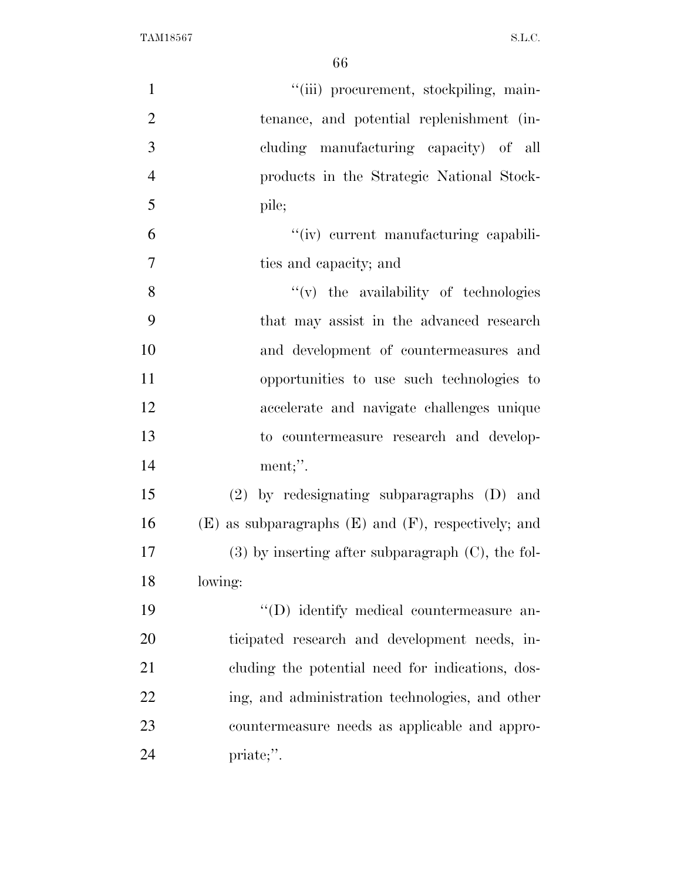"(iii) procurement, stockpiling, maintenance, and potential replenishment (including manufacturing capacity) of all products in the Strategic National Stockpile;

"(iv) current manufacturing capabilities and capacity; and

"(v) the availability of technologies that may assist in the advanced research and development of countermeasures and opportunities to use such technologies to accelerate and navigate challenges unique to countermeasure research and development;".

(2) by redesignating subparagraphs (D) and (E) as subparagraphs (E) and (F), respectively; and

(3) by inserting after subparagraph (C), the following:

"(D) identify medical countermeasure anticipated research and development needs, including the potential need for indications, dosing, and administration technologies, and other countermeasure needs as applicable and appropriate;".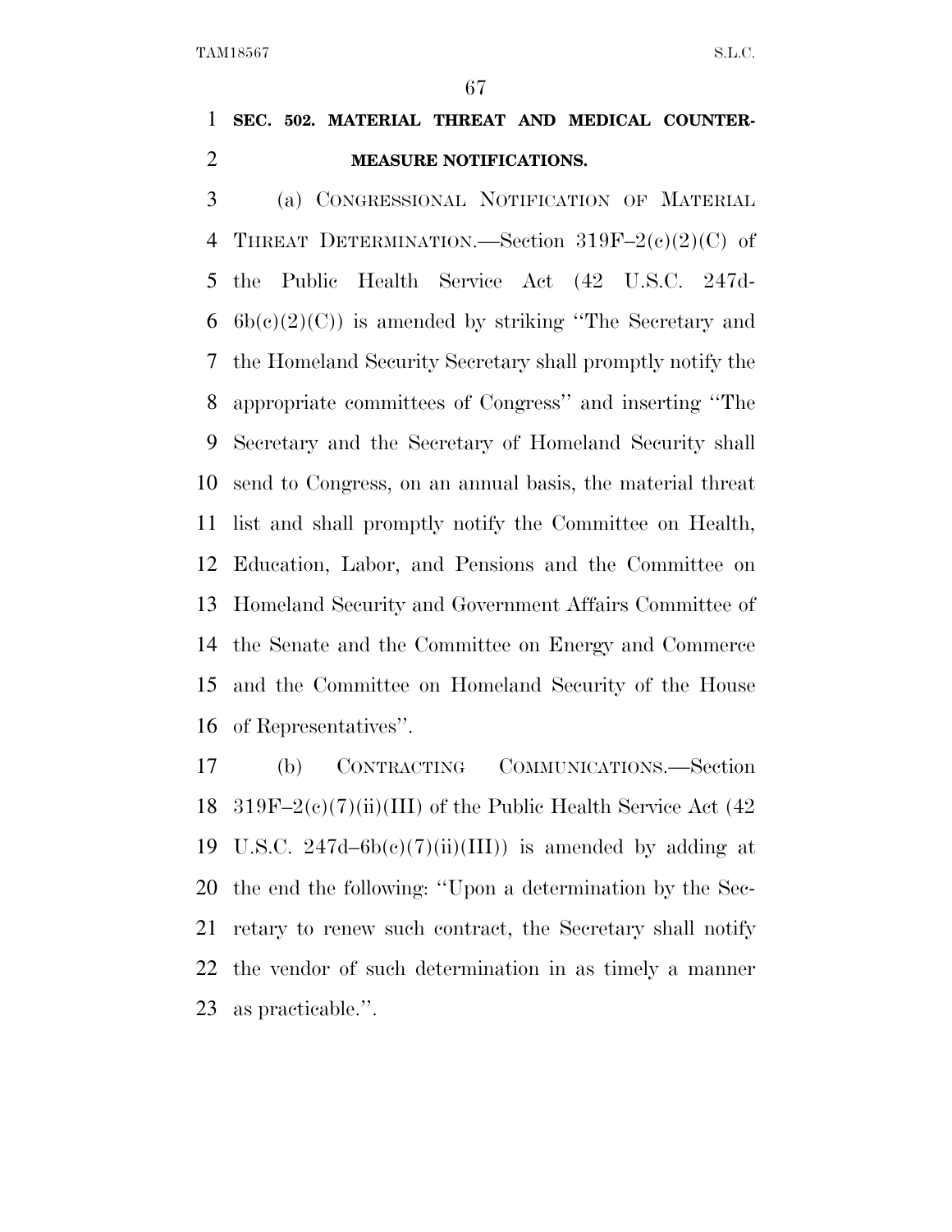**SEC. 502. MATERIAL THREAT AND MEDICAL COUNTER-MEASURE NOTIFICATIONS.**

(a) CONGRESSIONAL NOTIFICATION OF MATERIAL THREAT DETERMINATION.—Section 319F–2(c)(2)(C) of the Public Health Service Act (42 U.S.C. 247d-6b(c)(2)(C)) is amended by striking "The Secretary and the Homeland Security Secretary shall promptly notify the appropriate committees of Congress" and inserting "The Secretary and the Secretary of Homeland Security shall send to Congress, on an annual basis, the material threat list and shall promptly notify the Committee on Health, Education, Labor, and Pensions and the Committee on Homeland Security and Government Affairs Committee of the Senate and the Committee on Energy and Commerce and the Committee on Homeland Security of the House of Representatives".

(b) CONTRACTING COMMUNICATIONS.—Section 319F–2(c)(7)(ii)(III) of the Public Health Service Act (42 U.S.C. 247d–6b(c)(7)(ii)(III)) is amended by adding at the end the following: "Upon a determination by the Secretary to renew such contract, the Secretary shall notify the vendor of such determination in as timely a manner as practicable.".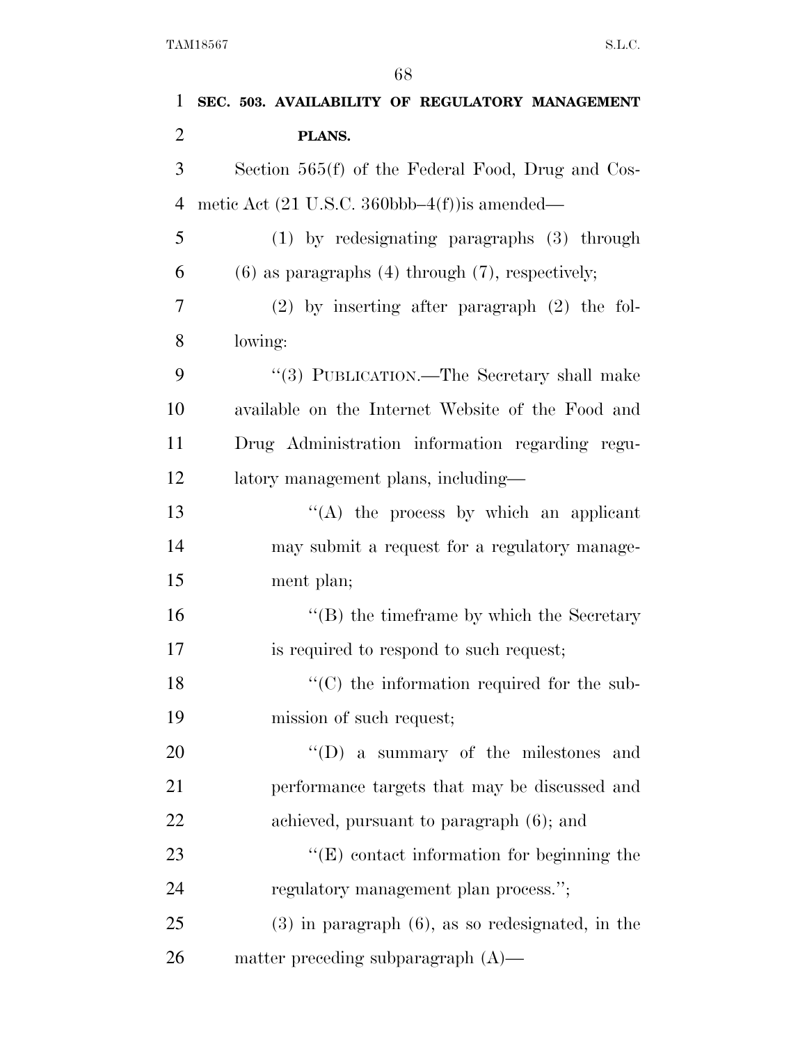**SEC. 503. AVAILABILITY OF REGULATORY MANAGEMENT PLANS.**

Section 565(f) of the Federal Food, Drug and Cosmetic Act (21 U.S.C. 360bbb–4(f))is amended—

(1) by redesignating paragraphs (3) through (6) as paragraphs (4) through (7), respectively;

(2) by inserting after paragraph (2) the following:

''(3) PUBLICATION.—The Secretary shall make available on the Internet Website of the Food and Drug Administration information regarding regulatory management plans, including—

''(A) the process by which an applicant may submit a request for a regulatory management plan;

''(B) the timeframe by which the Secretary is required to respond to such request;

''(C) the information required for the submission of such request;

''(D) a summary of the milestones and performance targets that may be discussed and achieved, pursuant to paragraph (6); and

''(E) contact information for beginning the regulatory management plan process.'';

(3) in paragraph (6), as so redesignated, in the matter preceding subparagraph (A)—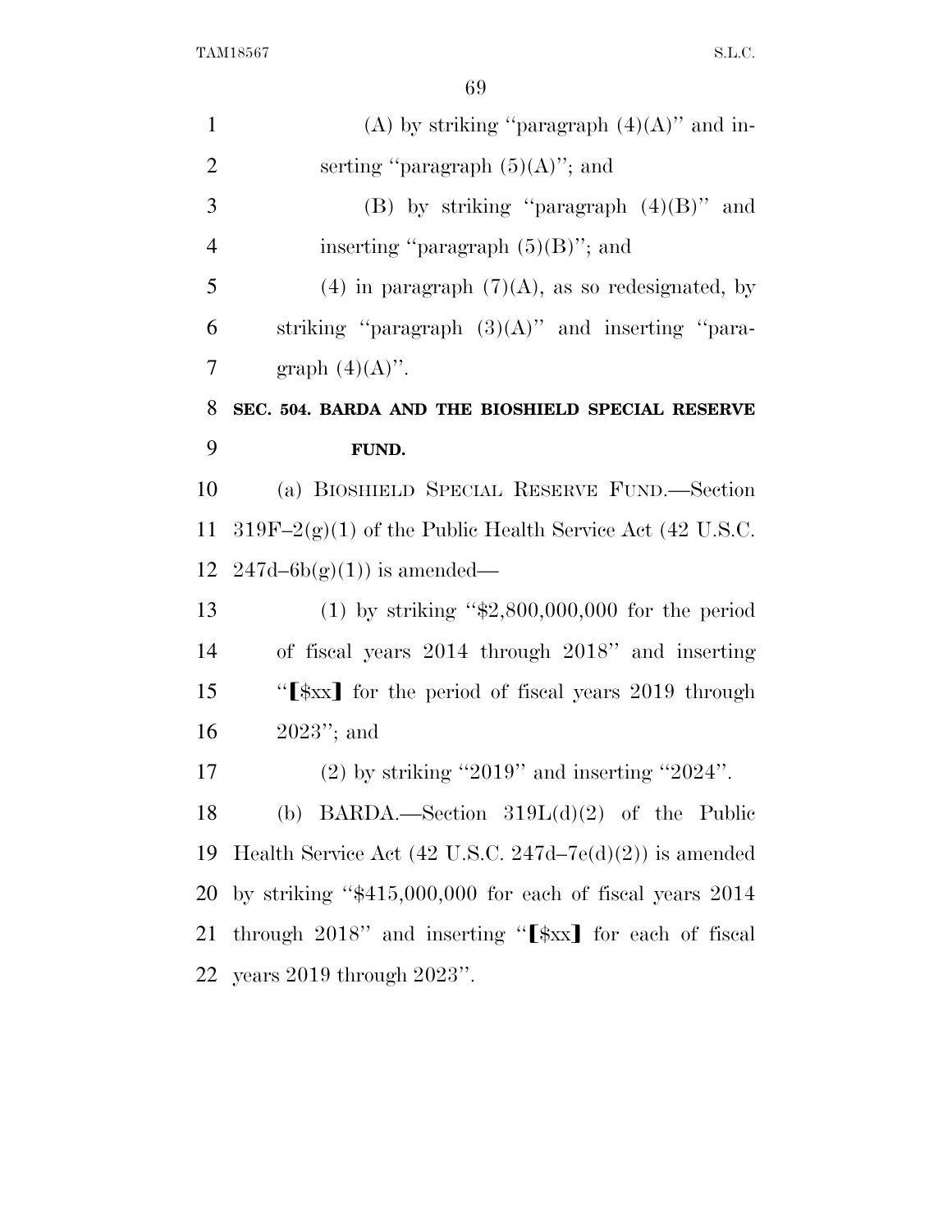(A) by striking "paragraph (4)(A)" and inserting "paragraph (5)(A)"; and

(B) by striking "paragraph (4)(B)" and inserting "paragraph (5)(B)"; and

(4) in paragraph (7)(A), as so redesignated, by striking "paragraph (3)(A)" and inserting "paragraph (4)(A)".

**SEC. 504. BARDA AND THE BIOSHIELD SPECIAL RESERVE FUND.**

(a) BIOSHIELD SPECIAL RESERVE FUND.—Section 319F–2(g)(1) of the Public Health Service Act (42 U.S.C. 247d–6b(g)(1)) is amended—

(1) by striking "$2,800,000,000 for the period of fiscal years 2014 through 2018" and inserting "[$xx] for the period of fiscal years 2019 through 2023"; and

(2) by striking "2019" and inserting "2024".

(b) BARDA.—Section 319L(d)(2) of the Public Health Service Act (42 U.S.C. 247d–7e(d)(2)) is amended by striking "$415,000,000 for each of fiscal years 2014 through 2018" and inserting "[$xx] for each of fiscal years 2019 through 2023".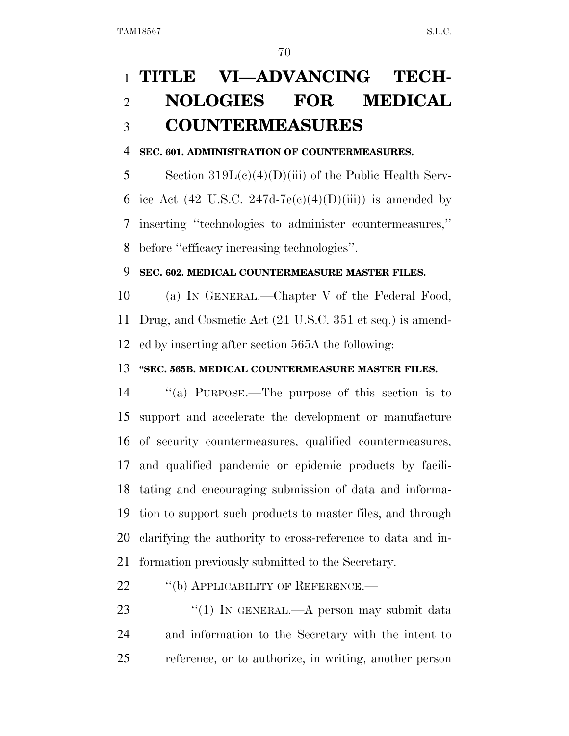# TITLE VI—ADVANCING TECHNOLOGIES FOR MEDICAL COUNTERMEASURES

**SEC. 601. ADMINISTRATION OF COUNTERMEASURES.**

Section 319L(c)(4)(D)(iii) of the Public Health Service Act (42 U.S.C. 247d-7e(c)(4)(D)(iii)) is amended by inserting ''technologies to administer countermeasures,'' before ''efficacy increasing technologies''.

**SEC. 602. MEDICAL COUNTERMEASURE MASTER FILES.**

(a) IN GENERAL.—Chapter V of the Federal Food, Drug, and Cosmetic Act (21 U.S.C. 351 et seq.) is amended by inserting after section 565A the following:

**''SEC. 565B. MEDICAL COUNTERMEASURE MASTER FILES.**

''(a) PURPOSE.—The purpose of this section is to support and accelerate the development or manufacture of security countermeasures, qualified countermeasures, and qualified pandemic or epidemic products by facilitating and encouraging submission of data and information to support such products to master files, and through clarifying the authority to cross-reference to data and information previously submitted to the Secretary.

''(b) APPLICABILITY OF REFERENCE.—

''(1) IN GENERAL.—A person may submit data and information to the Secretary with the intent to reference, or to authorize, in writing, another person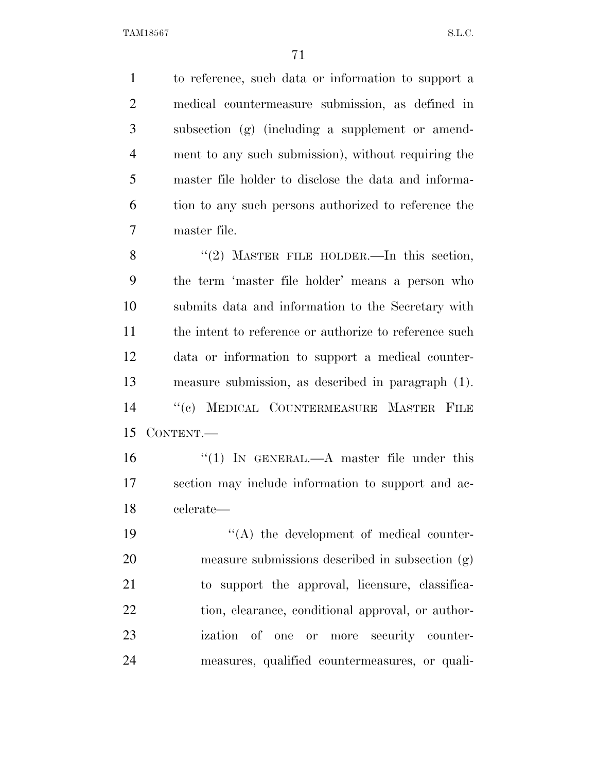to reference, such data or information to support a medical countermeasure submission, as defined in subsection (g) (including a supplement or amendment to any such submission), without requiring the master file holder to disclose the data and information to any such persons authorized to reference the master file.

"(2) MASTER FILE HOLDER.—In this section, the term 'master file holder' means a person who submits data and information to the Secretary with the intent to reference or authorize to reference such data or information to support a medical countermeasure submission, as described in paragraph (1).

"(c) MEDICAL COUNTERMEASURE MASTER FILE CONTENT.—

"(1) IN GENERAL.—A master file under this section may include information to support and accelerate—

"(A) the development of medical countermeasure submissions described in subsection (g) to support the approval, licensure, classification, clearance, conditional approval, or authorization of one or more security countermeasures, qualified countermeasures, or quali-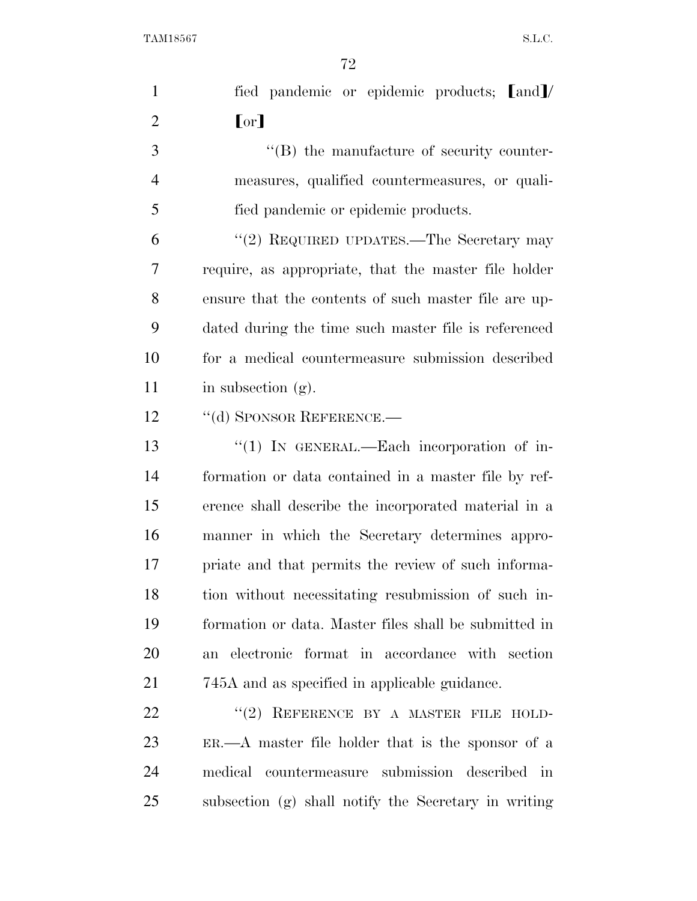fied pandemic or epidemic products; [and]/ [or]

''(B) the manufacture of security countermeasures, qualified countermeasures, or qualified pandemic or epidemic products.

''(2) REQUIRED UPDATES.—The Secretary may require, as appropriate, that the master file holder ensure that the contents of such master file are updated during the time such master file is referenced for a medical countermeasure submission described in subsection (g).

''(d) SPONSOR REFERENCE.—

''(1) IN GENERAL.—Each incorporation of information or data contained in a master file by reference shall describe the incorporated material in a manner in which the Secretary determines appropriate and that permits the review of such information without necessitating resubmission of such information or data. Master files shall be submitted in an electronic format in accordance with section 745A and as specified in applicable guidance.

''(2) REFERENCE BY A MASTER FILE HOLDER.—A master file holder that is the sponsor of a medical countermeasure submission described in subsection (g) shall notify the Secretary in writing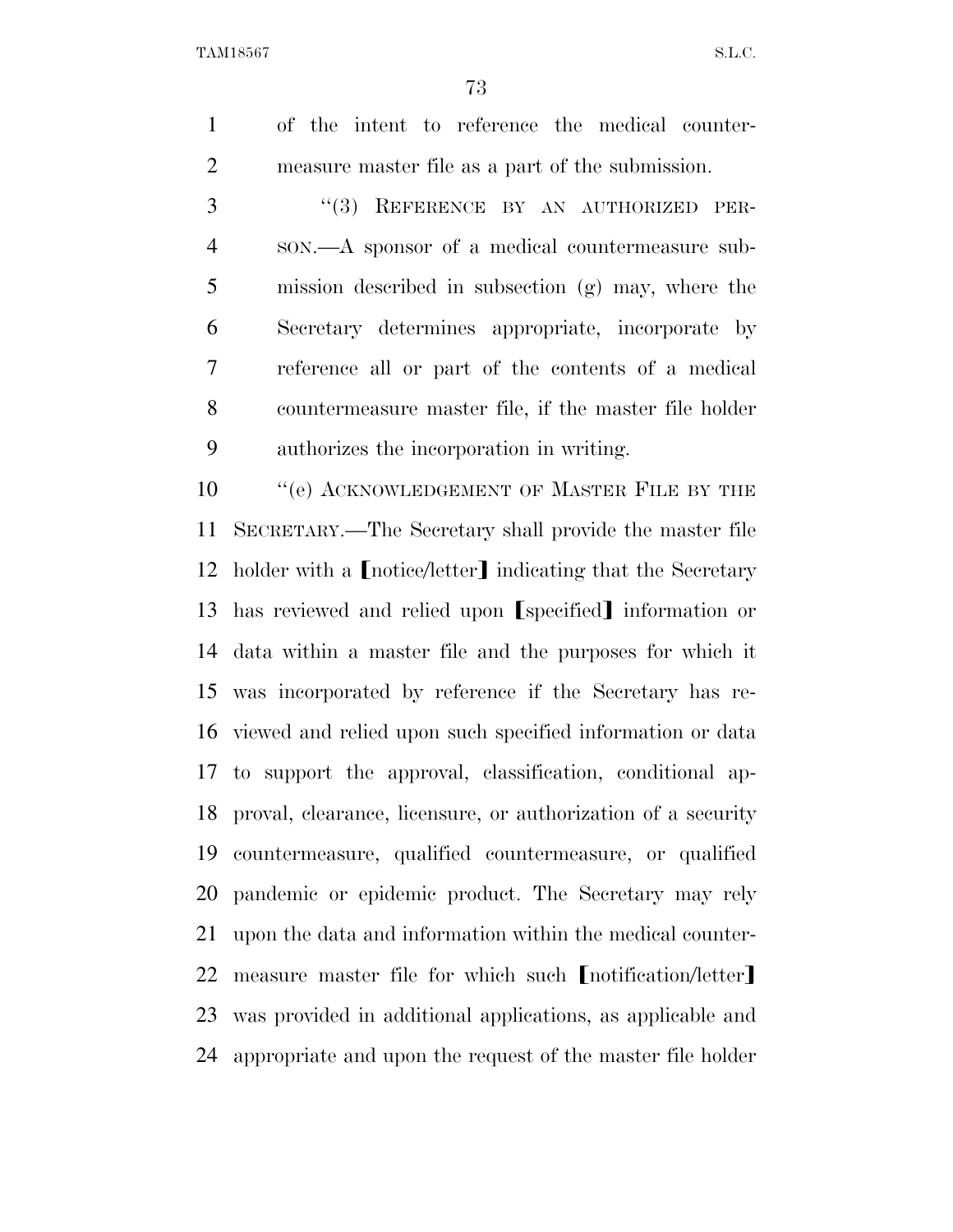of the intent to reference the medical countermeasure master file as a part of the submission.

"(3) REFERENCE BY AN AUTHORIZED PERSON.—A sponsor of a medical countermeasure submission described in subsection (g) may, where the Secretary determines appropriate, incorporate by reference all or part of the contents of a medical countermeasure master file, if the master file holder authorizes the incorporation in writing.

"(e) ACKNOWLEDGEMENT OF MASTER FILE BY THE SECRETARY.—The Secretary shall provide the master file holder with a ⟦notice/letter⟧ indicating that the Secretary has reviewed and relied upon ⟦specified⟧ information or data within a master file and the purposes for which it was incorporated by reference if the Secretary has reviewed and relied upon such specified information or data to support the approval, classification, conditional approval, clearance, licensure, or authorization of a security countermeasure, qualified countermeasure, or qualified pandemic or epidemic product. The Secretary may rely upon the data and information within the medical countermeasure master file for which such ⟦notification/letter⟧ was provided in additional applications, as applicable and appropriate and upon the request of the master file holder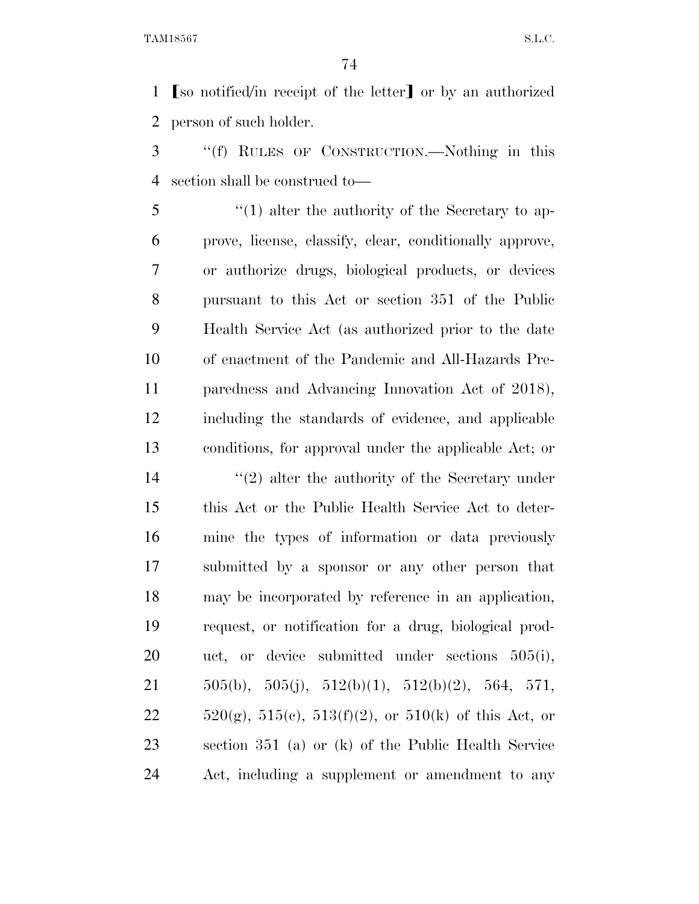⟦so notified/in receipt of the letter⟧ or by an authorized person of such holder.

"(f) RULES OF CONSTRUCTION.—Nothing in this section shall be construed to—

"(1) alter the authority of the Secretary to approve, license, classify, clear, conditionally approve, or authorize drugs, biological products, or devices pursuant to this Act or section 351 of the Public Health Service Act (as authorized prior to the date of enactment of the Pandemic and All-Hazards Preparedness and Advancing Innovation Act of 2018), including the standards of evidence, and applicable conditions, for approval under the applicable Act; or

"(2) alter the authority of the Secretary under this Act or the Public Health Service Act to determine the types of information or data previously submitted by a sponsor or any other person that may be incorporated by reference in an application, request, or notification for a drug, biological product, or device submitted under sections 505(i), 505(b), 505(j), 512(b)(1), 512(b)(2), 564, 571, 520(g), 515(c), 513(f)(2), or 510(k) of this Act, or section 351 (a) or (k) of the Public Health Service Act, including a supplement or amendment to any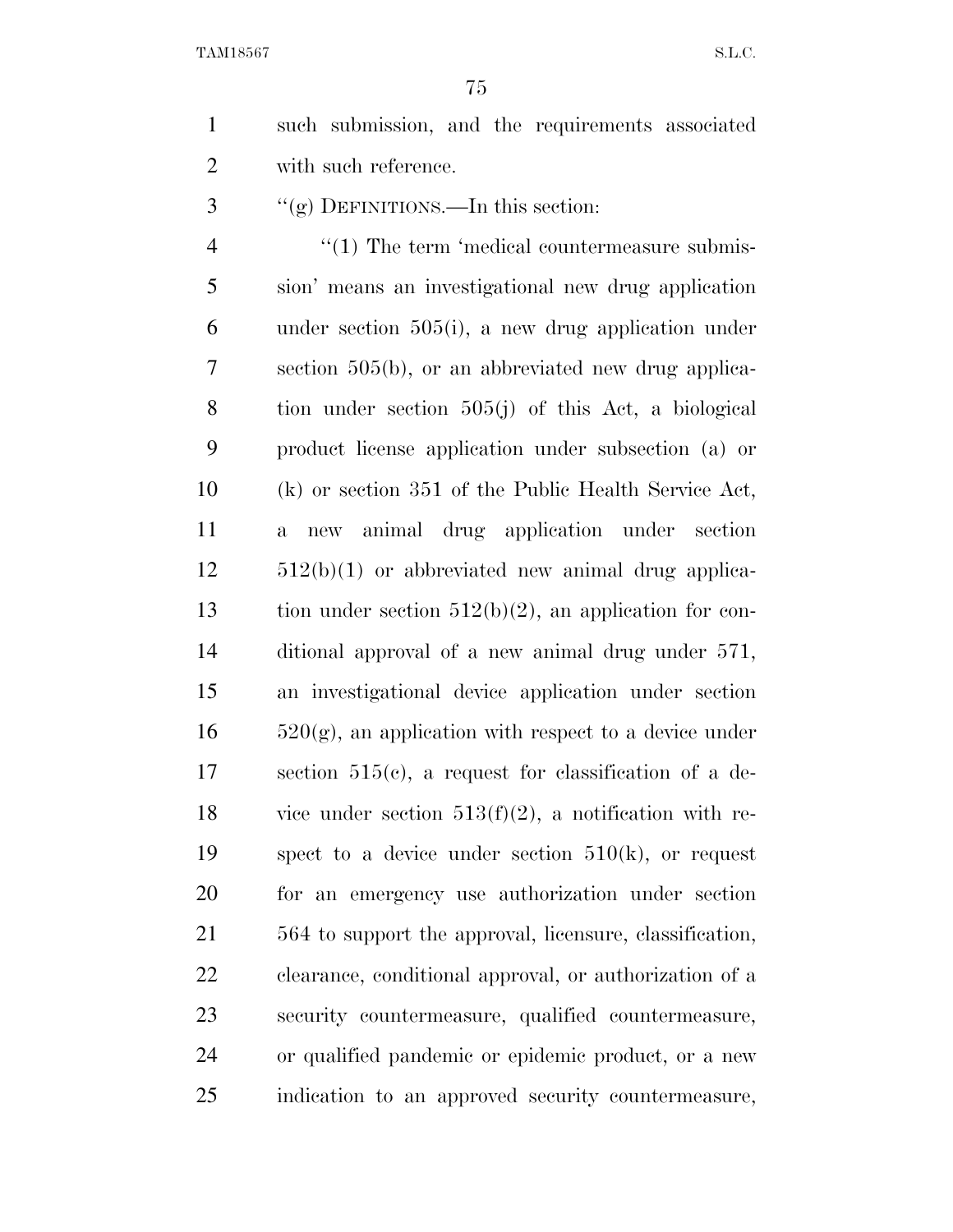such submission, and the requirements associated with such reference.

''(g) DEFINITIONS.—In this section:

''(1) The term 'medical countermeasure submission' means an investigational new drug application under section 505(i), a new drug application under section 505(b), or an abbreviated new drug application under section 505(j) of this Act, a biological product license application under subsection (a) or (k) or section 351 of the Public Health Service Act, a new animal drug application under section 512(b)(1) or abbreviated new animal drug application under section 512(b)(2), an application for conditional approval of a new animal drug under 571, an investigational device application under section 520(g), an application with respect to a device under section 515(c), a request for classification of a device under section 513(f)(2), a notification with respect to a device under section 510(k), or request for an emergency use authorization under section 564 to support the approval, licensure, classification, clearance, conditional approval, or authorization of a security countermeasure, qualified countermeasure, or qualified pandemic or epidemic product, or a new indication to an approved security countermeasure,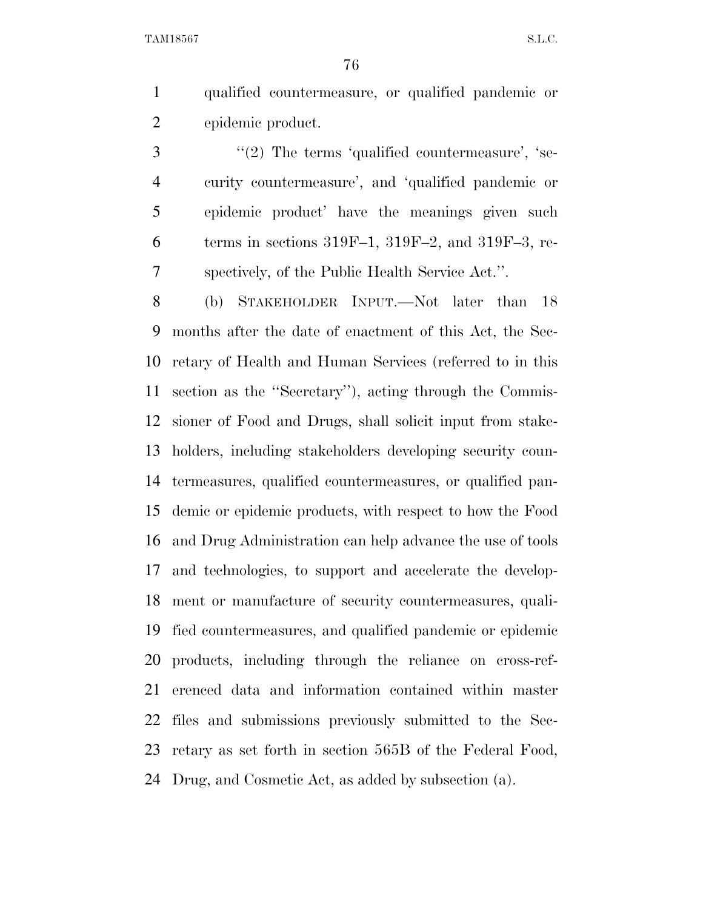qualified countermeasure, or qualified pandemic or epidemic product.

"(2) The terms 'qualified countermeasure', 'security countermeasure', and 'qualified pandemic or epidemic product' have the meanings given such terms in sections 319F–1, 319F–2, and 319F–3, respectively, of the Public Health Service Act.".

(b) STAKEHOLDER INPUT.—Not later than 18 months after the date of enactment of this Act, the Secretary of Health and Human Services (referred to in this section as the "Secretary"), acting through the Commissioner of Food and Drugs, shall solicit input from stakeholders, including stakeholders developing security countermeasures, qualified countermeasures, or qualified pandemic or epidemic products, with respect to how the Food and Drug Administration can help advance the use of tools and technologies, to support and accelerate the development or manufacture of security countermeasures, qualified countermeasures, and qualified pandemic or epidemic products, including through the reliance on cross-referenced data and information contained within master files and submissions previously submitted to the Secretary as set forth in section 565B of the Federal Food, Drug, and Cosmetic Act, as added by subsection (a).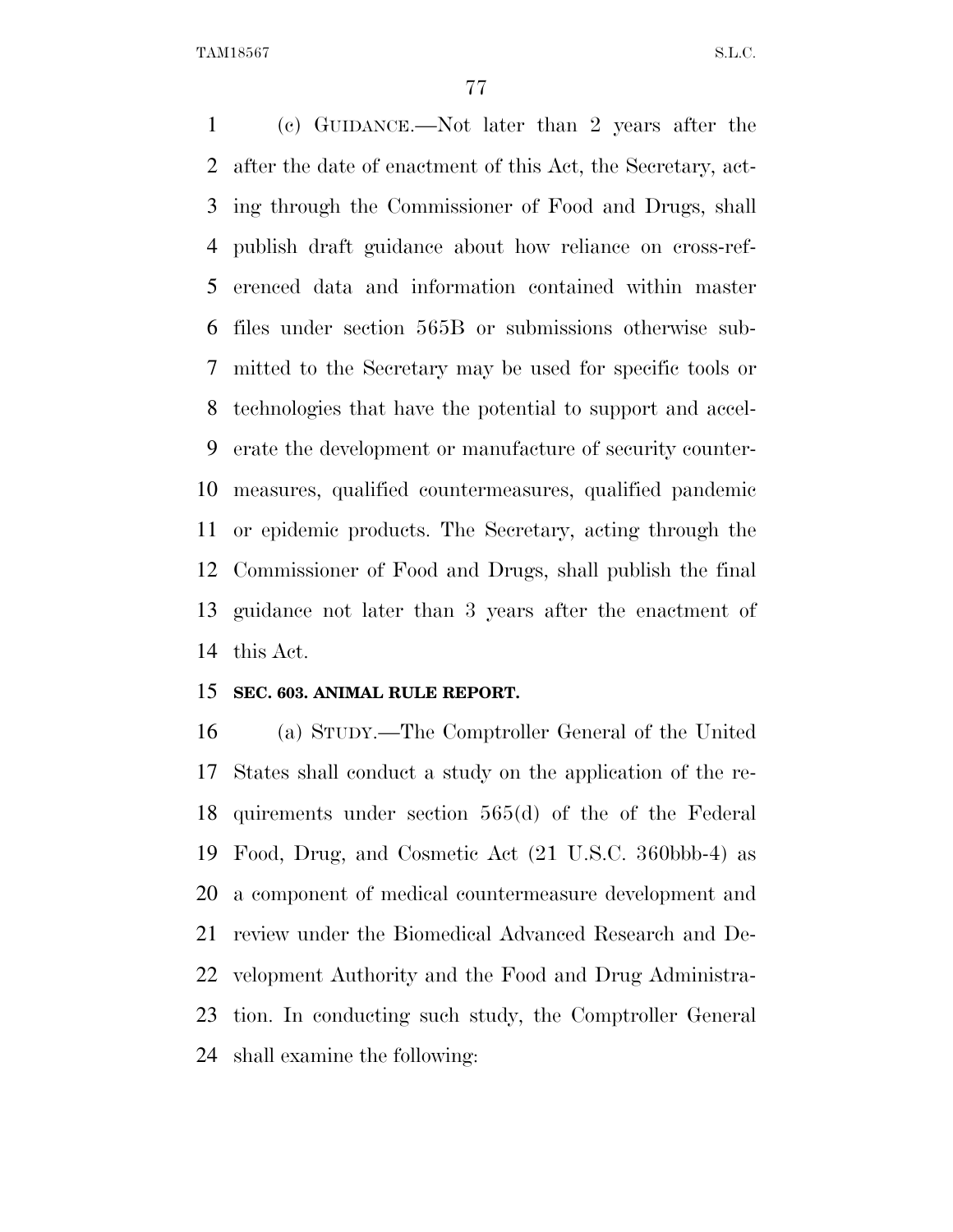(c) GUIDANCE.—Not later than 2 years after the after the date of enactment of this Act, the Secretary, acting through the Commissioner of Food and Drugs, shall publish draft guidance about how reliance on cross-referenced data and information contained within master files under section 565B or submissions otherwise submitted to the Secretary may be used for specific tools or technologies that have the potential to support and accelerate the development or manufacture of security countermeasures, qualified countermeasures, qualified pandemic or epidemic products. The Secretary, acting through the Commissioner of Food and Drugs, shall publish the final guidance not later than 3 years after the enactment of this Act.

**SEC. 603. ANIMAL RULE REPORT.**

(a) STUDY.—The Comptroller General of the United States shall conduct a study on the application of the requirements under section 565(d) of the of the Federal Food, Drug, and Cosmetic Act (21 U.S.C. 360bbb-4) as a component of medical countermeasure development and review under the Biomedical Advanced Research and Development Authority and the Food and Drug Administration. In conducting such study, the Comptroller General shall examine the following: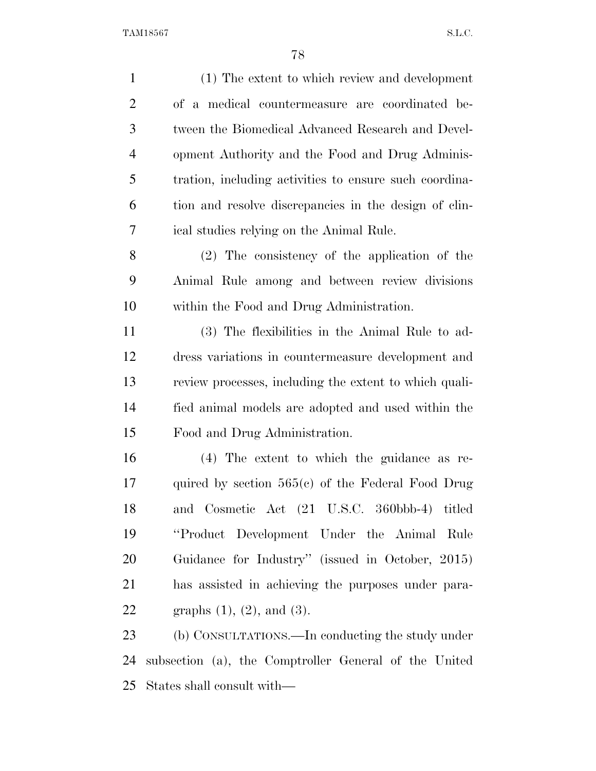(1) The extent to which review and development of a medical countermeasure are coordinated between the Biomedical Advanced Research and Development Authority and the Food and Drug Administration, including activities to ensure such coordination and resolve discrepancies in the design of clinical studies relying on the Animal Rule.

(2) The consistency of the application of the Animal Rule among and between review divisions within the Food and Drug Administration.

(3) The flexibilities in the Animal Rule to address variations in countermeasure development and review processes, including the extent to which qualified animal models are adopted and used within the Food and Drug Administration.

(4) The extent to which the guidance as required by section 565(c) of the Federal Food Drug and Cosmetic Act (21 U.S.C. 360bbb-4) titled ''Product Development Under the Animal Rule Guidance for Industry'' (issued in October, 2015) has assisted in achieving the purposes under paragraphs (1), (2), and (3).

(b) CONSULTATIONS.—In conducting the study under subsection (a), the Comptroller General of the United States shall consult with—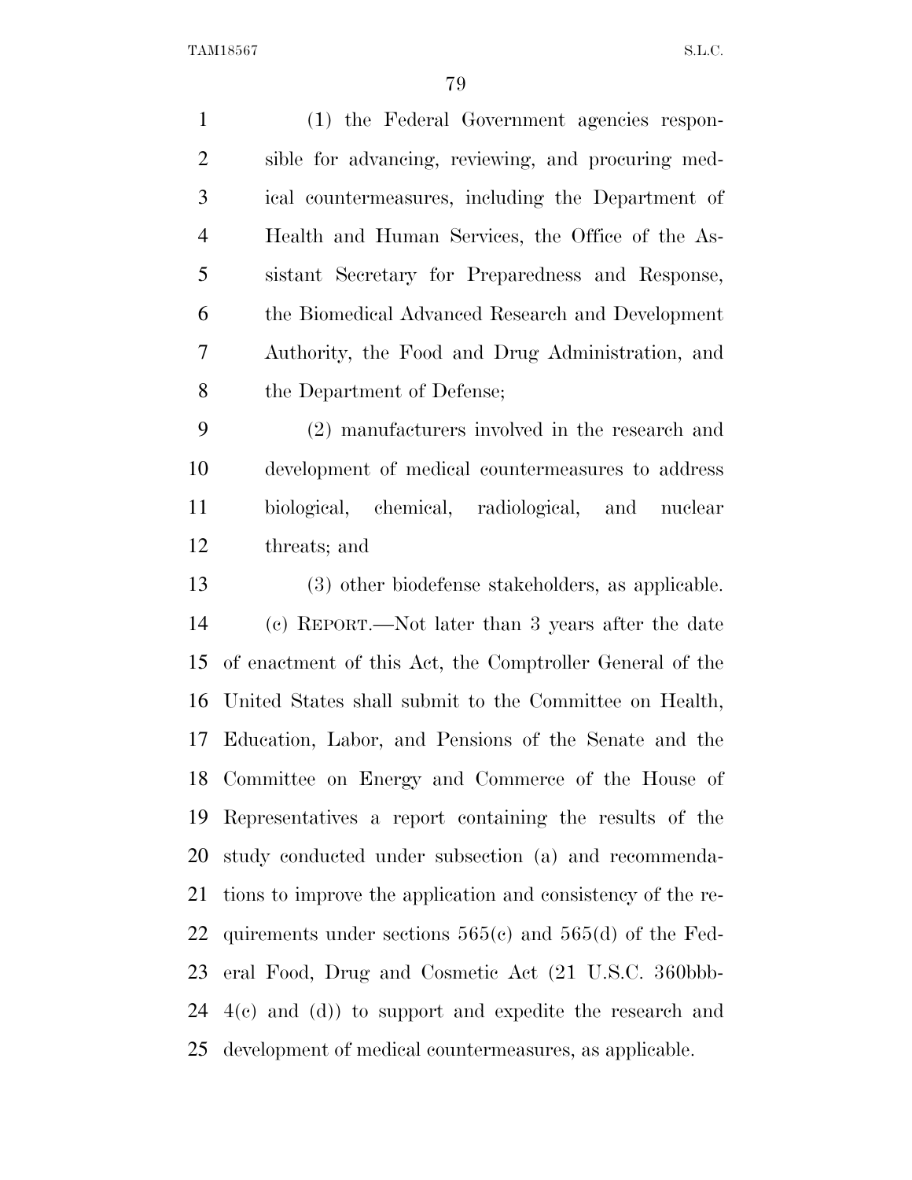(1) the Federal Government agencies responsible for advancing, reviewing, and procuring medical countermeasures, including the Department of Health and Human Services, the Office of the Assistant Secretary for Preparedness and Response, the Biomedical Advanced Research and Development Authority, the Food and Drug Administration, and the Department of Defense;

(2) manufacturers involved in the research and development of medical countermeasures to address biological, chemical, radiological, and nuclear threats; and

(3) other biodefense stakeholders, as applicable.

(c) REPORT.—Not later than 3 years after the date of enactment of this Act, the Comptroller General of the United States shall submit to the Committee on Health, Education, Labor, and Pensions of the Senate and the Committee on Energy and Commerce of the House of Representatives a report containing the results of the study conducted under subsection (a) and recommendations to improve the application and consistency of the requirements under sections 565(c) and 565(d) of the Federal Food, Drug and Cosmetic Act (21 U.S.C. 360bbb-4(c) and (d)) to support and expedite the research and development of medical countermeasures, as applicable.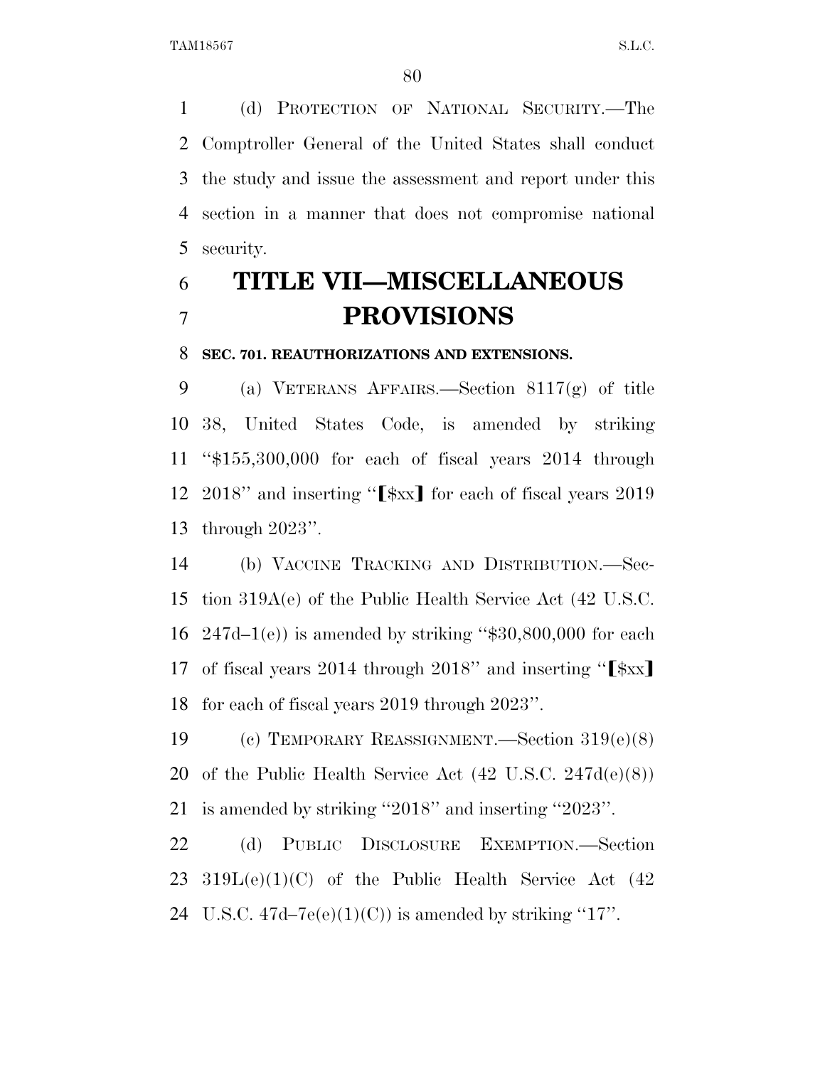(d) PROTECTION OF NATIONAL SECURITY.—The Comptroller General of the United States shall conduct the study and issue the assessment and report under this section in a manner that does not compromise national security.

# TITLE VII—MISCELLANEOUS PROVISIONS

### SEC. 701. REAUTHORIZATIONS AND EXTENSIONS.

(a) VETERANS AFFAIRS.—Section 8117(g) of title 38, United States Code, is amended by striking "$155,300,000 for each of fiscal years 2014 through 2018" and inserting "[$xx] for each of fiscal years 2019 through 2023".

(b) VACCINE TRACKING AND DISTRIBUTION.—Section 319A(e) of the Public Health Service Act (42 U.S.C. 247d–1(e)) is amended by striking "$30,800,000 for each of fiscal years 2014 through 2018" and inserting "[$xx] for each of fiscal years 2019 through 2023".

(c) TEMPORARY REASSIGNMENT.—Section 319(e)(8) of the Public Health Service Act (42 U.S.C. 247d(e)(8)) is amended by striking "2018" and inserting "2023".

(d) PUBLIC DISCLOSURE EXEMPTION.—Section 319L(e)(1)(C) of the Public Health Service Act (42 U.S.C. 47d–7e(e)(1)(C)) is amended by striking "17".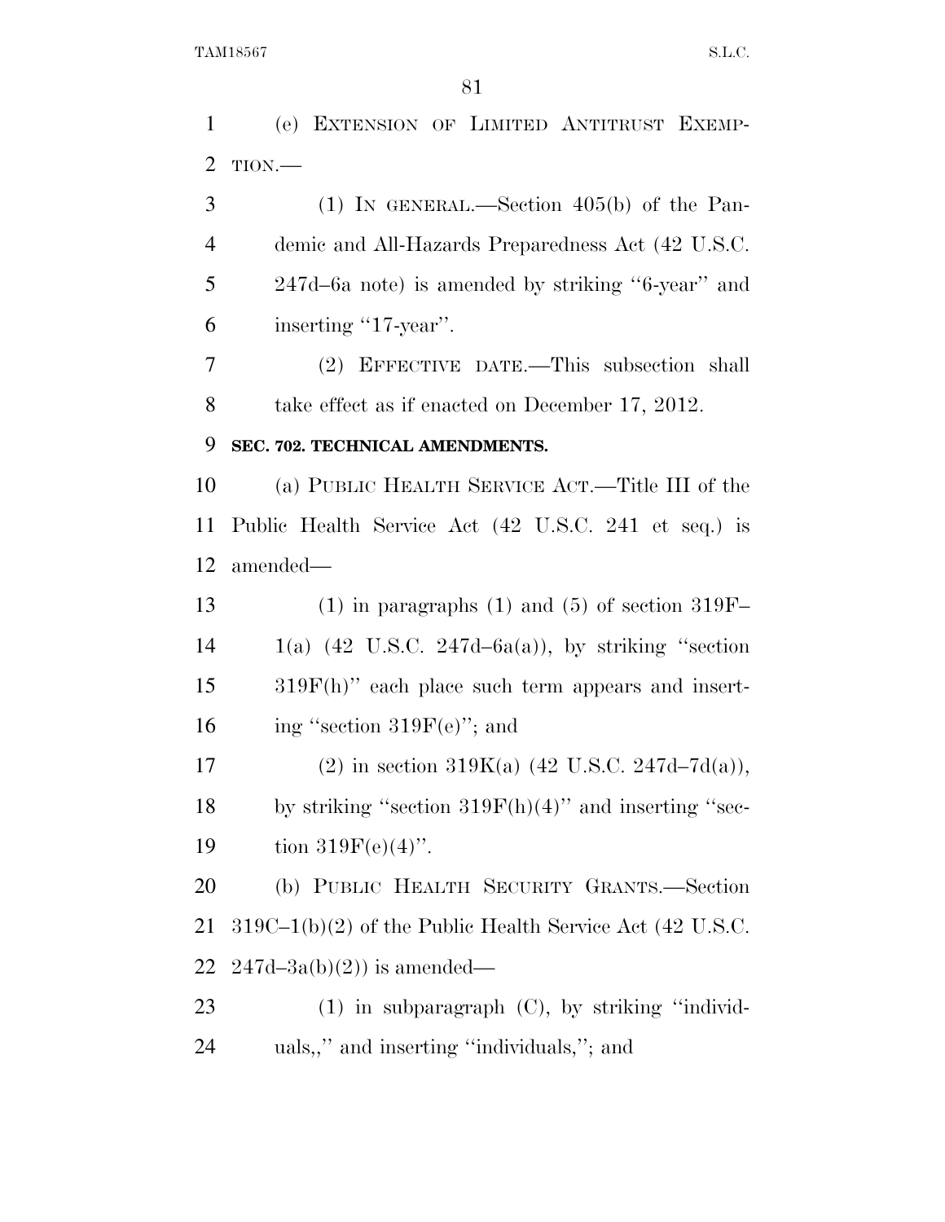(e) EXTENSION OF LIMITED ANTITRUST EXEMPTION.—

(1) IN GENERAL.—Section 405(b) of the Pandemic and All-Hazards Preparedness Act (42 U.S.C. 247d–6a note) is amended by striking ''6-year'' and inserting ''17-year''.

(2) EFFECTIVE DATE.—This subsection shall take effect as if enacted on December 17, 2012.

**SEC. 702. TECHNICAL AMENDMENTS.**

(a) PUBLIC HEALTH SERVICE ACT.—Title III of the Public Health Service Act (42 U.S.C. 241 et seq.) is amended—

(1) in paragraphs (1) and (5) of section 319F–1(a) (42 U.S.C. 247d–6a(a)), by striking ''section 319F(h)'' each place such term appears and inserting ''section 319F(e)''; and

(2) in section 319K(a) (42 U.S.C. 247d–7d(a)), by striking ''section 319F(h)(4)'' and inserting ''section 319F(e)(4)''.

(b) PUBLIC HEALTH SECURITY GRANTS.—Section 319C–1(b)(2) of the Public Health Service Act (42 U.S.C. 247d–3a(b)(2)) is amended—

(1) in subparagraph (C), by striking ''individuals,,'' and inserting ''individuals,''; and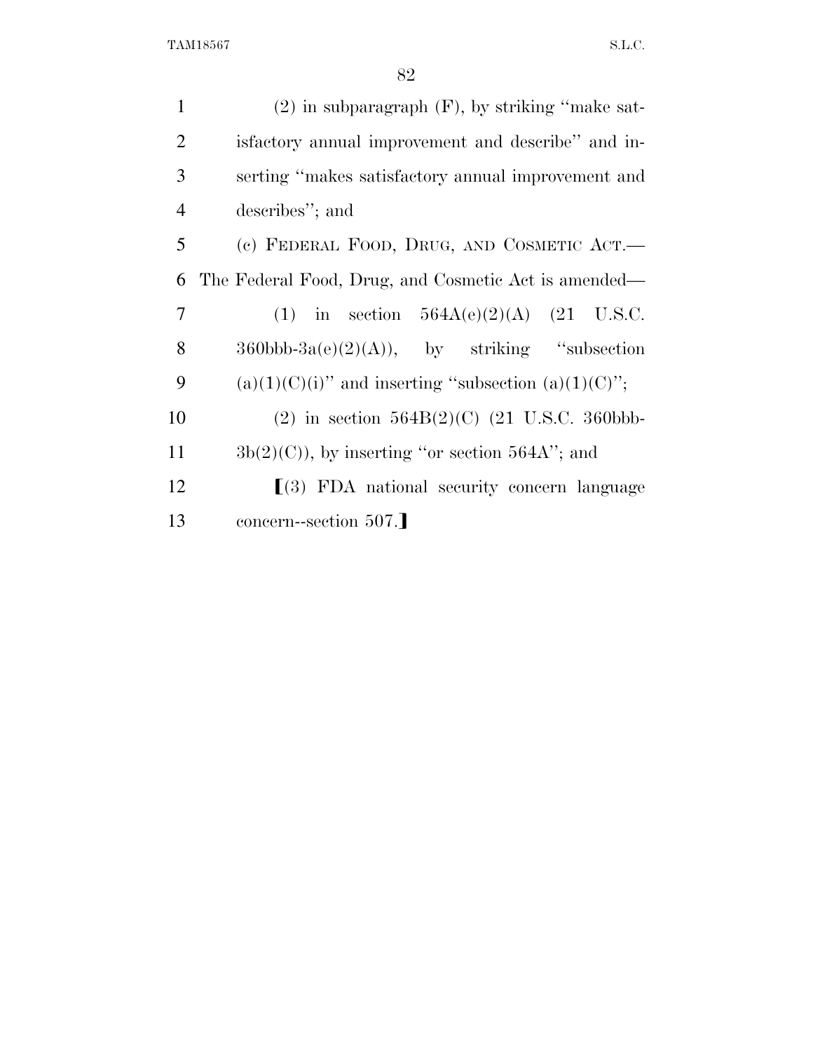(2) in subparagraph (F), by striking ''make satisfactory annual improvement and describe'' and inserting ''makes satisfactory annual improvement and describes''; and

(c) FEDERAL FOOD, DRUG, AND COSMETIC ACT.—The Federal Food, Drug, and Cosmetic Act is amended—

(1) in section 564A(e)(2)(A) (21 U.S.C. 360bbb-3a(e)(2)(A)), by striking ''subsection (a)(1)(C)(i)'' and inserting ''subsection (a)(1)(C)'';

(2) in section 564B(2)(C) (21 U.S.C. 360bbb-3b(2)(C)), by inserting ''or section 564A''; and

[(3) FDA national security concern language concern--section 507.]